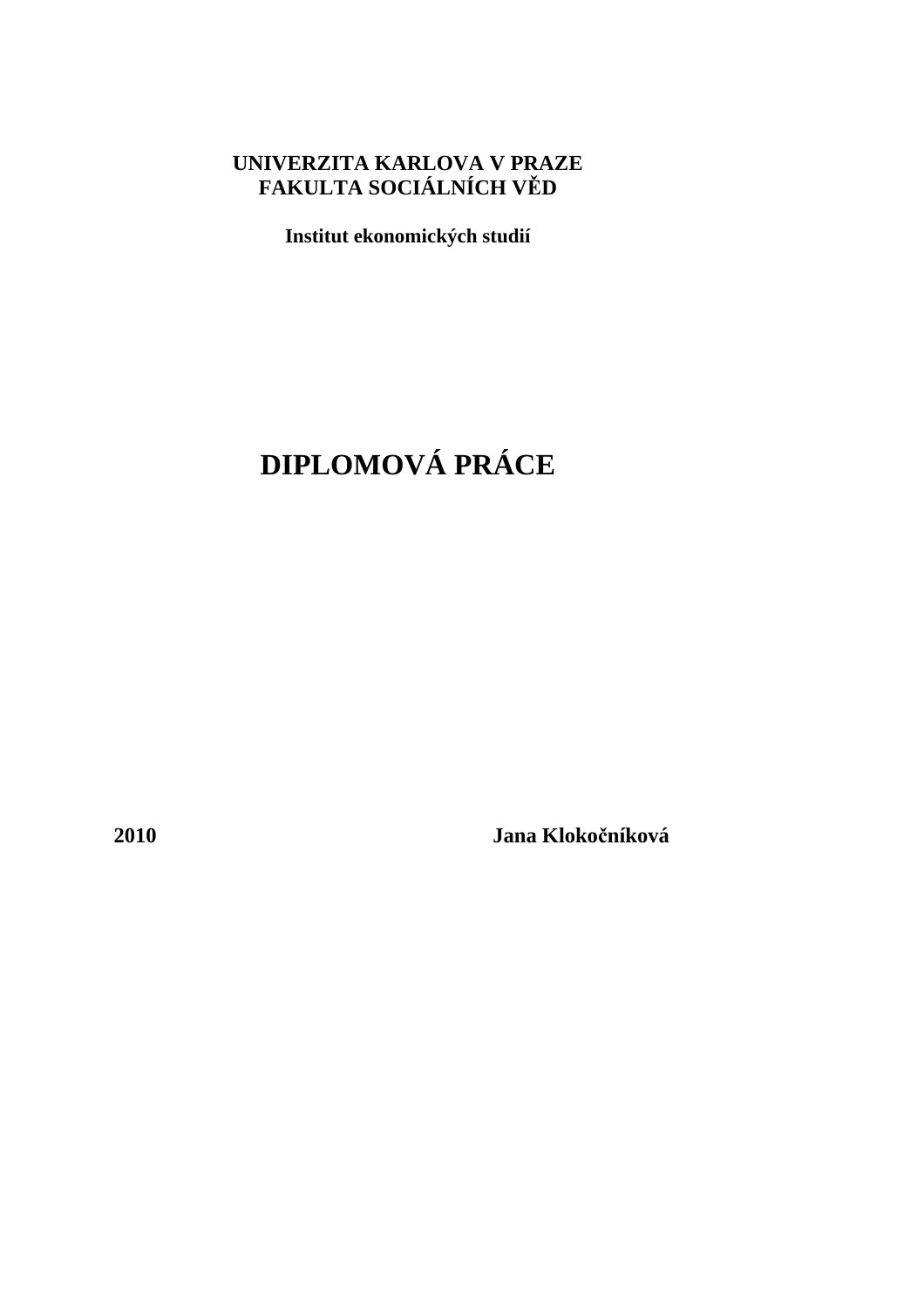**UNIVERZITA KARLOVA V PRAZE**
**FAKULTA SOCIÁLNÍCH VĚD**

**Institut ekonomických studií**

# DIPLOMOVÁ PRÁCE

**2010** **Jana Klokočníková**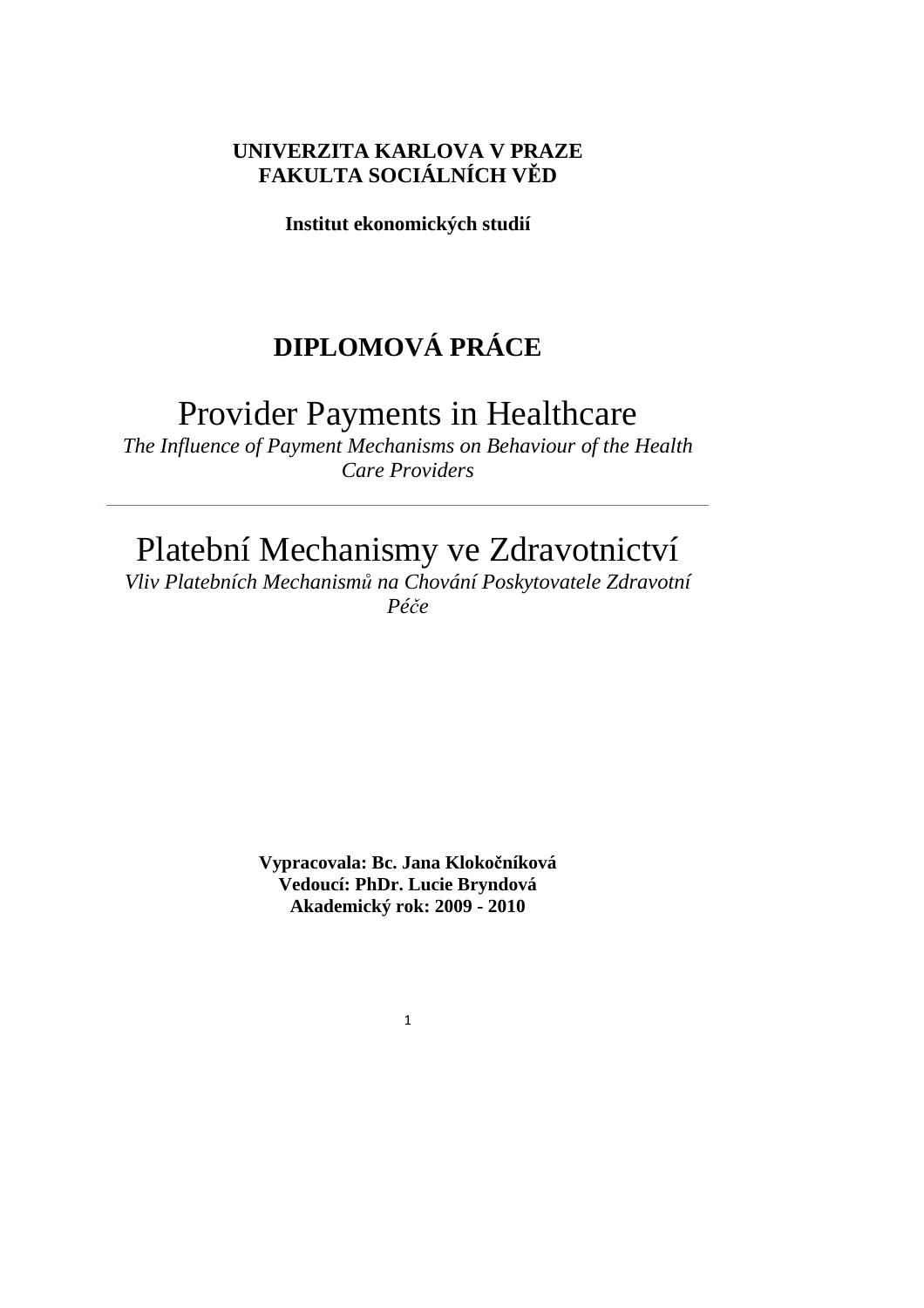**UNIVERZITA KARLOVA V PRAZE**
**FAKULTA SOCIÁLNÍCH VĚD**

**Institut ekonomických studií**

# DIPLOMOVÁ PRÁCE

## Provider Payments in Healthcare

*The Influence of Payment Mechanisms on Behaviour of the Health Care Providers*

---

## Platební Mechanismy ve Zdravotnictví

*Vliv Platebních Mechanismů na Chování Poskytovatele Zdravotní Péče*

**Vypracovala: Bc. Jana Klokočníková**
**Vedoucí: PhDr. Lucie Bryndová**
**Akademický rok: 2009 - 2010**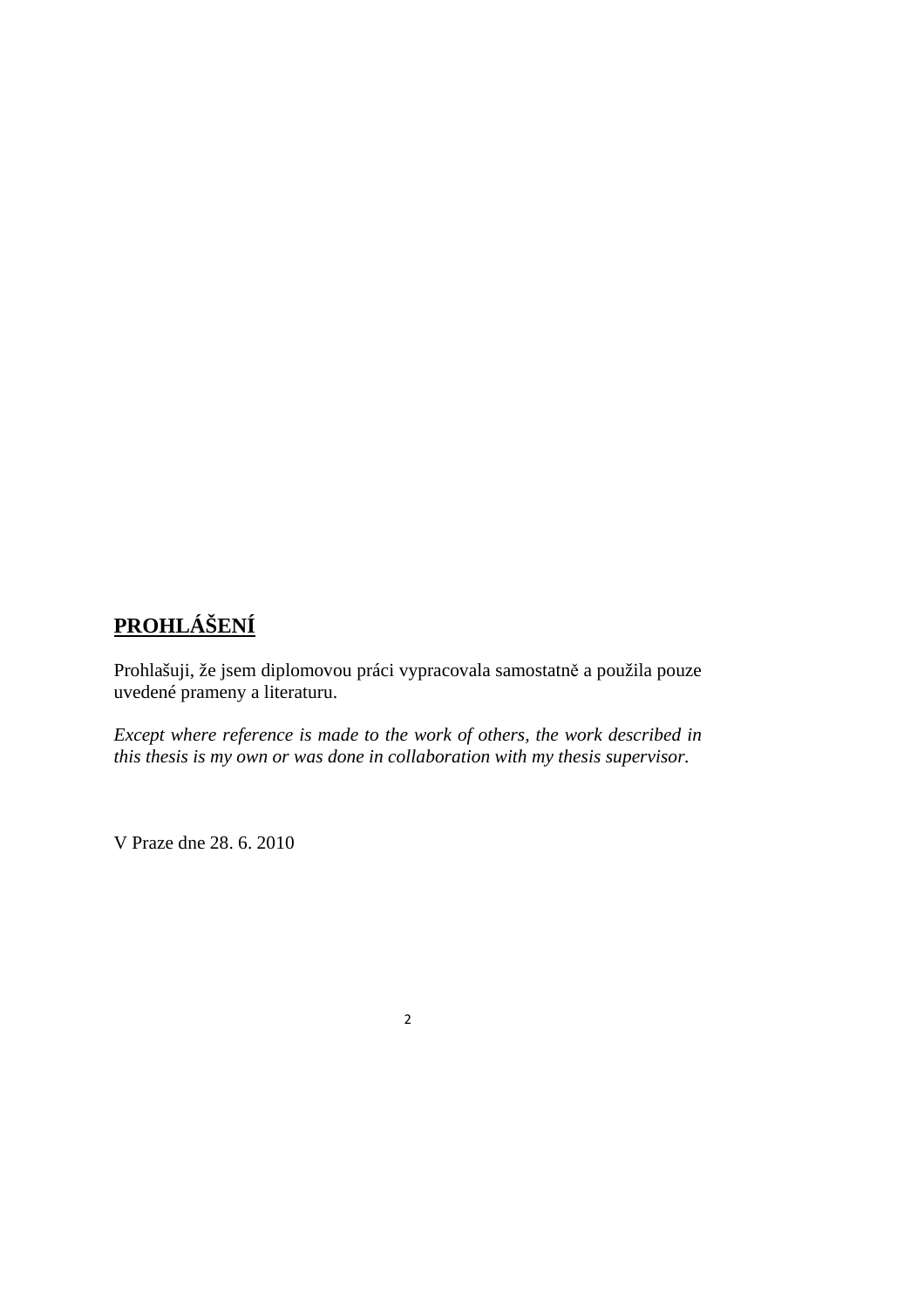## **PROHLÁŠENÍ**

Prohlašuji, že jsem diplomovou práci vypracovala samostatně a použila pouze uvedené prameny a literaturu.

*Except where reference is made to the work of others, the work described in this thesis is my own or was done in collaboration with my thesis supervisor.*

V Praze dne 28. 6. 2010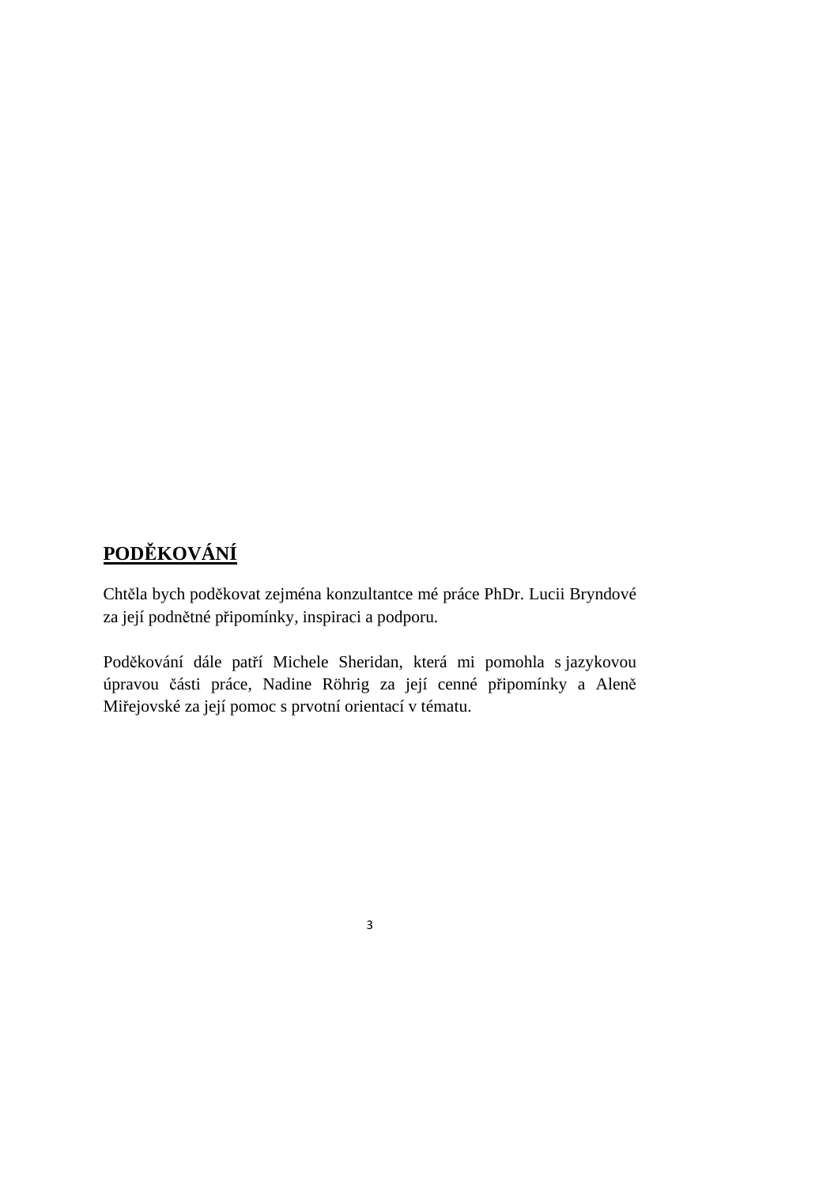## **PODĚKOVÁNÍ**

Chtěla bych poděkovat zejména konzultantce mé práce PhDr. Lucii Bryndové za její podnětné připomínky, inspiraci a podporu.

Poděkování dále patří Michele Sheridan, která mi pomohla s jazykovou úpravou části práce, Nadine Röhrig za její cenné připomínky a Aleně Miřejovské za její pomoc s prvotní orientací v tématu.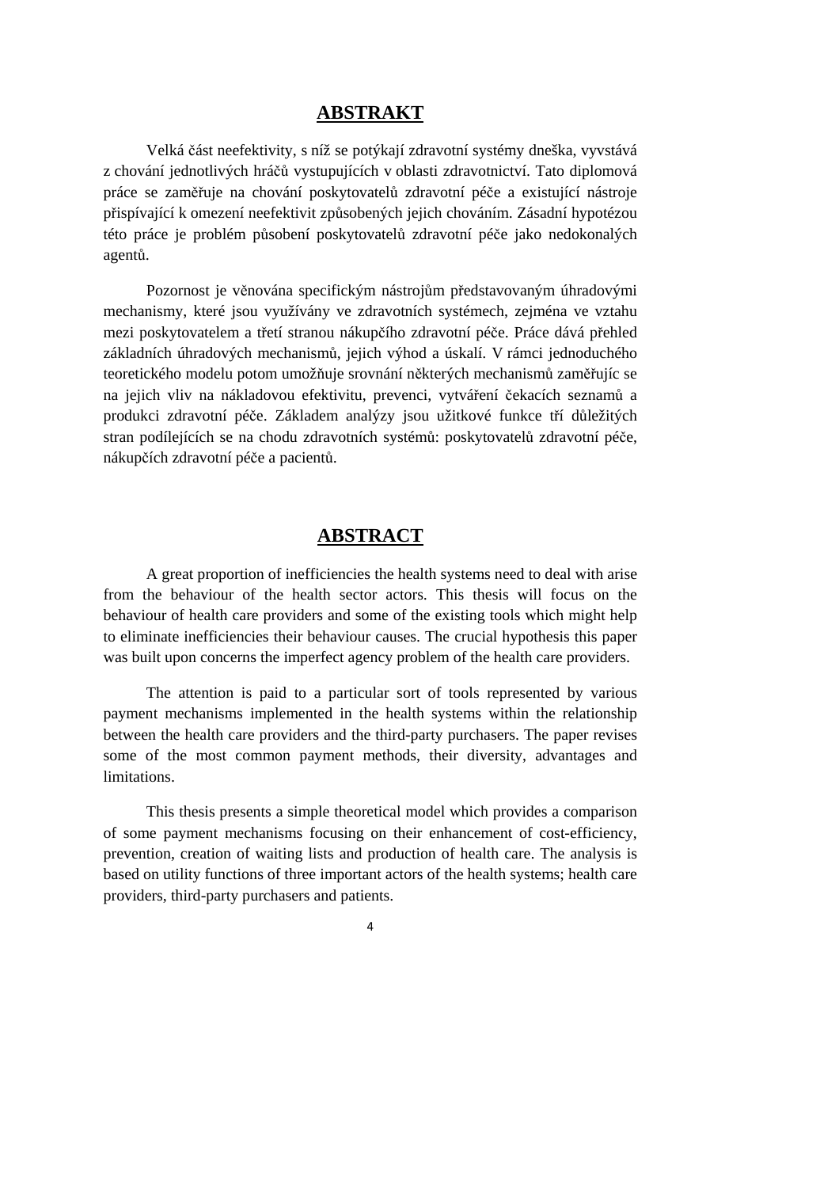## ABSTRAKT

Velká část neefektivity, s níž se potýkají zdravotní systémy dneška, vyvstává z chování jednotlivých hráčů vystupujících v oblasti zdravotnictví. Tato diplomová práce se zaměřuje na chování poskytovatelů zdravotní péče a existující nástroje přispívající k omezení neefektivit způsobených jejich chováním. Zásadní hypotézou této práce je problém působení poskytovatelů zdravotní péče jako nedokonalých agentů.

Pozornost je věnována specifickým nástrojům představovaným úhradovými mechanismy, které jsou využívány ve zdravotních systémech, zejména ve vztahu mezi poskytovatelem a třetí stranou nákupčího zdravotní péče. Práce dává přehled základních úhradových mechanismů, jejich výhod a úskalí. V rámci jednoduchého teoretického modelu potom umožňuje srovnání některých mechanismů zaměřujíc se na jejich vliv na nákladovou efektivitu, prevenci, vytváření čekacích seznamů a produkci zdravotní péče. Základem analýzy jsou užitkové funkce tří důležitých stran podílejících se na chodu zdravotních systémů: poskytovatelů zdravotní péče, nákupčích zdravotní péče a pacientů.

## ABSTRACT

A great proportion of inefficiencies the health systems need to deal with arise from the behaviour of the health sector actors. This thesis will focus on the behaviour of health care providers and some of the existing tools which might help to eliminate inefficiencies their behaviour causes. The crucial hypothesis this paper was built upon concerns the imperfect agency problem of the health care providers.

The attention is paid to a particular sort of tools represented by various payment mechanisms implemented in the health systems within the relationship between the health care providers and the third-party purchasers. The paper revises some of the most common payment methods, their diversity, advantages and limitations.

This thesis presents a simple theoretical model which provides a comparison of some payment mechanisms focusing on their enhancement of cost-efficiency, prevention, creation of waiting lists and production of health care. The analysis is based on utility functions of three important actors of the health systems; health care providers, third-party purchasers and patients.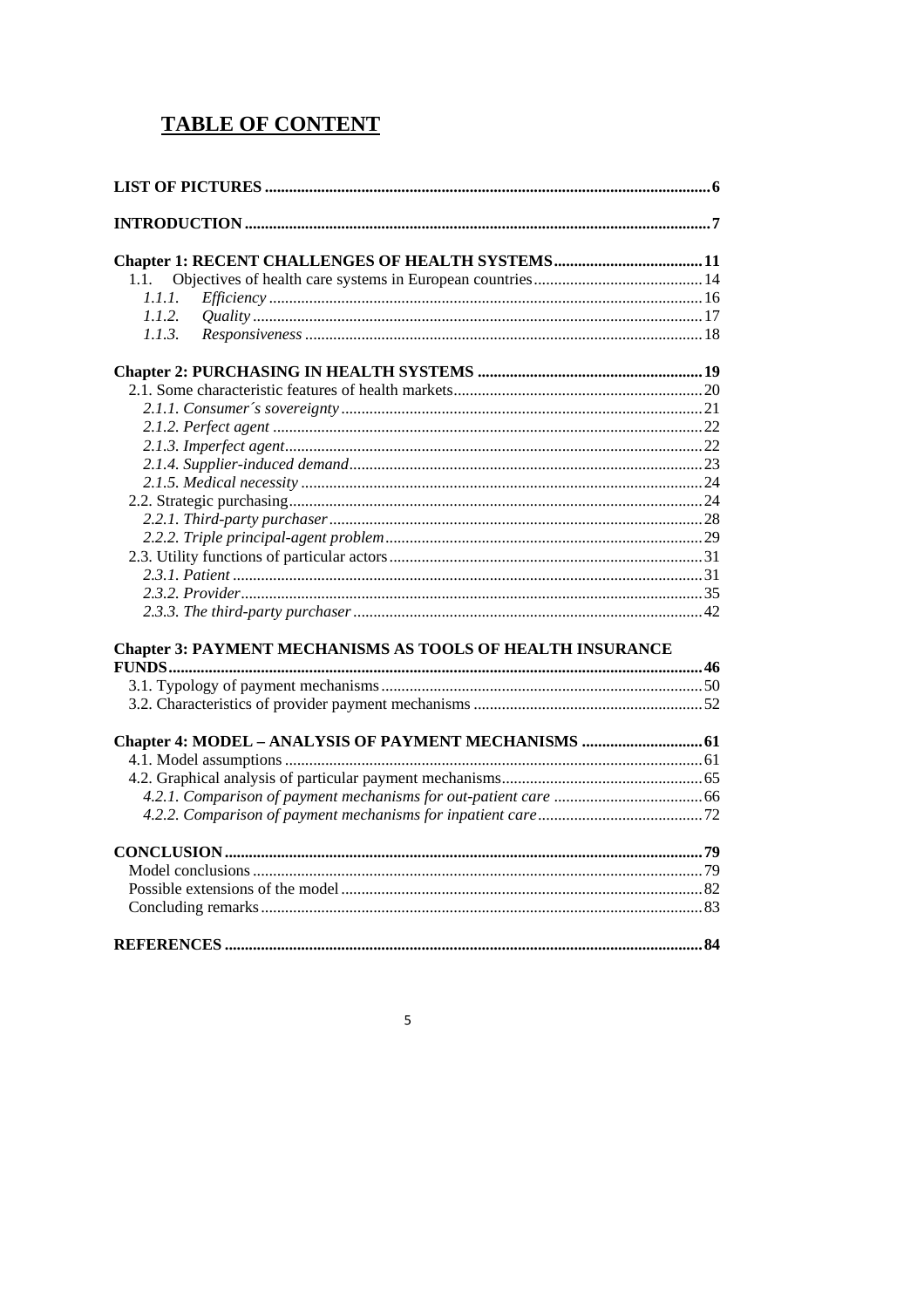# TABLE OF CONTENT

**LIST OF PICTURES** ... 6

**INTRODUCTION** ... 7

**Chapter 1: RECENT CHALLENGES OF HEALTH SYSTEMS** ... 11

- 1.1. Objectives of health care systems in European countries ... 14
  - *1.1.1. Efficiency* ... 16
  - *1.1.2. Quality* ... 17
  - *1.1.3. Responsiveness* ... 18

**Chapter 2: PURCHASING IN HEALTH SYSTEMS** ... 19

- 2.1. Some characteristic features of health markets ... 20
  - *2.1.1. Consumer´s sovereignty* ... 21
  - *2.1.2. Perfect agent* ... 22
  - *2.1.3. Imperfect agent* ... 22
  - *2.1.4. Supplier-induced demand* ... 23
  - *2.1.5. Medical necessity* ... 24
- 2.2. Strategic purchasing ... 24
  - *2.2.1. Third-party purchaser* ... 28
  - *2.2.2. Triple principal-agent problem* ... 29
- 2.3. Utility functions of particular actors ... 31
  - *2.3.1. Patient* ... 31
  - *2.3.2. Provider* ... 35
  - *2.3.3. The third-party purchaser* ... 42

**Chapter 3: PAYMENT MECHANISMS AS TOOLS OF HEALTH INSURANCE FUNDS** ... 46

- 3.1. Typology of payment mechanisms ... 50
- 3.2. Characteristics of provider payment mechanisms ... 52

**Chapter 4: MODEL – ANALYSIS OF PAYMENT MECHANISMS** ... 61

- 4.1. Model assumptions ... 61
- 4.2. Graphical analysis of particular payment mechanisms ... 65
  - *4.2.1. Comparison of payment mechanisms for out-patient care* ... 66
  - *4.2.2. Comparison of payment mechanisms for inpatient care* ... 72

**CONCLUSION** ... 79

- Model conclusions ... 79
- Possible extensions of the model ... 82
- Concluding remarks ... 83

**REFERENCES** ... 84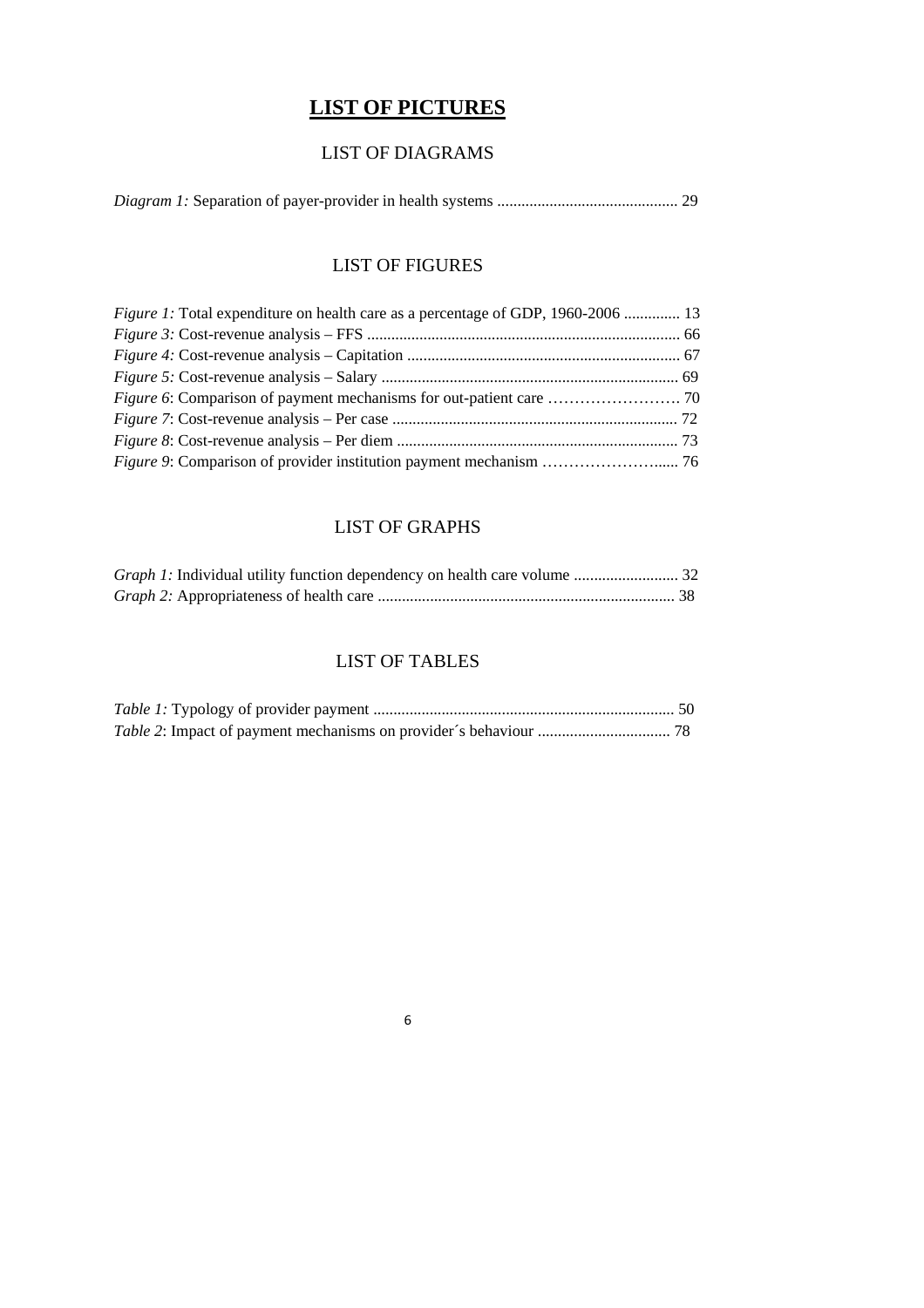# LIST OF PICTURES

## LIST OF DIAGRAMS

*Diagram 1:* Separation of payer-provider in health systems ............................................. 29

## LIST OF FIGURES

*Figure 1:* Total expenditure on health care as a percentage of GDP, 1960-2006 .............. 13
*Figure 3:* Cost-revenue analysis – FFS .............................................................................. 66
*Figure 4:* Cost-revenue analysis – Capitation .................................................................... 67
*Figure 5:* Cost-revenue analysis – Salary .......................................................................... 69
*Figure 6*: Comparison of payment mechanisms for out-patient care ……………………. 70
*Figure 7*: Cost-revenue analysis – Per case ....................................................................... 72
*Figure 8*: Cost-revenue analysis – Per diem ...................................................................... 73
*Figure 9*: Comparison of provider institution payment mechanism …………………..... 76

## LIST OF GRAPHS

*Graph 1:* Individual utility function dependency on health care volume .......................... 32
*Graph 2:* Appropriateness of health care .......................................................................... 38

## LIST OF TABLES

*Table 1:* Typology of provider payment ........................................................................... 50
*Table 2*: Impact of payment mechanisms on provider´s behaviour ................................. 78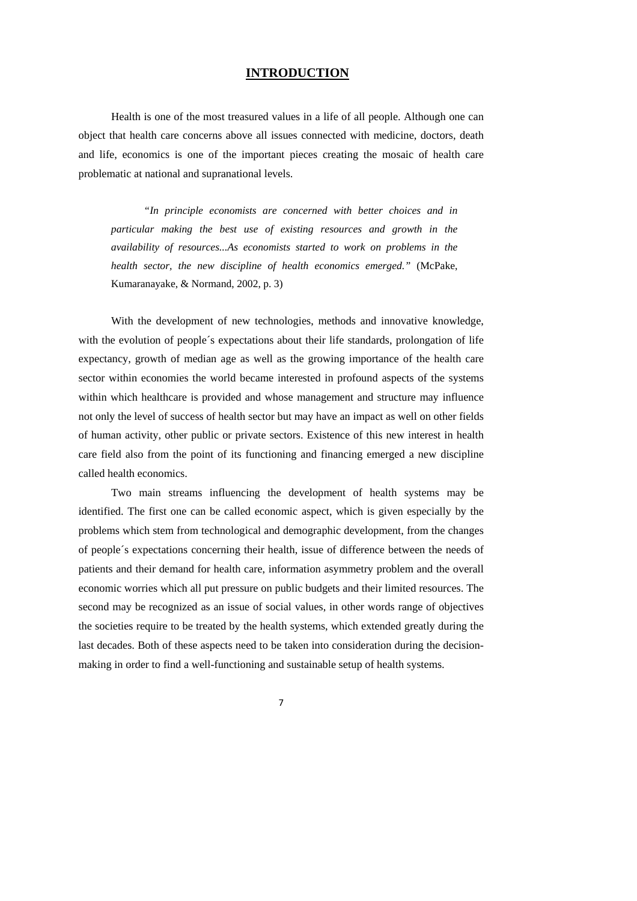# INTRODUCTION

Health is one of the most treasured values in a life of all people. Although one can object that health care concerns above all issues connected with medicine, doctors, death and life, economics is one of the important pieces creating the mosaic of health care problematic at national and supranational levels.

> *"In principle economists are concerned with better choices and in particular making the best use of existing resources and growth in the availability of resources...As economists started to work on problems in the health sector, the new discipline of health economics emerged."* (McPake, Kumaranayake, & Normand, 2002, p. 3)

With the development of new technologies, methods and innovative knowledge, with the evolution of people´s expectations about their life standards, prolongation of life expectancy, growth of median age as well as the growing importance of the health care sector within economies the world became interested in profound aspects of the systems within which healthcare is provided and whose management and structure may influence not only the level of success of health sector but may have an impact as well on other fields of human activity, other public or private sectors. Existence of this new interest in health care field also from the point of its functioning and financing emerged a new discipline called health economics.

Two main streams influencing the development of health systems may be identified. The first one can be called economic aspect, which is given especially by the problems which stem from technological and demographic development, from the changes of people´s expectations concerning their health, issue of difference between the needs of patients and their demand for health care, information asymmetry problem and the overall economic worries which all put pressure on public budgets and their limited resources. The second may be recognized as an issue of social values, in other words range of objectives the societies require to be treated by the health systems, which extended greatly during the last decades. Both of these aspects need to be taken into consideration during the decision-making in order to find a well-functioning and sustainable setup of health systems.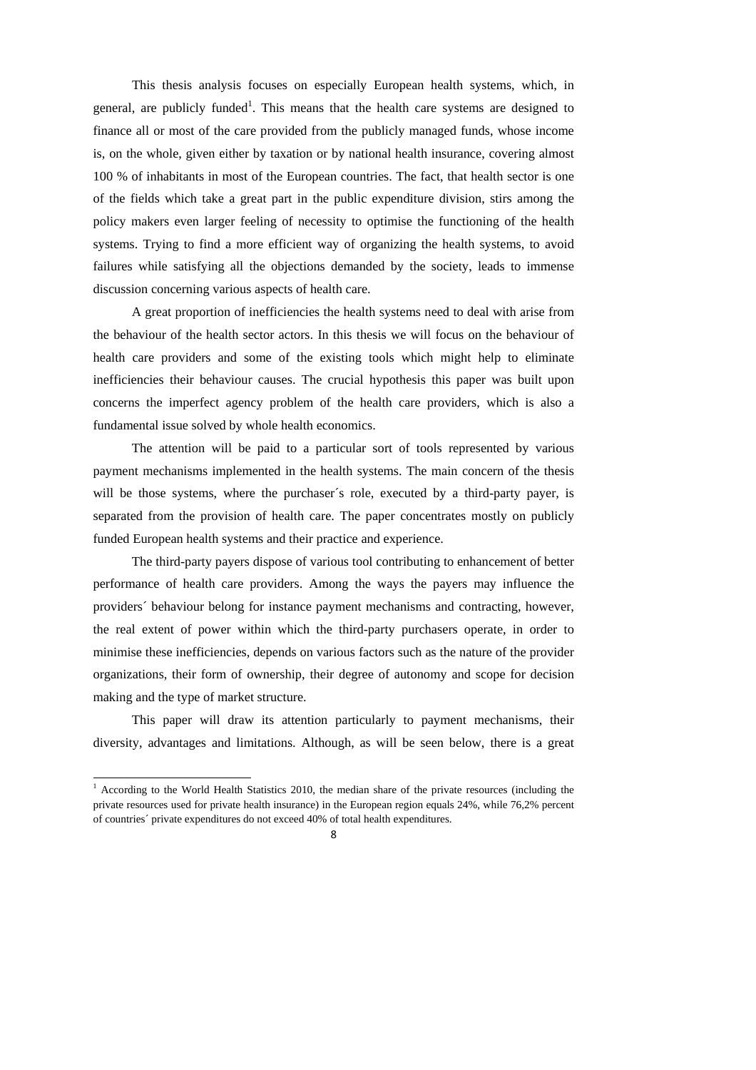This thesis analysis focuses on especially European health systems, which, in general, are publicly funded[1]. This means that the health care systems are designed to finance all or most of the care provided from the publicly managed funds, whose income is, on the whole, given either by taxation or by national health insurance, covering almost 100 % of inhabitants in most of the European countries. The fact, that health sector is one of the fields which take a great part in the public expenditure division, stirs among the policy makers even larger feeling of necessity to optimise the functioning of the health systems. Trying to find a more efficient way of organizing the health systems, to avoid failures while satisfying all the objections demanded by the society, leads to immense discussion concerning various aspects of health care.

A great proportion of inefficiencies the health systems need to deal with arise from the behaviour of the health sector actors. In this thesis we will focus on the behaviour of health care providers and some of the existing tools which might help to eliminate inefficiencies their behaviour causes. The crucial hypothesis this paper was built upon concerns the imperfect agency problem of the health care providers, which is also a fundamental issue solved by whole health economics.

The attention will be paid to a particular sort of tools represented by various payment mechanisms implemented in the health systems. The main concern of the thesis will be those systems, where the purchaser´s role, executed by a third-party payer, is separated from the provision of health care. The paper concentrates mostly on publicly funded European health systems and their practice and experience.

The third-party payers dispose of various tool contributing to enhancement of better performance of health care providers. Among the ways the payers may influence the providers´ behaviour belong for instance payment mechanisms and contracting, however, the real extent of power within which the third-party purchasers operate, in order to minimise these inefficiencies, depends on various factors such as the nature of the provider organizations, their form of ownership, their degree of autonomy and scope for decision making and the type of market structure.

This paper will draw its attention particularly to payment mechanisms, their diversity, advantages and limitations. Although, as will be seen below, there is a great

[1] According to the World Health Statistics 2010, the median share of the private resources (including the private resources used for private health insurance) in the European region equals 24%, while 76,2% percent of countries´ private expenditures do not exceed 40% of total health expenditures.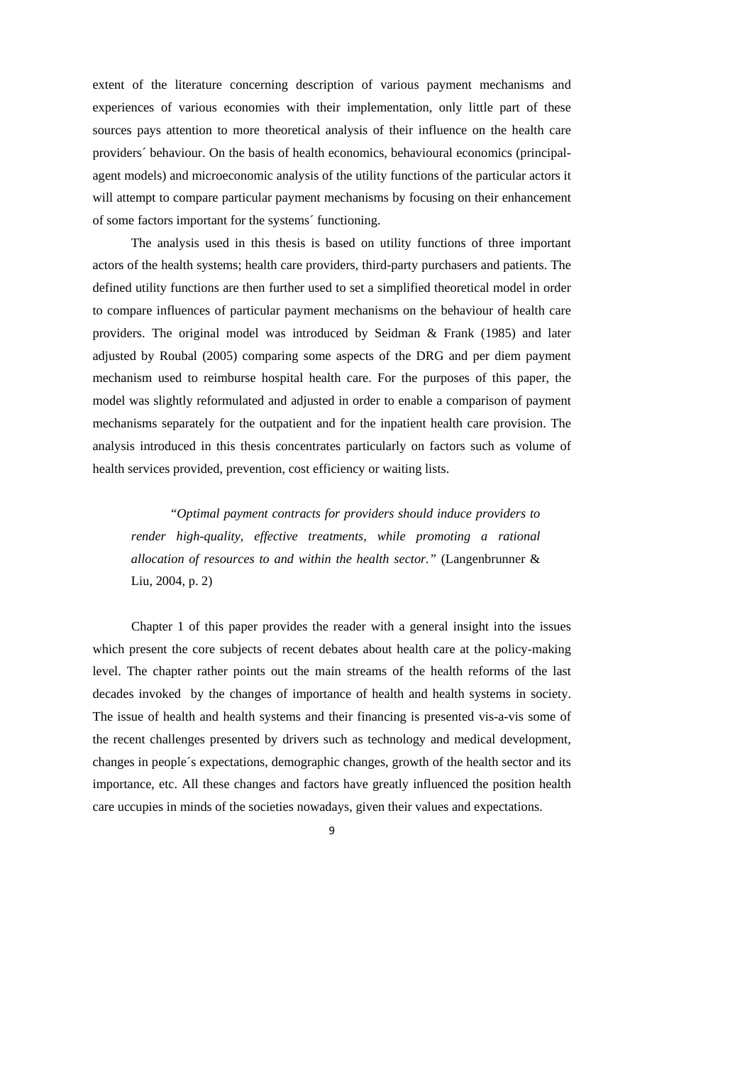extent of the literature concerning description of various payment mechanisms and experiences of various economies with their implementation, only little part of these sources pays attention to more theoretical analysis of their influence on the health care providers´ behaviour. On the basis of health economics, behavioural economics (principal-agent models) and microeconomic analysis of the utility functions of the particular actors it will attempt to compare particular payment mechanisms by focusing on their enhancement of some factors important for the systems´ functioning.

The analysis used in this thesis is based on utility functions of three important actors of the health systems; health care providers, third-party purchasers and patients. The defined utility functions are then further used to set a simplified theoretical model in order to compare influences of particular payment mechanisms on the behaviour of health care providers. The original model was introduced by Seidman & Frank (1985) and later adjusted by Roubal (2005) comparing some aspects of the DRG and per diem payment mechanism used to reimburse hospital health care. For the purposes of this paper, the model was slightly reformulated and adjusted in order to enable a comparison of payment mechanisms separately for the outpatient and for the inpatient health care provision. The analysis introduced in this thesis concentrates particularly on factors such as volume of health services provided, prevention, cost efficiency or waiting lists.

> *"Optimal payment contracts for providers should induce providers to render high-quality, effective treatments, while promoting a rational allocation of resources to and within the health sector."* (Langenbrunner & Liu, 2004, p. 2)

Chapter 1 of this paper provides the reader with a general insight into the issues which present the core subjects of recent debates about health care at the policy-making level. The chapter rather points out the main streams of the health reforms of the last decades invoked by the changes of importance of health and health systems in society. The issue of health and health systems and their financing is presented vis-a-vis some of the recent challenges presented by drivers such as technology and medical development, changes in people´s expectations, demographic changes, growth of the health sector and its importance, etc. All these changes and factors have greatly influenced the position health care uccupies in minds of the societies nowadays, given their values and expectations.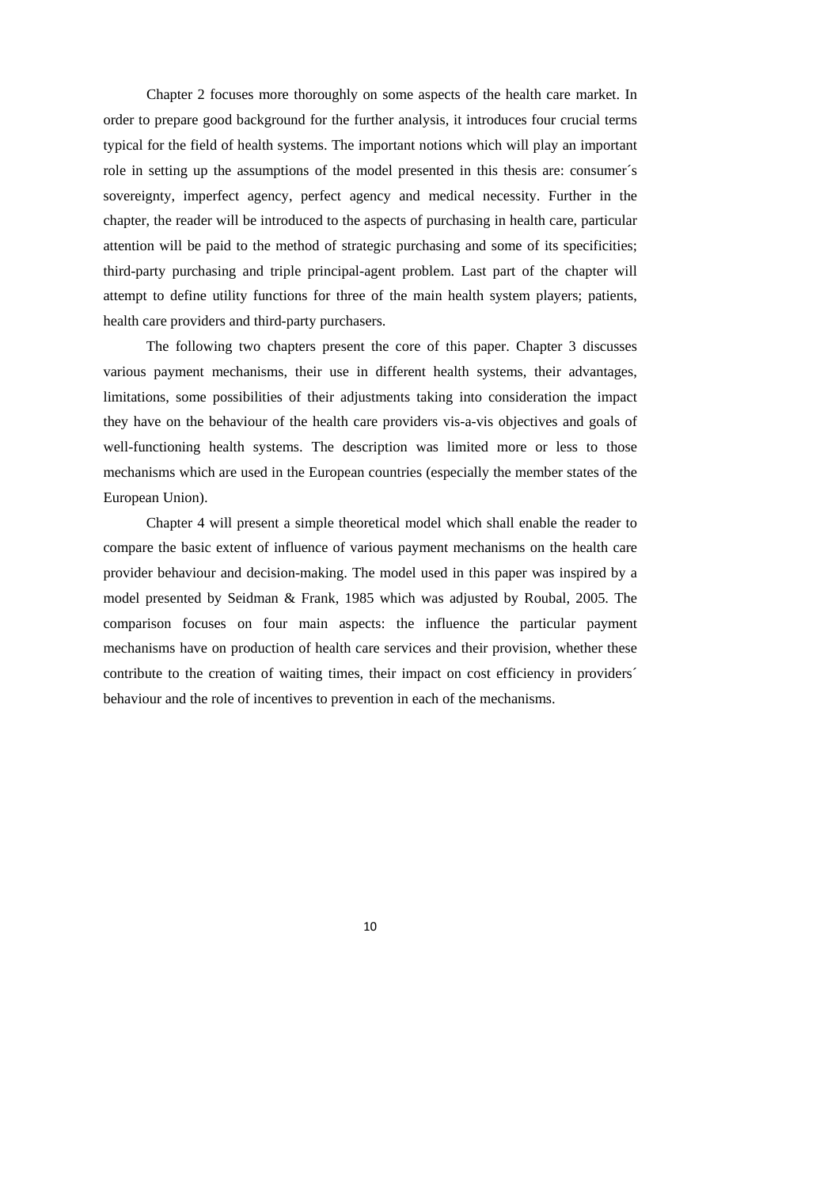Chapter 2 focuses more thoroughly on some aspects of the health care market. In order to prepare good background for the further analysis, it introduces four crucial terms typical for the field of health systems. The important notions which will play an important role in setting up the assumptions of the model presented in this thesis are: consumer´s sovereignty, imperfect agency, perfect agency and medical necessity. Further in the chapter, the reader will be introduced to the aspects of purchasing in health care, particular attention will be paid to the method of strategic purchasing and some of its specificities; third-party purchasing and triple principal-agent problem. Last part of the chapter will attempt to define utility functions for three of the main health system players; patients, health care providers and third-party purchasers.

The following two chapters present the core of this paper. Chapter 3 discusses various payment mechanisms, their use in different health systems, their advantages, limitations, some possibilities of their adjustments taking into consideration the impact they have on the behaviour of the health care providers vis-a-vis objectives and goals of well-functioning health systems. The description was limited more or less to those mechanisms which are used in the European countries (especially the member states of the European Union).

Chapter 4 will present a simple theoretical model which shall enable the reader to compare the basic extent of influence of various payment mechanisms on the health care provider behaviour and decision-making. The model used in this paper was inspired by a model presented by Seidman & Frank, 1985 which was adjusted by Roubal, 2005. The comparison focuses on four main aspects: the influence the particular payment mechanisms have on production of health care services and their provision, whether these contribute to the creation of waiting times, their impact on cost efficiency in providers´ behaviour and the role of incentives to prevention in each of the mechanisms.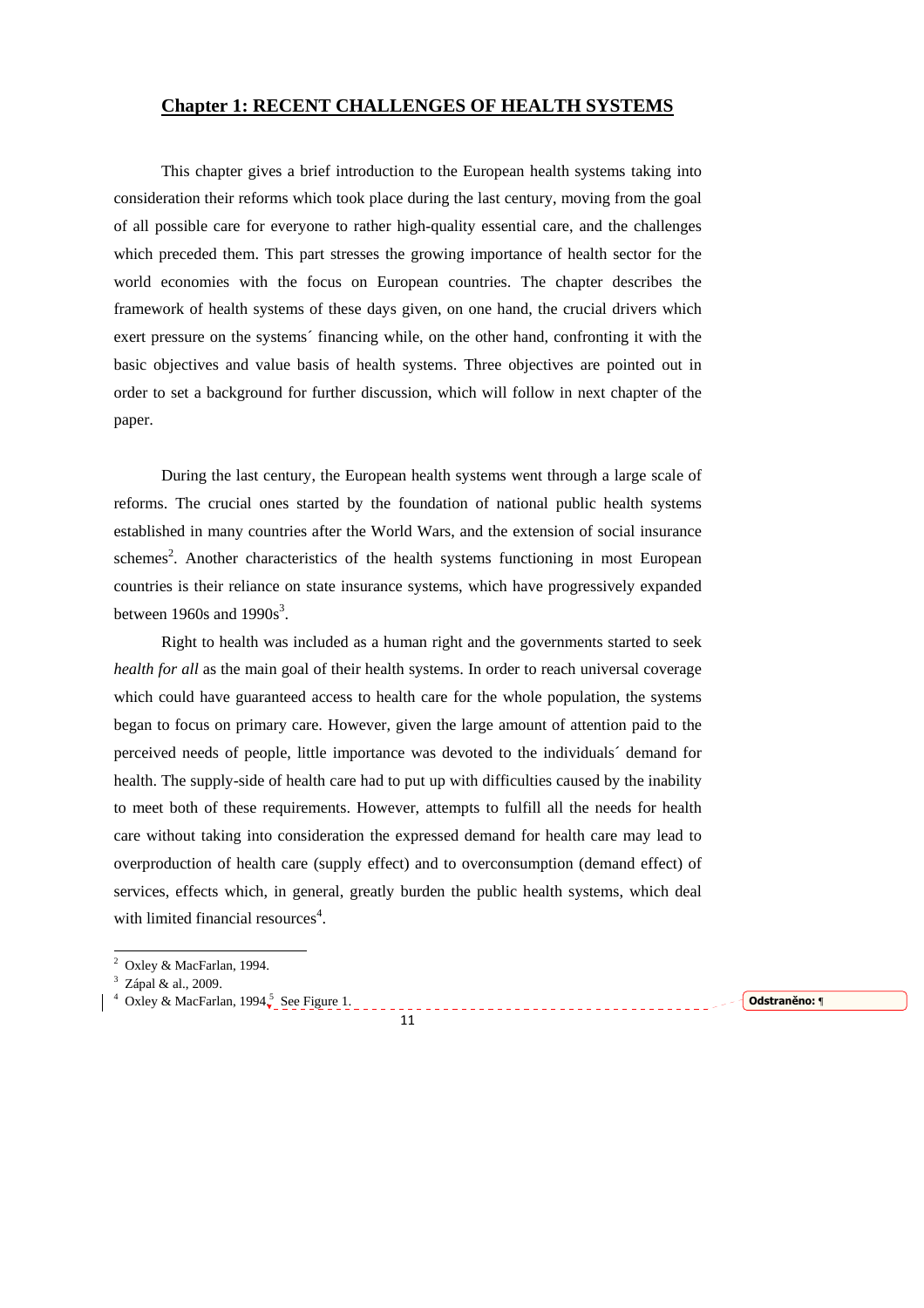## Chapter 1: RECENT CHALLENGES OF HEALTH SYSTEMS

This chapter gives a brief introduction to the European health systems taking into consideration their reforms which took place during the last century, moving from the goal of all possible care for everyone to rather high-quality essential care, and the challenges which preceded them. This part stresses the growing importance of health sector for the world economies with the focus on European countries. The chapter describes the framework of health systems of these days given, on one hand, the crucial drivers which exert pressure on the systems´ financing while, on the other hand, confronting it with the basic objectives and value basis of health systems. Three objectives are pointed out in order to set a background for further discussion, which will follow in next chapter of the paper.

During the last century, the European health systems went through a large scale of reforms. The crucial ones started by the foundation of national public health systems established in many countries after the World Wars, and the extension of social insurance schemes[2]. Another characteristics of the health systems functioning in most European countries is their reliance on state insurance systems, which have progressively expanded between 1960s and 1990s[3].

Right to health was included as a human right and the governments started to seek *health for all* as the main goal of their health systems. In order to reach universal coverage which could have guaranteed access to health care for the whole population, the systems began to focus on primary care. However, given the large amount of attention paid to the perceived needs of people, little importance was devoted to the individuals´ demand for health. The supply-side of health care had to put up with difficulties caused by the inability to meet both of these requirements. However, attempts to fulfill all the needs for health care without taking into consideration the expressed demand for health care may lead to overproduction of health care (supply effect) and to overconsumption (demand effect) of services, effects which, in general, greatly burden the public health systems, which deal with limited financial resources[4].

[2] Oxley & MacFarlan, 1994.

[3] Zápal & al., 2009.

[4] Oxley & MacFarlan, 1994.[5] See Figure 1.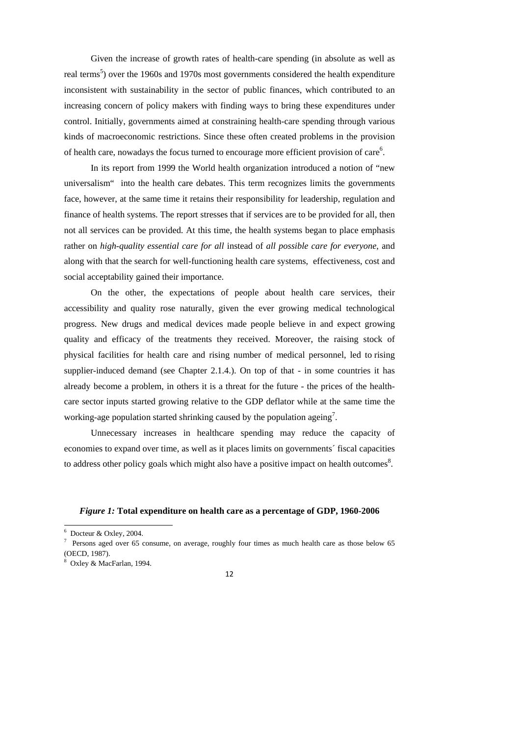Given the increase of growth rates of health-care spending (in absolute as well as real terms[5]) over the 1960s and 1970s most governments considered the health expenditure inconsistent with sustainability in the sector of public finances, which contributed to an increasing concern of policy makers with finding ways to bring these expenditures under control. Initially, governments aimed at constraining health-care spending through various kinds of macroeconomic restrictions. Since these often created problems in the provision of health care, nowadays the focus turned to encourage more efficient provision of care[6].

In its report from 1999 the World health organization introduced a notion of "new universalism" into the health care debates. This term recognizes limits the governments face, however, at the same time it retains their responsibility for leadership, regulation and finance of health systems. The report stresses that if services are to be provided for all, then not all services can be provided. At this time, the health systems began to place emphasis rather on *high-quality essential care for all* instead of *all possible care for everyone*, and along with that the search for well-functioning health care systems, effectiveness, cost and social acceptability gained their importance.

On the other, the expectations of people about health care services, their accessibility and quality rose naturally, given the ever growing medical technological progress. New drugs and medical devices made people believe in and expect growing quality and efficacy of the treatments they received. Moreover, the raising stock of physical facilities for health care and rising number of medical personnel, led to rising supplier-induced demand (see Chapter 2.1.4.). On top of that - in some countries it has already become a problem, in others it is a threat for the future - the prices of the health-care sector inputs started growing relative to the GDP deflator while at the same time the working-age population started shrinking caused by the population ageing[7].

Unnecessary increases in healthcare spending may reduce the capacity of economies to expand over time, as well as it places limits on governments´ fiscal capacities to address other policy goals which might also have a positive impact on health outcomes[8].

*Figure 1:* **Total expenditure on health care as a percentage of GDP, 1960-2006**

---

[6] Docteur & Oxley, 2004.

[7] Persons aged over 65 consume, on average, roughly four times as much health care as those below 65 (OECD, 1987).

[8] Oxley & MacFarlan, 1994.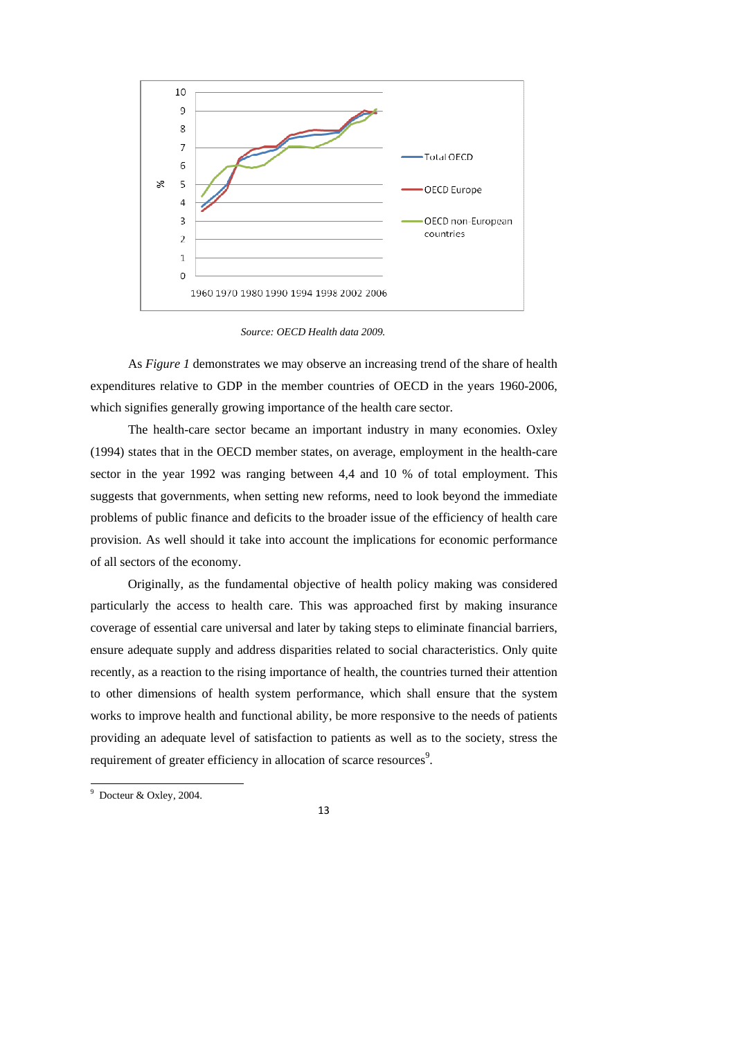Source: OECD Health data 2009.

As *Figure 1* demonstrates we may observe an increasing trend of the share of health expenditures relative to GDP in the member countries of OECD in the years 1960-2006, which signifies generally growing importance of the health care sector.

The health-care sector became an important industry in many economies. Oxley (1994) states that in the OECD member states, on average, employment in the health-care sector in the year 1992 was ranging between 4,4 and 10 % of total employment. This suggests that governments, when setting new reforms, need to look beyond the immediate problems of public finance and deficits to the broader issue of the efficiency of health care provision. As well should it take into account the implications for economic performance of all sectors of the economy.

Originally, as the fundamental objective of health policy making was considered particularly the access to health care. This was approached first by making insurance coverage of essential care universal and later by taking steps to eliminate financial barriers, ensure adequate supply and address disparities related to social characteristics. Only quite recently, as a reaction to the rising importance of health, the countries turned their attention to other dimensions of health system performance, which shall ensure that the system works to improve health and functional ability, be more responsive to the needs of patients providing an adequate level of satisfaction to patients as well as to the society, stress the requirement of greater efficiency in allocation of scarce resources[9].

[9] Docteur & Oxley, 2004.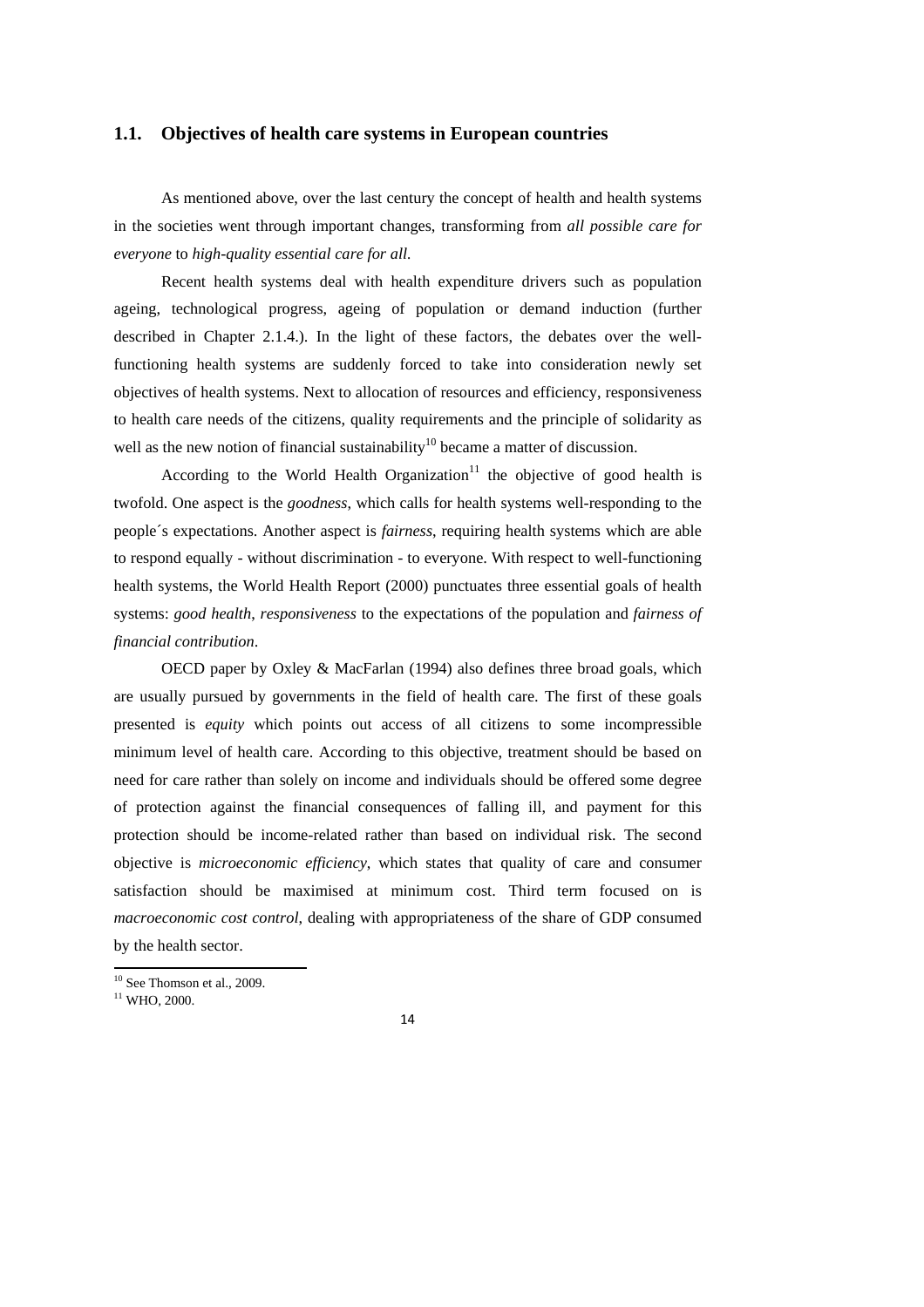## 1.1. Objectives of health care systems in European countries

As mentioned above, over the last century the concept of health and health systems in the societies went through important changes, transforming from *all possible care for everyone* to *high-quality essential care for all*.

Recent health systems deal with health expenditure drivers such as population ageing, technological progress, ageing of population or demand induction (further described in Chapter 2.1.4.). In the light of these factors, the debates over the well-functioning health systems are suddenly forced to take into consideration newly set objectives of health systems. Next to allocation of resources and efficiency, responsiveness to health care needs of the citizens, quality requirements and the principle of solidarity as well as the new notion of financial sustainability[10] became a matter of discussion.

According to the World Health Organization[11] the objective of good health is twofold. One aspect is the *goodness*, which calls for health systems well-responding to the people´s expectations. Another aspect is *fairness*, requiring health systems which are able to respond equally - without discrimination - to everyone. With respect to well-functioning health systems, the World Health Report (2000) punctuates three essential goals of health systems: *good health*, *responsiveness* to the expectations of the population and *fairness of financial contribution*.

OECD paper by Oxley & MacFarlan (1994) also defines three broad goals, which are usually pursued by governments in the field of health care. The first of these goals presented is *equity* which points out access of all citizens to some incompressible minimum level of health care. According to this objective, treatment should be based on need for care rather than solely on income and individuals should be offered some degree of protection against the financial consequences of falling ill, and payment for this protection should be income-related rather than based on individual risk. The second objective is *microeconomic efficiency*, which states that quality of care and consumer satisfaction should be maximised at minimum cost. Third term focused on is *macroeconomic cost control*, dealing with appropriateness of the share of GDP consumed by the health sector.

[10] See Thomson et al., 2009.

[11] WHO, 2000.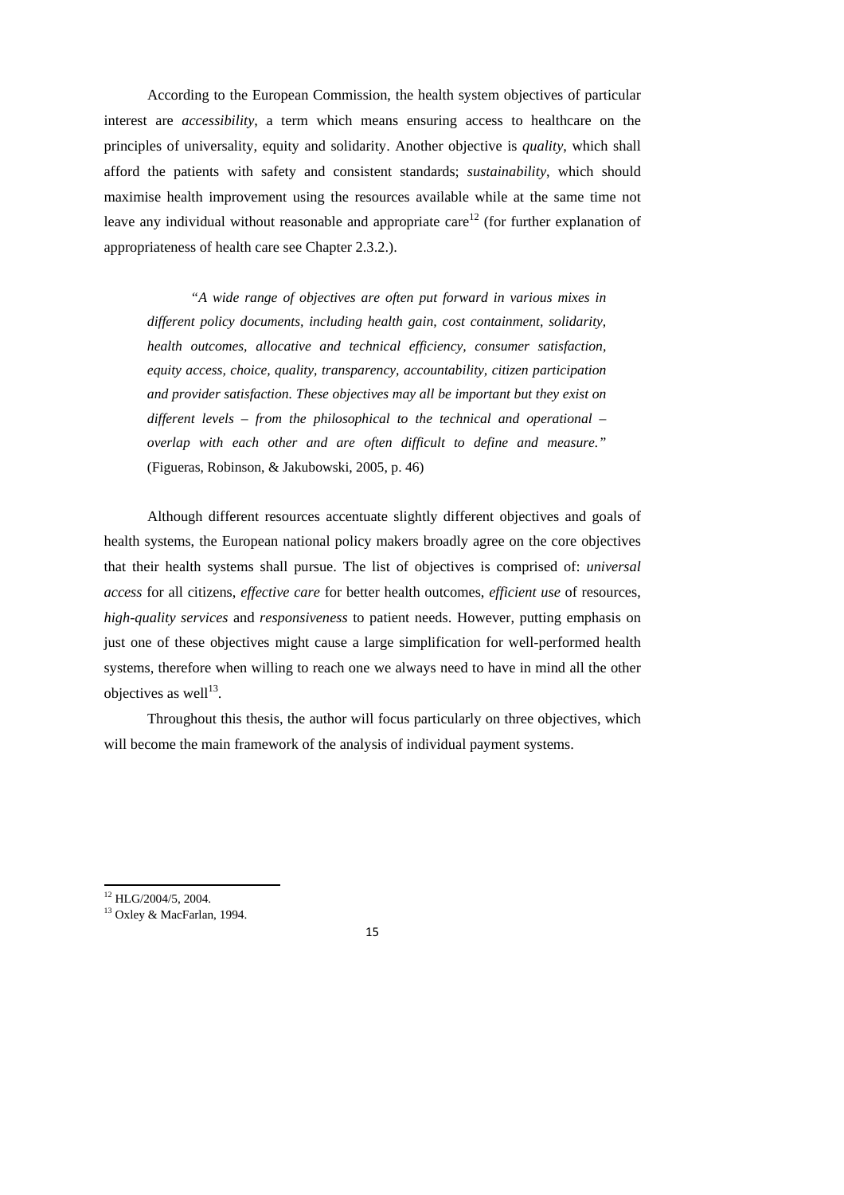According to the European Commission, the health system objectives of particular interest are *accessibility*, a term which means ensuring access to healthcare on the principles of universality, equity and solidarity. Another objective is *quality*, which shall afford the patients with safety and consistent standards; *sustainability*, which should maximise health improvement using the resources available while at the same time not leave any individual without reasonable and appropriate care[12] (for further explanation of appropriateness of health care see Chapter 2.3.2.).

> *"A wide range of objectives are often put forward in various mixes in different policy documents, including health gain, cost containment, solidarity, health outcomes, allocative and technical efficiency, consumer satisfaction, equity access, choice, quality, transparency, accountability, citizen participation and provider satisfaction. These objectives may all be important but they exist on different levels – from the philosophical to the technical and operational – overlap with each other and are often difficult to define and measure."* (Figueras, Robinson, & Jakubowski, 2005, p. 46)

Although different resources accentuate slightly different objectives and goals of health systems, the European national policy makers broadly agree on the core objectives that their health systems shall pursue. The list of objectives is comprised of: *universal access* for all citizens, *effective care* for better health outcomes, *efficient use* of resources, *high-quality services* and *responsiveness* to patient needs. However, putting emphasis on just one of these objectives might cause a large simplification for well-performed health systems, therefore when willing to reach one we always need to have in mind all the other objectives as well[13].

Throughout this thesis, the author will focus particularly on three objectives, which will become the main framework of the analysis of individual payment systems.

---

[12] HLG/2004/5, 2004.

[13] Oxley & MacFarlan, 1994.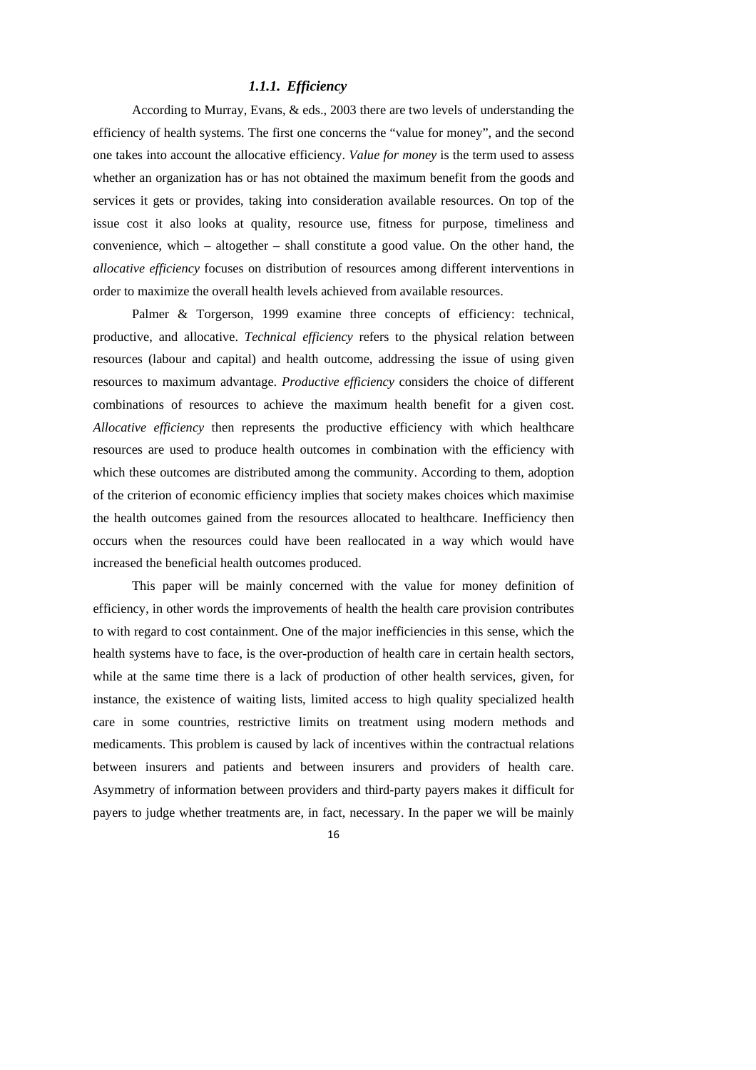### *1.1.1. Efficiency*

According to Murray, Evans, & eds., 2003 there are two levels of understanding the efficiency of health systems. The first one concerns the "value for money", and the second one takes into account the allocative efficiency. *Value for money* is the term used to assess whether an organization has or has not obtained the maximum benefit from the goods and services it gets or provides, taking into consideration available resources. On top of the issue cost it also looks at quality, resource use, fitness for purpose, timeliness and convenience, which – altogether – shall constitute a good value. On the other hand, the *allocative efficiency* focuses on distribution of resources among different interventions in order to maximize the overall health levels achieved from available resources.

Palmer & Torgerson, 1999 examine three concepts of efficiency: technical, productive, and allocative. *Technical efficiency* refers to the physical relation between resources (labour and capital) and health outcome, addressing the issue of using given resources to maximum advantage. *Productive efficiency* considers the choice of different combinations of resources to achieve the maximum health benefit for a given cost. *Allocative efficiency* then represents the productive efficiency with which healthcare resources are used to produce health outcomes in combination with the efficiency with which these outcomes are distributed among the community. According to them, adoption of the criterion of economic efficiency implies that society makes choices which maximise the health outcomes gained from the resources allocated to healthcare. Inefficiency then occurs when the resources could have been reallocated in a way which would have increased the beneficial health outcomes produced.

This paper will be mainly concerned with the value for money definition of efficiency, in other words the improvements of health the health care provision contributes to with regard to cost containment. One of the major inefficiencies in this sense, which the health systems have to face, is the over-production of health care in certain health sectors, while at the same time there is a lack of production of other health services, given, for instance, the existence of waiting lists, limited access to high quality specialized health care in some countries, restrictive limits on treatment using modern methods and medicaments. This problem is caused by lack of incentives within the contractual relations between insurers and patients and between insurers and providers of health care. Asymmetry of information between providers and third-party payers makes it difficult for payers to judge whether treatments are, in fact, necessary. In the paper we will be mainly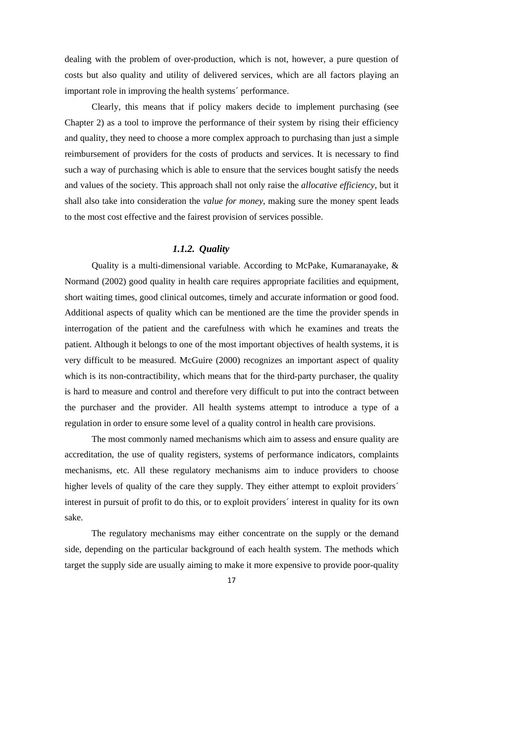dealing with the problem of over-production, which is not, however, a pure question of costs but also quality and utility of delivered services, which are all factors playing an important role in improving the health systems´ performance.

Clearly, this means that if policy makers decide to implement purchasing (see Chapter 2) as a tool to improve the performance of their system by rising their efficiency and quality, they need to choose a more complex approach to purchasing than just a simple reimbursement of providers for the costs of products and services. It is necessary to find such a way of purchasing which is able to ensure that the services bought satisfy the needs and values of the society. This approach shall not only raise the *allocative efficiency*, but it shall also take into consideration the *value for money*, making sure the money spent leads to the most cost effective and the fairest provision of services possible.

### *1.1.2. Quality*

Quality is a multi-dimensional variable. According to McPake, Kumaranayake, & Normand (2002) good quality in health care requires appropriate facilities and equipment, short waiting times, good clinical outcomes, timely and accurate information or good food. Additional aspects of quality which can be mentioned are the time the provider spends in interrogation of the patient and the carefulness with which he examines and treats the patient. Although it belongs to one of the most important objectives of health systems, it is very difficult to be measured. McGuire (2000) recognizes an important aspect of quality which is its non-contractibility, which means that for the third-party purchaser, the quality is hard to measure and control and therefore very difficult to put into the contract between the purchaser and the provider. All health systems attempt to introduce a type of a regulation in order to ensure some level of a quality control in health care provisions.

The most commonly named mechanisms which aim to assess and ensure quality are accreditation, the use of quality registers, systems of performance indicators, complaints mechanisms, etc. All these regulatory mechanisms aim to induce providers to choose higher levels of quality of the care they supply. They either attempt to exploit providers´ interest in pursuit of profit to do this, or to exploit providers´ interest in quality for its own sake.

The regulatory mechanisms may either concentrate on the supply or the demand side, depending on the particular background of each health system. The methods which target the supply side are usually aiming to make it more expensive to provide poor-quality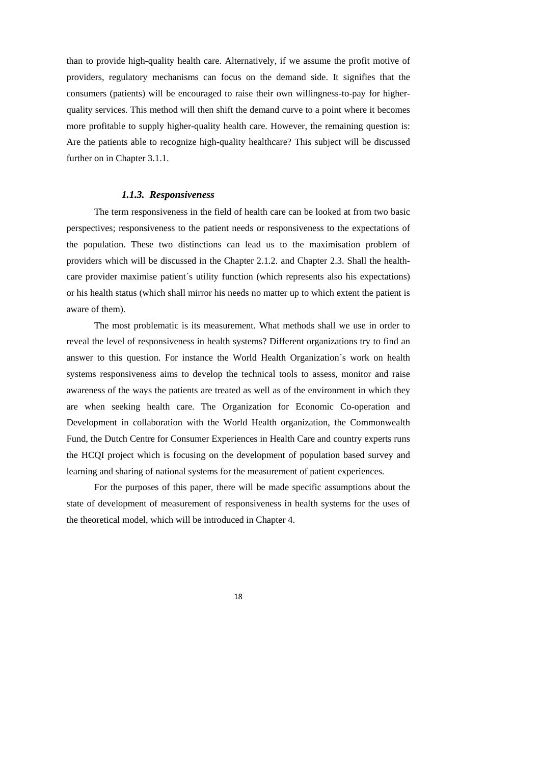than to provide high-quality health care. Alternatively, if we assume the profit motive of providers, regulatory mechanisms can focus on the demand side. It signifies that the consumers (patients) will be encouraged to raise their own willingness-to-pay for higher-quality services. This method will then shift the demand curve to a point where it becomes more profitable to supply higher-quality health care. However, the remaining question is: Are the patients able to recognize high-quality healthcare? This subject will be discussed further on in Chapter 3.1.1.

### *1.1.3. Responsiveness*

The term responsiveness in the field of health care can be looked at from two basic perspectives; responsiveness to the patient needs or responsiveness to the expectations of the population. These two distinctions can lead us to the maximisation problem of providers which will be discussed in the Chapter 2.1.2. and Chapter 2.3. Shall the health-care provider maximise patient´s utility function (which represents also his expectations) or his health status (which shall mirror his needs no matter up to which extent the patient is aware of them).

The most problematic is its measurement. What methods shall we use in order to reveal the level of responsiveness in health systems? Different organizations try to find an answer to this question. For instance the World Health Organization´s work on health systems responsiveness aims to develop the technical tools to assess, monitor and raise awareness of the ways the patients are treated as well as of the environment in which they are when seeking health care. The Organization for Economic Co-operation and Development in collaboration with the World Health organization, the Commonwealth Fund, the Dutch Centre for Consumer Experiences in Health Care and country experts runs the HCQI project which is focusing on the development of population based survey and learning and sharing of national systems for the measurement of patient experiences.

For the purposes of this paper, there will be made specific assumptions about the state of development of measurement of responsiveness in health systems for the uses of the theoretical model, which will be introduced in Chapter 4.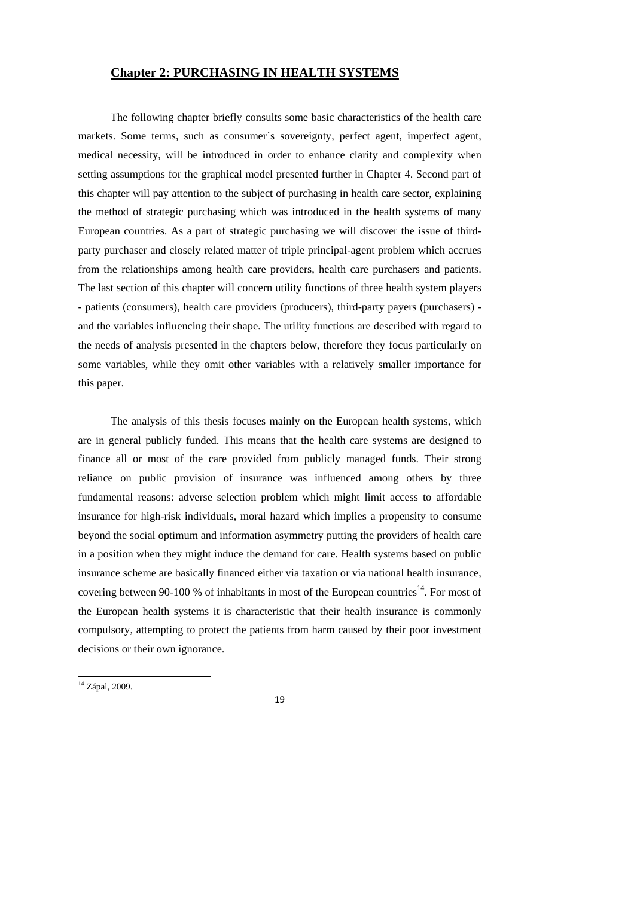## Chapter 2: PURCHASING IN HEALTH SYSTEMS

The following chapter briefly consults some basic characteristics of the health care markets. Some terms, such as consumer´s sovereignty, perfect agent, imperfect agent, medical necessity, will be introduced in order to enhance clarity and complexity when setting assumptions for the graphical model presented further in Chapter 4. Second part of this chapter will pay attention to the subject of purchasing in health care sector, explaining the method of strategic purchasing which was introduced in the health systems of many European countries. As a part of strategic purchasing we will discover the issue of third-party purchaser and closely related matter of triple principal-agent problem which accrues from the relationships among health care providers, health care purchasers and patients. The last section of this chapter will concern utility functions of three health system players - patients (consumers), health care providers (producers), third-party payers (purchasers) - and the variables influencing their shape. The utility functions are described with regard to the needs of analysis presented in the chapters below, therefore they focus particularly on some variables, while they omit other variables with a relatively smaller importance for this paper.

The analysis of this thesis focuses mainly on the European health systems, which are in general publicly funded. This means that the health care systems are designed to finance all or most of the care provided from publicly managed funds. Their strong reliance on public provision of insurance was influenced among others by three fundamental reasons: adverse selection problem which might limit access to affordable insurance for high-risk individuals, moral hazard which implies a propensity to consume beyond the social optimum and information asymmetry putting the providers of health care in a position when they might induce the demand for care. Health systems based on public insurance scheme are basically financed either via taxation or via national health insurance, covering between 90-100 % of inhabitants in most of the European countries[14]. For most of the European health systems it is characteristic that their health insurance is commonly compulsory, attempting to protect the patients from harm caused by their poor investment decisions or their own ignorance.

[14] Zápal, 2009.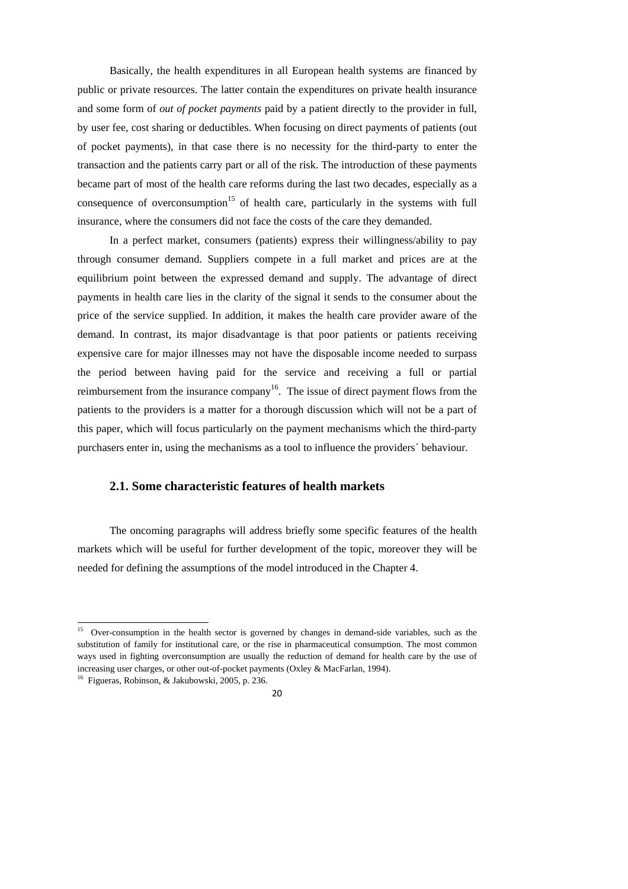Basically, the health expenditures in all European health systems are financed by public or private resources. The latter contain the expenditures on private health insurance and some form of *out of pocket payments* paid by a patient directly to the provider in full, by user fee, cost sharing or deductibles. When focusing on direct payments of patients (out of pocket payments), in that case there is no necessity for the third-party to enter the transaction and the patients carry part or all of the risk. The introduction of these payments became part of most of the health care reforms during the last two decades, especially as a consequence of overconsumption[15] of health care, particularly in the systems with full insurance, where the consumers did not face the costs of the care they demanded.

In a perfect market, consumers (patients) express their willingness/ability to pay through consumer demand. Suppliers compete in a full market and prices are at the equilibrium point between the expressed demand and supply. The advantage of direct payments in health care lies in the clarity of the signal it sends to the consumer about the price of the service supplied. In addition, it makes the health care provider aware of the demand. In contrast, its major disadvantage is that poor patients or patients receiving expensive care for major illnesses may not have the disposable income needed to surpass the period between having paid for the service and receiving a full or partial reimbursement from the insurance company[16]. The issue of direct payment flows from the patients to the providers is a matter for a thorough discussion which will not be a part of this paper, which will focus particularly on the payment mechanisms which the third-party purchasers enter in, using the mechanisms as a tool to influence the providers´ behaviour.

### 2.1. Some characteristic features of health markets

The oncoming paragraphs will address briefly some specific features of the health markets which will be useful for further development of the topic, moreover they will be needed for defining the assumptions of the model introduced in the Chapter 4.

---

[15] Over-consumption in the health sector is governed by changes in demand-side variables, such as the substitution of family for institutional care, or the rise in pharmaceutical consumption. The most common ways used in fighting overconsumption are usually the reduction of demand for health care by the use of increasing user charges, or other out-of-pocket payments (Oxley & MacFarlan, 1994).

[16] Figueras, Robinson, & Jakubowski, 2005, p. 236.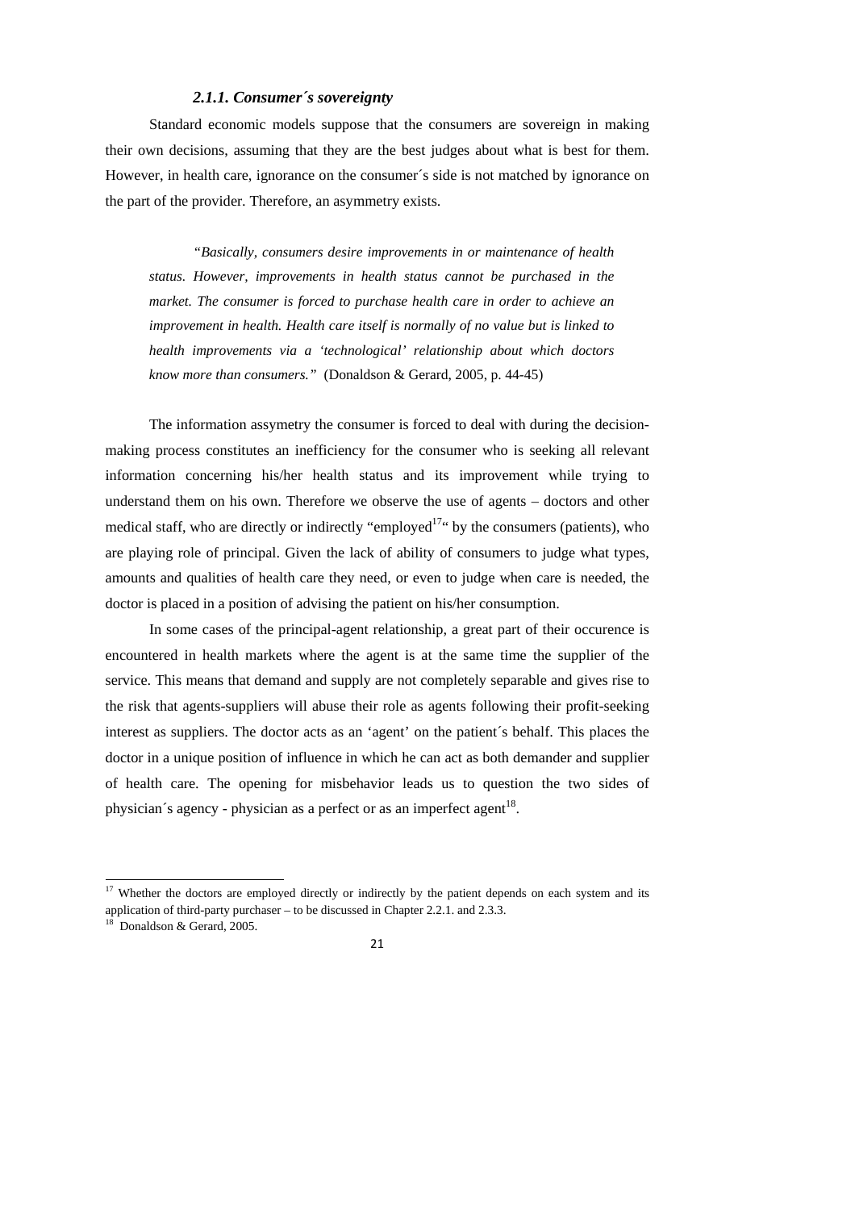#### *2.1.1. Consumer´s sovereignty*

Standard economic models suppose that the consumers are sovereign in making their own decisions, assuming that they are the best judges about what is best for them. However, in health care, ignorance on the consumer´s side is not matched by ignorance on the part of the provider. Therefore, an asymmetry exists.

> *"Basically, consumers desire improvements in or maintenance of health status. However, improvements in health status cannot be purchased in the market. The consumer is forced to purchase health care in order to achieve an improvement in health. Health care itself is normally of no value but is linked to health improvements via a 'technological' relationship about which doctors know more than consumers."* (Donaldson & Gerard, 2005, p. 44-45)

The information assymetry the consumer is forced to deal with during the decision-making process constitutes an inefficiency for the consumer who is seeking all relevant information concerning his/her health status and its improvement while trying to understand them on his own. Therefore we observe the use of agents – doctors and other medical staff, who are directly or indirectly "employed[17]" by the consumers (patients), who are playing role of principal. Given the lack of ability of consumers to judge what types, amounts and qualities of health care they need, or even to judge when care is needed, the doctor is placed in a position of advising the patient on his/her consumption.

In some cases of the principal-agent relationship, a great part of their occurence is encountered in health markets where the agent is at the same time the supplier of the service. This means that demand and supply are not completely separable and gives rise to the risk that agents-suppliers will abuse their role as agents following their profit-seeking interest as suppliers. The doctor acts as an 'agent' on the patient´s behalf. This places the doctor in a unique position of influence in which he can act as both demander and supplier of health care. The opening for misbehavior leads us to question the two sides of physician´s agency - physician as a perfect or as an imperfect agent[18].

---

[17] Whether the doctors are employed directly or indirectly by the patient depends on each system and its application of third-party purchaser – to be discussed in Chapter 2.2.1. and 2.3.3.

[18] Donaldson & Gerard, 2005.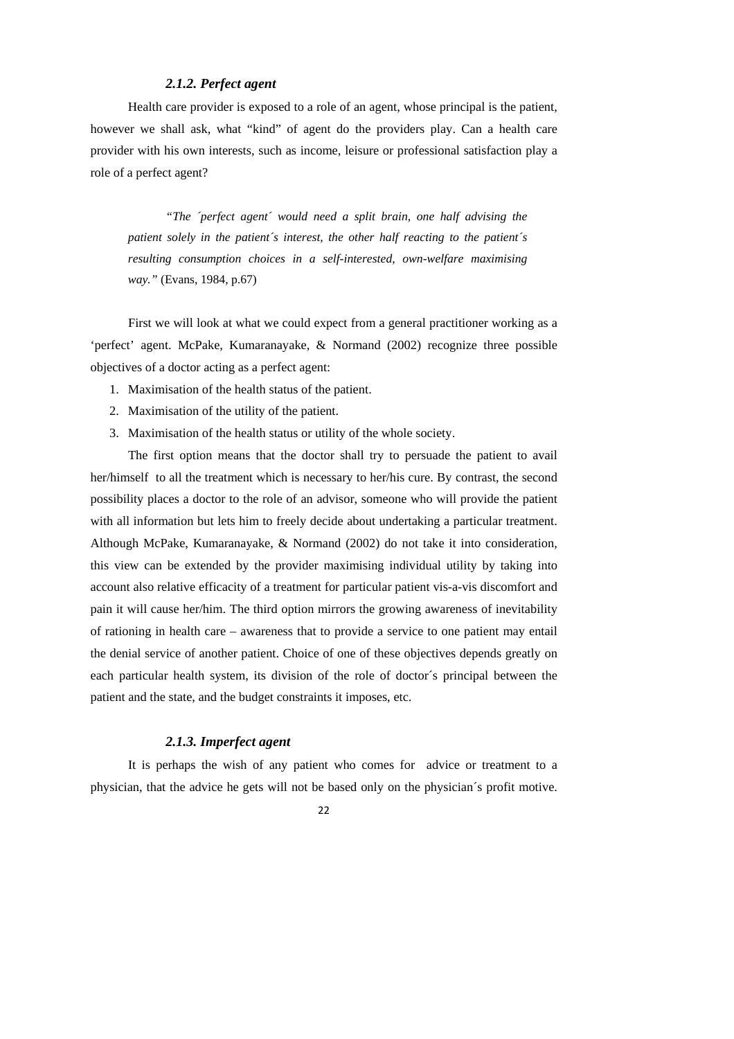### *2.1.2. Perfect agent*

Health care provider is exposed to a role of an agent, whose principal is the patient, however we shall ask, what "kind" of agent do the providers play. Can a health care provider with his own interests, such as income, leisure or professional satisfaction play a role of a perfect agent?

> *"The ´perfect agent´ would need a split brain, one half advising the patient solely in the patient´s interest, the other half reacting to the patient´s resulting consumption choices in a self-interested, own-welfare maximising way."* (Evans, 1984, p.67)

First we will look at what we could expect from a general practitioner working as a 'perfect' agent. McPake, Kumaranayake, & Normand (2002) recognize three possible objectives of a doctor acting as a perfect agent:

1. Maximisation of the health status of the patient.
2. Maximisation of the utility of the patient.
3. Maximisation of the health status or utility of the whole society.

The first option means that the doctor shall try to persuade the patient to avail her/himself to all the treatment which is necessary to her/his cure. By contrast, the second possibility places a doctor to the role of an advisor, someone who will provide the patient with all information but lets him to freely decide about undertaking a particular treatment. Although McPake, Kumaranayake, & Normand (2002) do not take it into consideration, this view can be extended by the provider maximising individual utility by taking into account also relative efficacity of a treatment for particular patient vis-a-vis discomfort and pain it will cause her/him. The third option mirrors the growing awareness of inevitability of rationing in health care – awareness that to provide a service to one patient may entail the denial service of another patient. Choice of one of these objectives depends greatly on each particular health system, its division of the role of doctor´s principal between the patient and the state, and the budget constraints it imposes, etc.

### *2.1.3. Imperfect agent*

It is perhaps the wish of any patient who comes for advice or treatment to a physician, that the advice he gets will not be based only on the physician´s profit motive.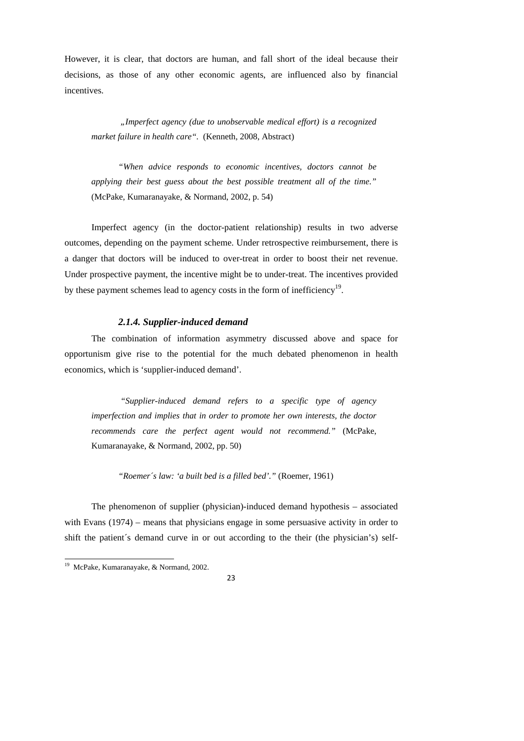However, it is clear, that doctors are human, and fall short of the ideal because their decisions, as those of any other economic agents, are influenced also by financial incentives.

> *„Imperfect agency (due to unobservable medical effort) is a recognized market failure in health care“.* (Kenneth, 2008, Abstract)

> *"When advice responds to economic incentives, doctors cannot be applying their best guess about the best possible treatment all of the time."* (McPake, Kumaranayake, & Normand, 2002, p. 54)

Imperfect agency (in the doctor-patient relationship) results in two adverse outcomes, depending on the payment scheme. Under retrospective reimbursement, there is a danger that doctors will be induced to over-treat in order to boost their net revenue. Under prospective payment, the incentive might be to under-treat. The incentives provided by these payment schemes lead to agency costs in the form of inefficiency[19].

#### *2.1.4. Supplier-induced demand*

The combination of information asymmetry discussed above and space for opportunism give rise to the potential for the much debated phenomenon in health economics, which is 'supplier-induced demand'.

> *"Supplier-induced demand refers to a specific type of agency imperfection and implies that in order to promote her own interests, the doctor recommends care the perfect agent would not recommend."* (McPake, Kumaranayake, & Normand, 2002, pp. 50)

> *"Roemer´s law: 'a built bed is a filled bed'."* (Roemer, 1961)

The phenomenon of supplier (physician)-induced demand hypothesis – associated with Evans (1974) – means that physicians engage in some persuasive activity in order to shift the patient´s demand curve in or out according to the their (the physician's) self-

---

[19] McPake, Kumaranayake, & Normand, 2002.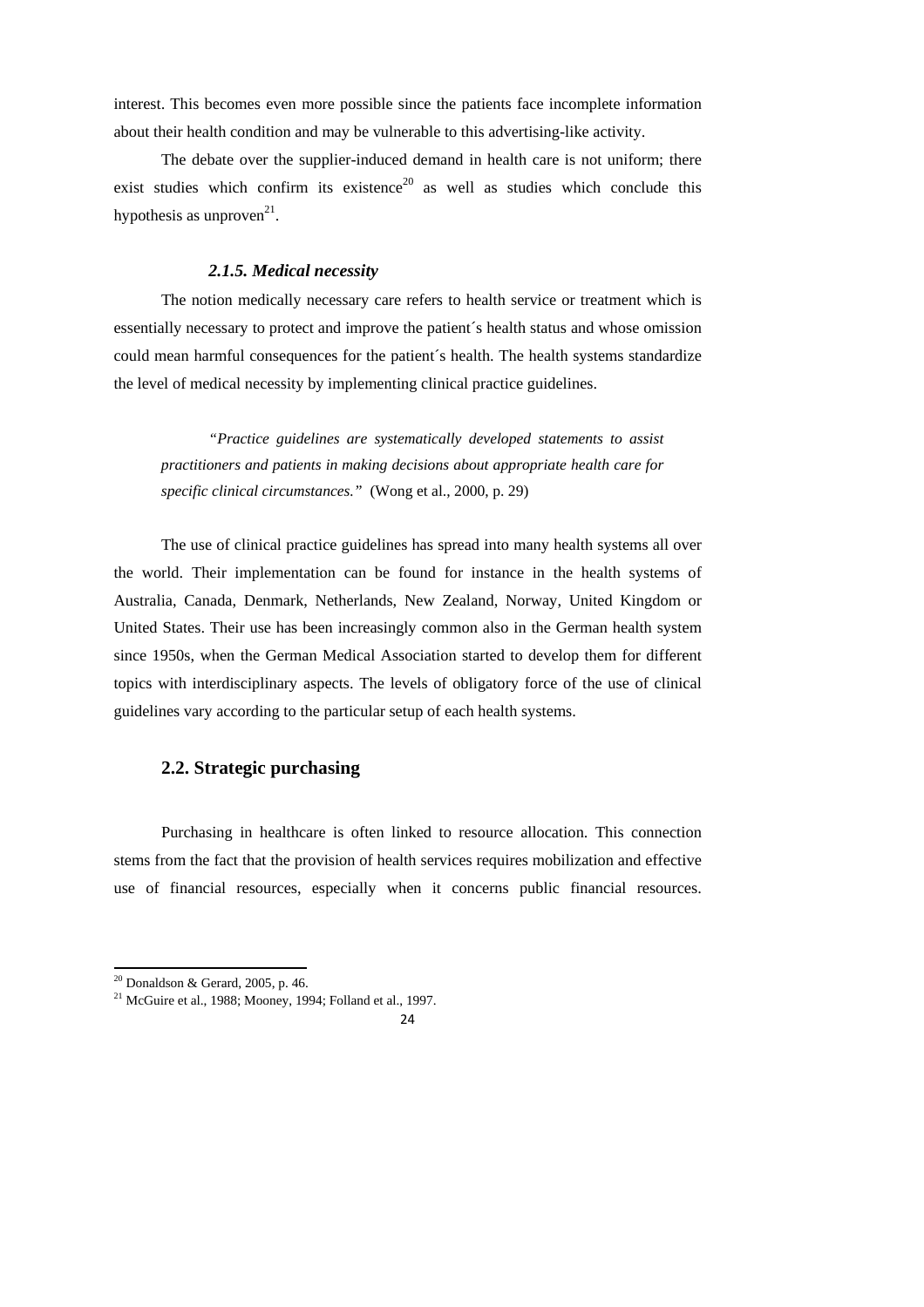interest. This becomes even more possible since the patients face incomplete information about their health condition and may be vulnerable to this advertising-like activity.

The debate over the supplier-induced demand in health care is not uniform; there exist studies which confirm its existence[20] as well as studies which conclude this hypothesis as unproven[21].

#### *2.1.5. Medical necessity*

The notion medically necessary care refers to health service or treatment which is essentially necessary to protect and improve the patient´s health status and whose omission could mean harmful consequences for the patient´s health. The health systems standardize the level of medical necessity by implementing clinical practice guidelines.

> *"Practice guidelines are systematically developed statements to assist practitioners and patients in making decisions about appropriate health care for specific clinical circumstances."* (Wong et al., 2000, p. 29)

The use of clinical practice guidelines has spread into many health systems all over the world. Their implementation can be found for instance in the health systems of Australia, Canada, Denmark, Netherlands, New Zealand, Norway, United Kingdom or United States. Their use has been increasingly common also in the German health system since 1950s, when the German Medical Association started to develop them for different topics with interdisciplinary aspects. The levels of obligatory force of the use of clinical guidelines vary according to the particular setup of each health systems.

### 2.2. Strategic purchasing

Purchasing in healthcare is often linked to resource allocation. This connection stems from the fact that the provision of health services requires mobilization and effective use of financial resources, especially when it concerns public financial resources.

---

[20] Donaldson & Gerard, 2005, p. 46.

[21] McGuire et al., 1988; Mooney, 1994; Folland et al., 1997.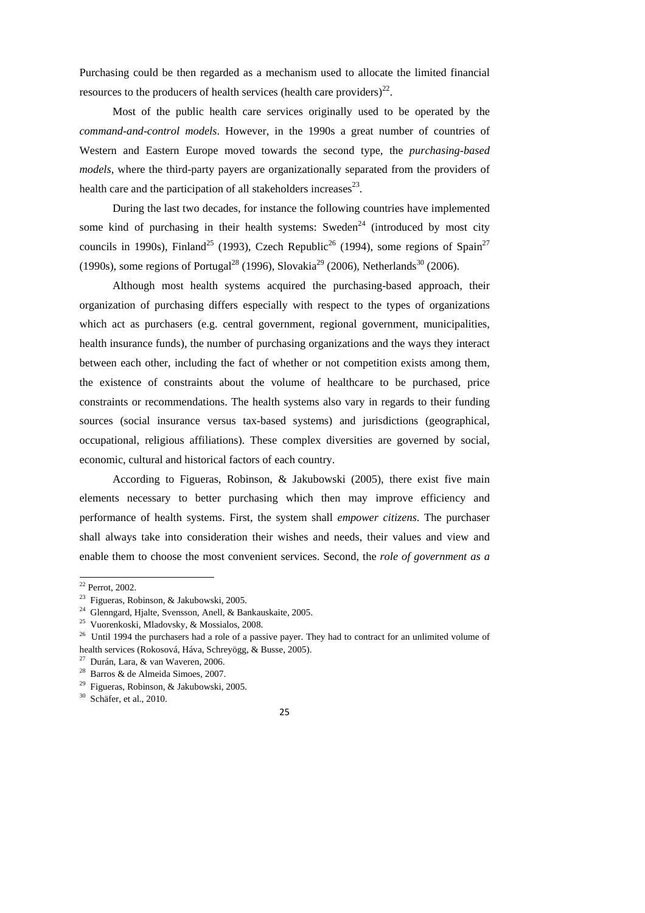Purchasing could be then regarded as a mechanism used to allocate the limited financial resources to the producers of health services (health care providers)[22].

Most of the public health care services originally used to be operated by the *command-and-control models*. However, in the 1990s a great number of countries of Western and Eastern Europe moved towards the second type, the *purchasing-based models*, where the third-party payers are organizationally separated from the providers of health care and the participation of all stakeholders increases[23].

During the last two decades, for instance the following countries have implemented some kind of purchasing in their health systems: Sweden[24] (introduced by most city councils in 1990s), Finland[25] (1993), Czech Republic[26] (1994), some regions of Spain[27] (1990s), some regions of Portugal[28] (1996), Slovakia[29] (2006), Netherlands[30] (2006).

Although most health systems acquired the purchasing-based approach, their organization of purchasing differs especially with respect to the types of organizations which act as purchasers (e.g. central government, regional government, municipalities, health insurance funds), the number of purchasing organizations and the ways they interact between each other, including the fact of whether or not competition exists among them, the existence of constraints about the volume of healthcare to be purchased, price constraints or recommendations. The health systems also vary in regards to their funding sources (social insurance versus tax-based systems) and jurisdictions (geographical, occupational, religious affiliations). These complex diversities are governed by social, economic, cultural and historical factors of each country.

According to Figueras, Robinson, & Jakubowski (2005), there exist five main elements necessary to better purchasing which then may improve efficiency and performance of health systems. First, the system shall *empower citizens*. The purchaser shall always take into consideration their wishes and needs, their values and view and enable them to choose the most convenient services. Second, the *role of government as a*

---

[22] Perrot, 2002.

[23] Figueras, Robinson, & Jakubowski, 2005.

[24] Glenngard, Hjalte, Svensson, Anell, & Bankauskaite, 2005.

[25] Vuorenkoski, Mladovsky, & Mossialos, 2008.

[26] Until 1994 the purchasers had a role of a passive payer. They had to contract for an unlimited volume of health services (Rokosová, Háva, Schreyögg, & Busse, 2005).

[27] Durán, Lara, & van Waveren, 2006.

[28] Barros & de Almeida Simoes, 2007.

[29] Figueras, Robinson, & Jakubowski, 2005.

[30] Schäfer, et al., 2010.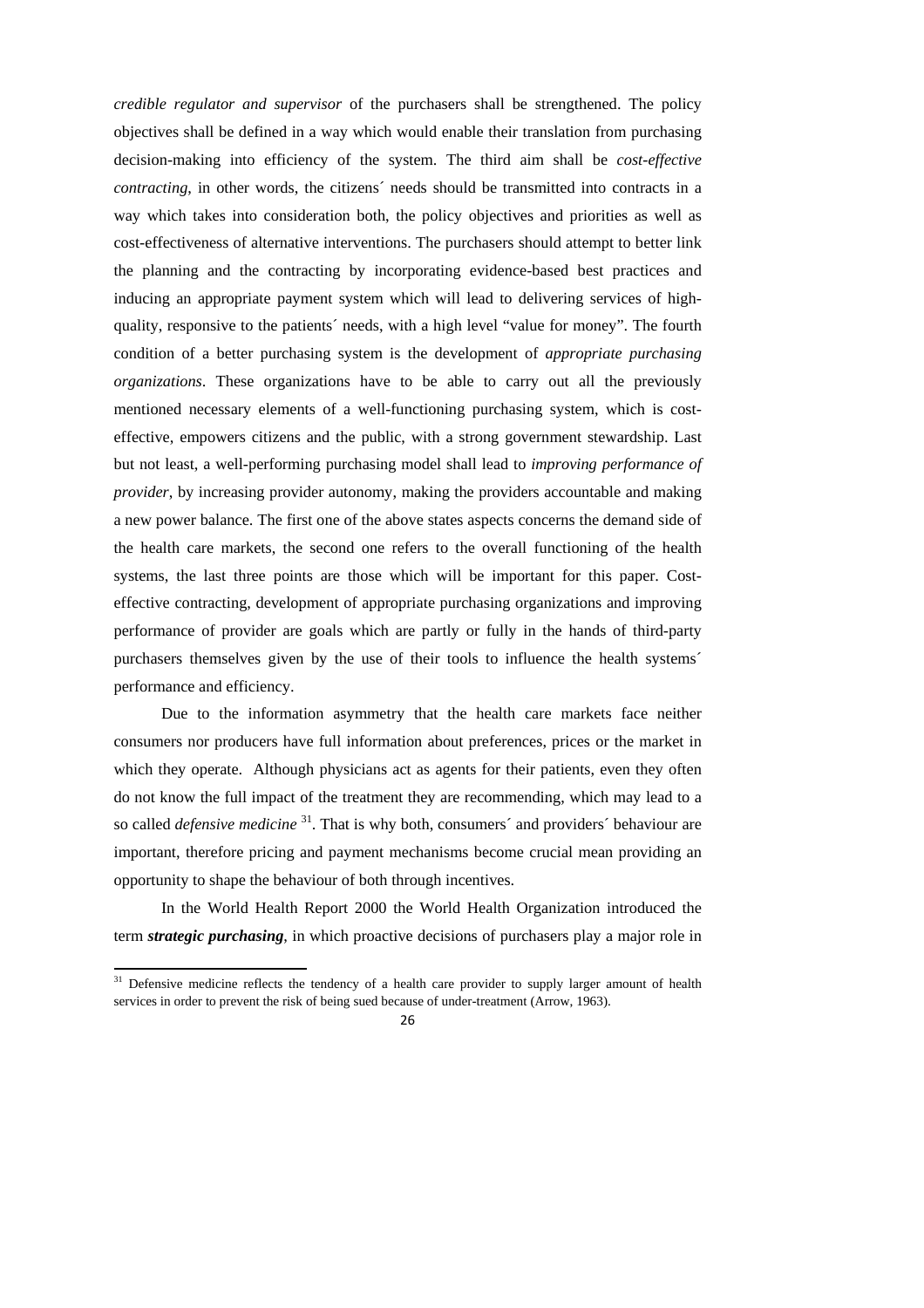*credible regulator and supervisor* of the purchasers shall be strengthened. The policy objectives shall be defined in a way which would enable their translation from purchasing decision-making into efficiency of the system. The third aim shall be *cost-effective contracting*, in other words, the citizens´ needs should be transmitted into contracts in a way which takes into consideration both, the policy objectives and priorities as well as cost-effectiveness of alternative interventions. The purchasers should attempt to better link the planning and the contracting by incorporating evidence-based best practices and inducing an appropriate payment system which will lead to delivering services of high-quality, responsive to the patients´ needs, with a high level "value for money". The fourth condition of a better purchasing system is the development of *appropriate purchasing organizations*. These organizations have to be able to carry out all the previously mentioned necessary elements of a well-functioning purchasing system, which is cost-effective, empowers citizens and the public, with a strong government stewardship. Last but not least, a well-performing purchasing model shall lead to *improving performance of provider*, by increasing provider autonomy, making the providers accountable and making a new power balance. The first one of the above states aspects concerns the demand side of the health care markets, the second one refers to the overall functioning of the health systems, the last three points are those which will be important for this paper. Cost-effective contracting, development of appropriate purchasing organizations and improving performance of provider are goals which are partly or fully in the hands of third-party purchasers themselves given by the use of their tools to influence the health systems´ performance and efficiency.

Due to the information asymmetry that the health care markets face neither consumers nor producers have full information about preferences, prices or the market in which they operate. Although physicians act as agents for their patients, even they often do not know the full impact of the treatment they are recommending, which may lead to a so called *defensive medicine* [31]. That is why both, consumers´ and providers´ behaviour are important, therefore pricing and payment mechanisms become crucial mean providing an opportunity to shape the behaviour of both through incentives.

In the World Health Report 2000 the World Health Organization introduced the term ***strategic purchasing***, in which proactive decisions of purchasers play a major role in

[31] Defensive medicine reflects the tendency of a health care provider to supply larger amount of health services in order to prevent the risk of being sued because of under-treatment (Arrow, 1963).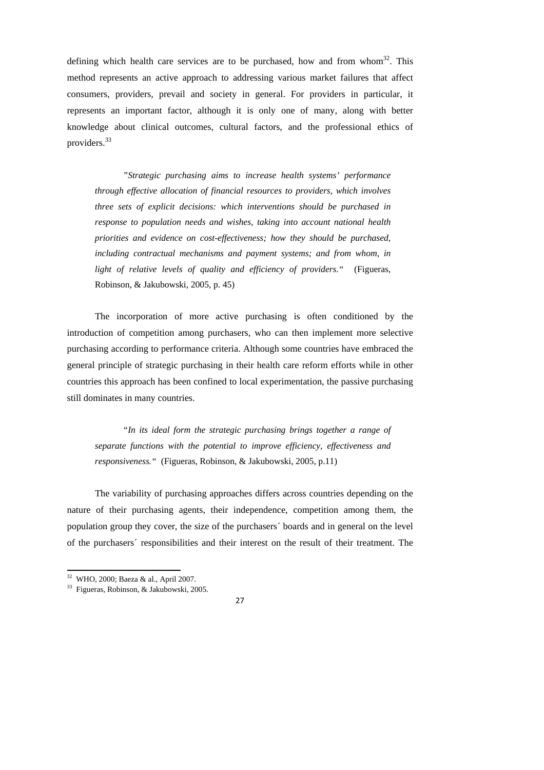defining which health care services are to be purchased, how and from whom[32]. This method represents an active approach to addressing various market failures that affect consumers, providers, prevail and society in general. For providers in particular, it represents an important factor, although it is only one of many, along with better knowledge about clinical outcomes, cultural factors, and the professional ethics of providers.[33]

> *"Strategic purchasing aims to increase health systems' performance through effective allocation of financial resources to providers, which involves three sets of explicit decisions: which interventions should be purchased in response to population needs and wishes, taking into account national health priorities and evidence on cost-effectiveness; how they should be purchased, including contractual mechanisms and payment systems; and from whom, in light of relative levels of quality and efficiency of providers."* (Figueras, Robinson, & Jakubowski, 2005, p. 45)

The incorporation of more active purchasing is often conditioned by the introduction of competition among purchasers, who can then implement more selective purchasing according to performance criteria. Although some countries have embraced the general principle of strategic purchasing in their health care reform efforts while in other countries this approach has been confined to local experimentation, the passive purchasing still dominates in many countries.

> *"In its ideal form the strategic purchasing brings together a range of separate functions with the potential to improve efficiency, effectiveness and responsiveness."* (Figueras, Robinson, & Jakubowski, 2005, p.11)

The variability of purchasing approaches differs across countries depending on the nature of their purchasing agents, their independence, competition among them, the population group they cover, the size of the purchasers´ boards and in general on the level of the purchasers´ responsibilities and their interest on the result of their treatment. The

---

[32] WHO, 2000; Baeza & al., April 2007.

[33] Figueras, Robinson, & Jakubowski, 2005.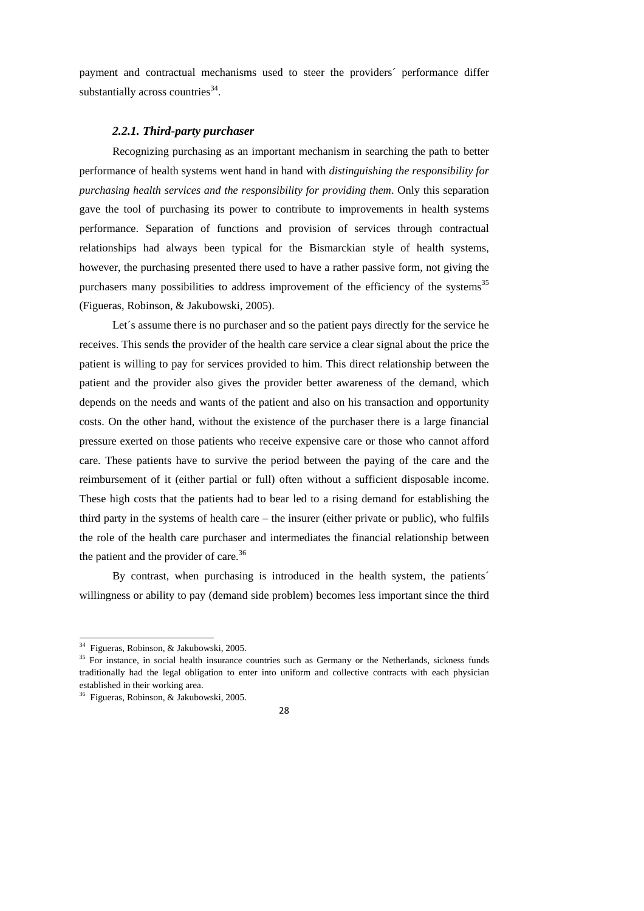payment and contractual mechanisms used to steer the providers´ performance differ substantially across countries[34].

### *2.2.1. Third-party purchaser*

Recognizing purchasing as an important mechanism in searching the path to better performance of health systems went hand in hand with *distinguishing the responsibility for purchasing health services and the responsibility for providing them*. Only this separation gave the tool of purchasing its power to contribute to improvements in health systems performance. Separation of functions and provision of services through contractual relationships had always been typical for the Bismarckian style of health systems, however, the purchasing presented there used to have a rather passive form, not giving the purchasers many possibilities to address improvement of the efficiency of the systems[35] (Figueras, Robinson, & Jakubowski, 2005).

Let´s assume there is no purchaser and so the patient pays directly for the service he receives. This sends the provider of the health care service a clear signal about the price the patient is willing to pay for services provided to him. This direct relationship between the patient and the provider also gives the provider better awareness of the demand, which depends on the needs and wants of the patient and also on his transaction and opportunity costs. On the other hand, without the existence of the purchaser there is a large financial pressure exerted on those patients who receive expensive care or those who cannot afford care. These patients have to survive the period between the paying of the care and the reimbursement of it (either partial or full) often without a sufficient disposable income. These high costs that the patients had to bear led to a rising demand for establishing the third party in the systems of health care – the insurer (either private or public), who fulfils the role of the health care purchaser and intermediates the financial relationship between the patient and the provider of care.[36]

By contrast, when purchasing is introduced in the health system, the patients´ willingness or ability to pay (demand side problem) becomes less important since the third

---

[34] Figueras, Robinson, & Jakubowski, 2005.

[35] For instance, in social health insurance countries such as Germany or the Netherlands, sickness funds traditionally had the legal obligation to enter into uniform and collective contracts with each physician established in their working area.

[36] Figueras, Robinson, & Jakubowski, 2005.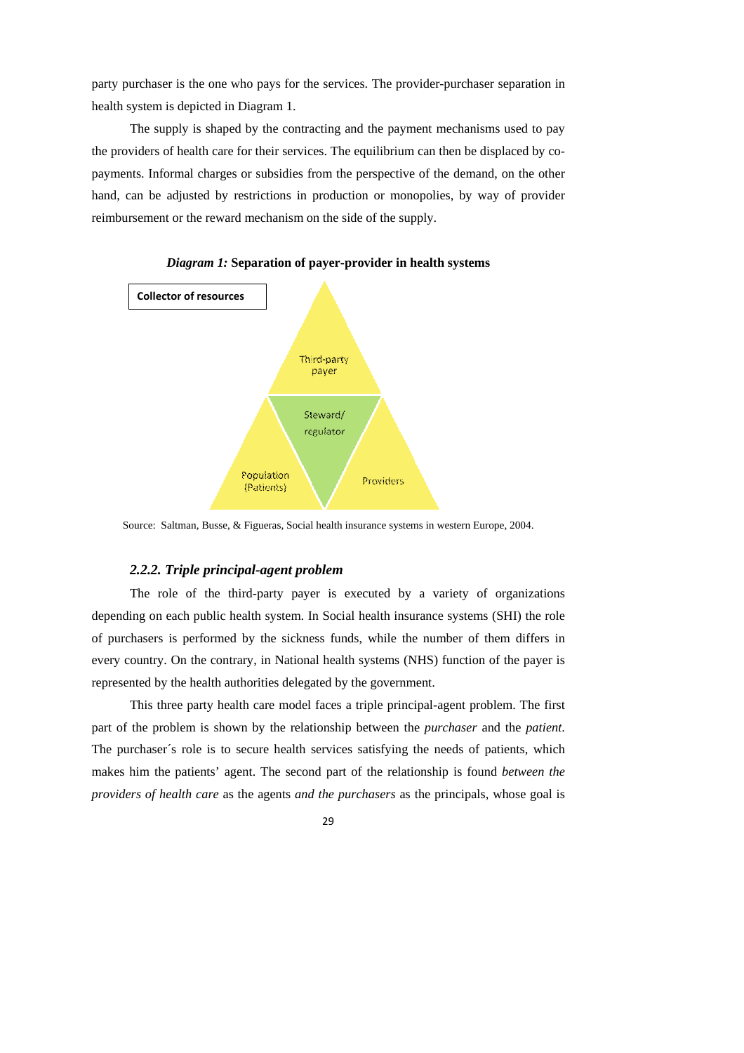party purchaser is the one who pays for the services. The provider-purchaser separation in health system is depicted in Diagram 1.

The supply is shaped by the contracting and the payment mechanisms used to pay the providers of health care for their services. The equilibrium can then be displaced by co-payments. Informal charges or subsidies from the perspective of the demand, on the other hand, can be adjusted by restrictions in production or monopolies, by way of provider reimbursement or the reward mechanism on the side of the supply.

***Diagram 1:*** **Separation of payer-provider in health systems**

Collector of resources

Third-party payer

Steward/ regulator

Population (Patients)

Providers

Source: Saltman, Busse, & Figueras, Social health insurance systems in western Europe, 2004.

### *2.2.2. Triple principal-agent problem*

The role of the third-party payer is executed by a variety of organizations depending on each public health system. In Social health insurance systems (SHI) the role of purchasers is performed by the sickness funds, while the number of them differs in every country. On the contrary, in National health systems (NHS) function of the payer is represented by the health authorities delegated by the government.

This three party health care model faces a triple principal-agent problem. The first part of the problem is shown by the relationship between the *purchaser* and the *patient*. The purchaser´s role is to secure health services satisfying the needs of patients, which makes him the patients' agent. The second part of the relationship is found *between the providers of health care* as the agents *and the purchasers* as the principals, whose goal is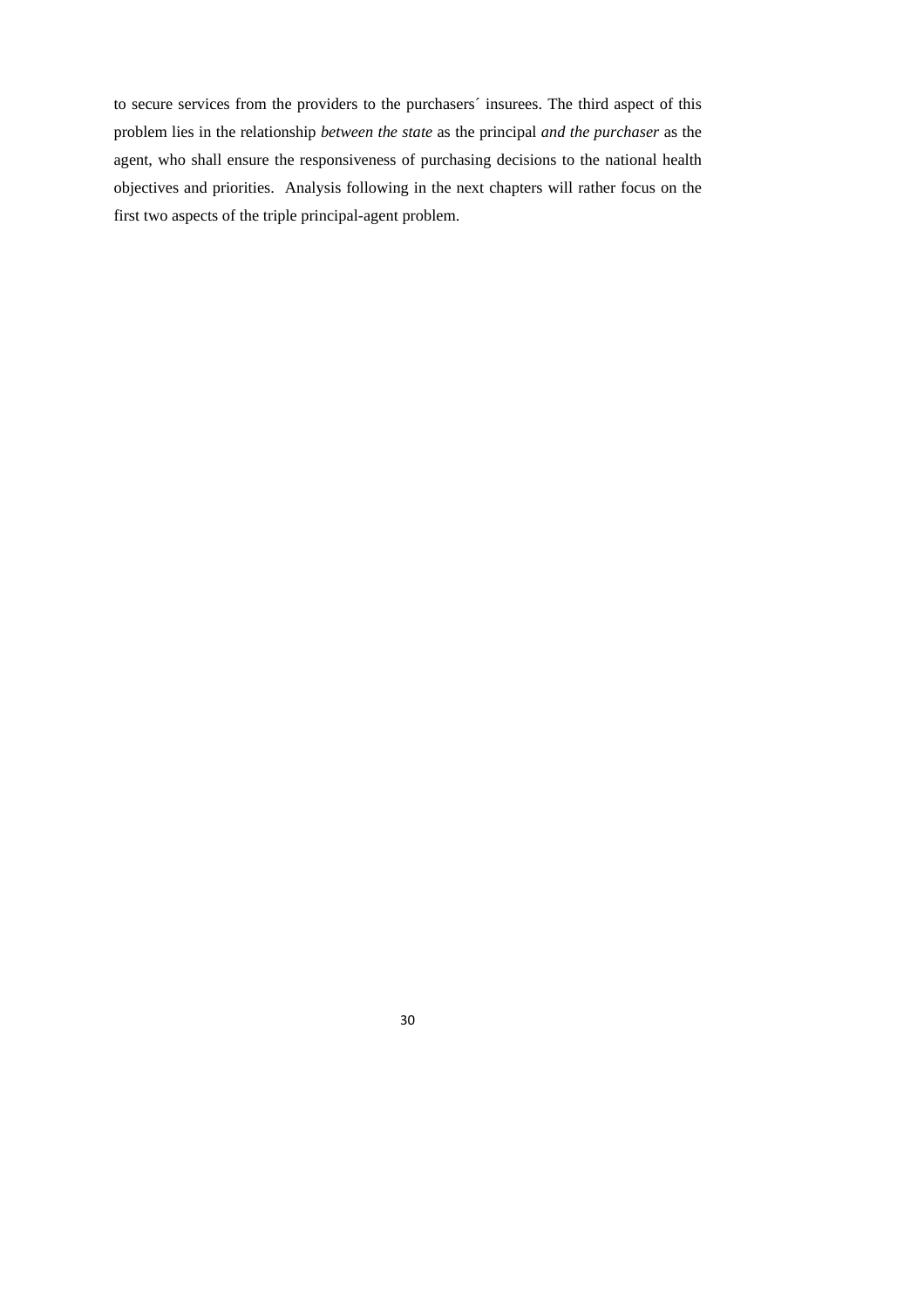to secure services from the providers to the purchasers´ insurees. The third aspect of this problem lies in the relationship *between the state* as the principal *and the purchaser* as the agent, who shall ensure the responsiveness of purchasing decisions to the national health objectives and priorities. Analysis following in the next chapters will rather focus on the first two aspects of the triple principal-agent problem.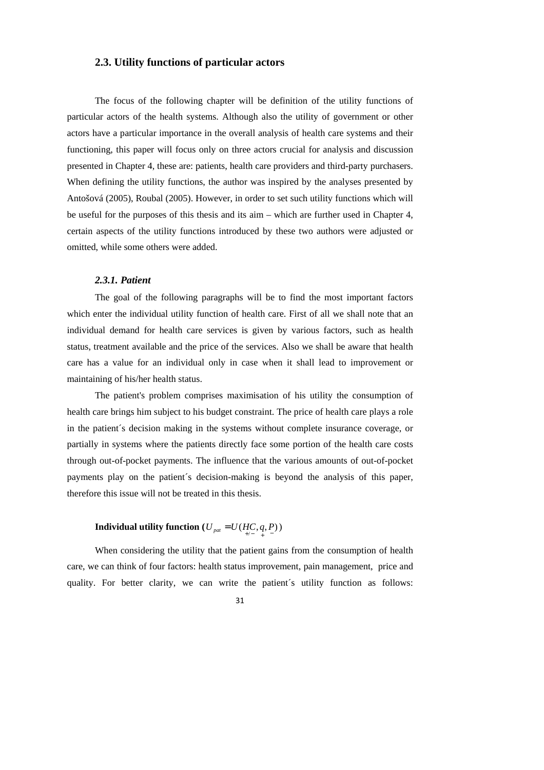## 2.3. Utility functions of particular actors

The focus of the following chapter will be definition of the utility functions of particular actors of the health systems. Although also the utility of government or other actors have a particular importance in the overall analysis of health care systems and their functioning, this paper will focus only on three actors crucial for analysis and discussion presented in Chapter 4, these are: patients, health care providers and third-party purchasers. When defining the utility functions, the author was inspired by the analyses presented by Antošová (2005), Roubal (2005). However, in order to set such utility functions which will be useful for the purposes of this thesis and its aim – which are further used in Chapter 4, certain aspects of the utility functions introduced by these two authors were adjusted or omitted, while some others were added.

### *2.3.1. Patient*

The goal of the following paragraphs will be to find the most important factors which enter the individual utility function of health care. First of all we shall note that an individual demand for health care services is given by various factors, such as health status, treatment available and the price of the services. Also we shall be aware that health care has a value for an individual only in case when it shall lead to improvement or maintaining of his/her health status.

The patient's problem comprises maximisation of his utility the consumption of health care brings him subject to his budget constraint. The price of health care plays a role in the patient´s decision making in the systems without complete insurance coverage, or partially in systems where the patients directly face some portion of the health care costs through out-of-pocket payments. The influence that the various amounts of out-of-pocket payments play on the patient´s decision-making is beyond the analysis of this paper, therefore this issue will not be treated in this thesis.

**Individual utility function (**$U_{pat} = U(\underset{+/-}{HC}, \underset{+}{q}, \underset{-}{P})$**)**

When considering the utility that the patient gains from the consumption of health care, we can think of four factors: health status improvement, pain management, price and quality. For better clarity, we can write the patient´s utility function as follows: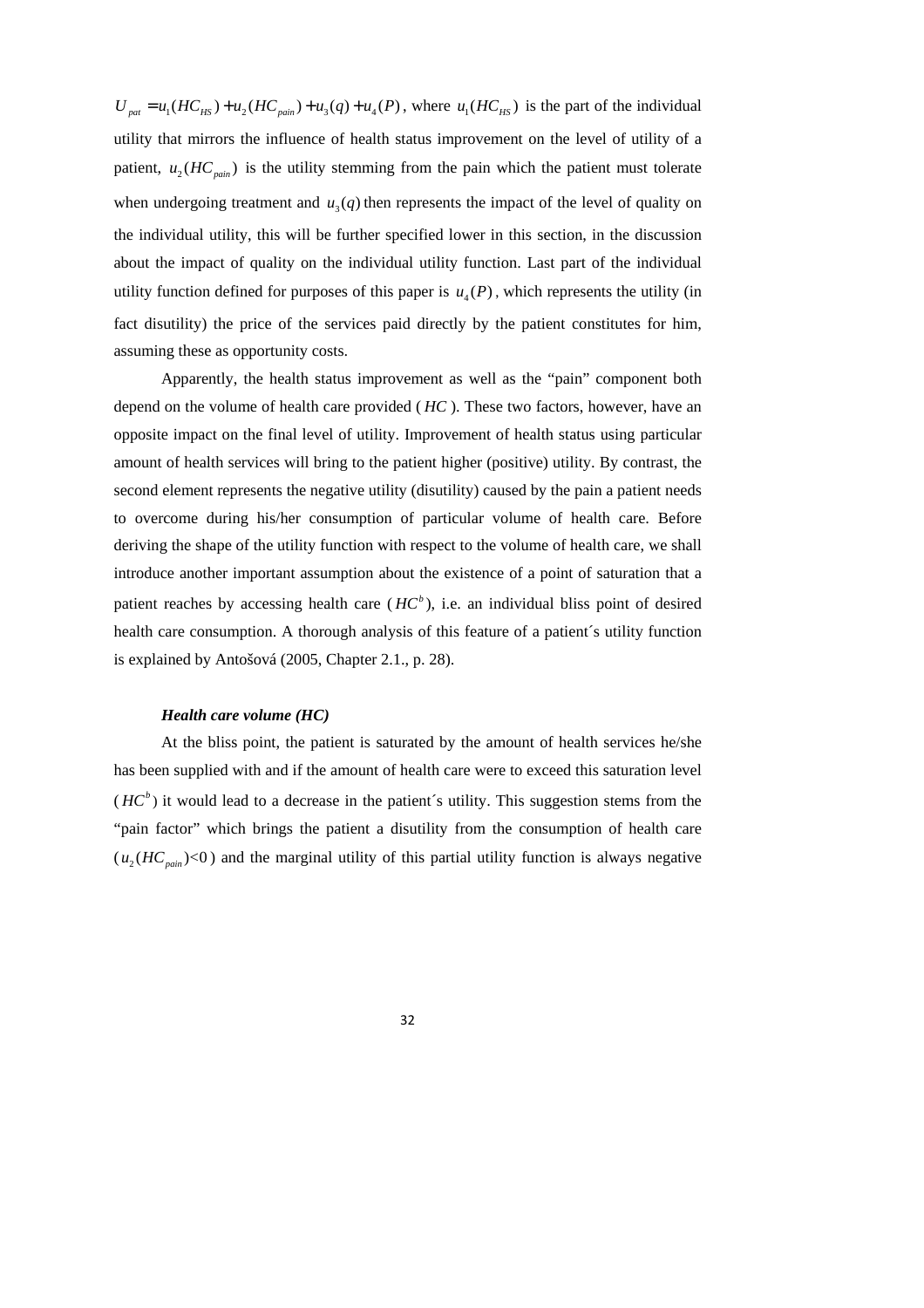$U_{pat} = u_1(HC_{HS}) + u_2(HC_{pain}) + u_3(q) + u_4(P)$, where $u_1(HC_{HS})$ is the part of the individual utility that mirrors the influence of health status improvement on the level of utility of a patient, $u_2(HC_{pain})$ is the utility stemming from the pain which the patient must tolerate when undergoing treatment and $u_3(q)$ then represents the impact of the level of quality on the individual utility, this will be further specified lower in this section, in the discussion about the impact of quality on the individual utility function. Last part of the individual utility function defined for purposes of this paper is $u_4(P)$, which represents the utility (in fact disutility) the price of the services paid directly by the patient constitutes for him, assuming these as opportunity costs.

Apparently, the health status improvement as well as the "pain" component both depend on the volume of health care provided ($HC$). These two factors, however, have an opposite impact on the final level of utility. Improvement of health status using particular amount of health services will bring to the patient higher (positive) utility. By contrast, the second element represents the negative utility (disutility) caused by the pain a patient needs to overcome during his/her consumption of particular volume of health care. Before deriving the shape of the utility function with respect to the volume of health care, we shall introduce another important assumption about the existence of a point of saturation that a patient reaches by accessing health care ($HC^b$), i.e. an individual bliss point of desired health care consumption. A thorough analysis of this feature of a patient´s utility function is explained by Antošová (2005, Chapter 2.1., p. 28).

***Health care volume (HC)***

At the bliss point, the patient is saturated by the amount of health services he/she has been supplied with and if the amount of health care were to exceed this saturation level ($HC^b$) it would lead to a decrease in the patient´s utility. This suggestion stems from the "pain factor" which brings the patient a disutility from the consumption of health care ($u_2(HC_{pain})<0$) and the marginal utility of this partial utility function is always negative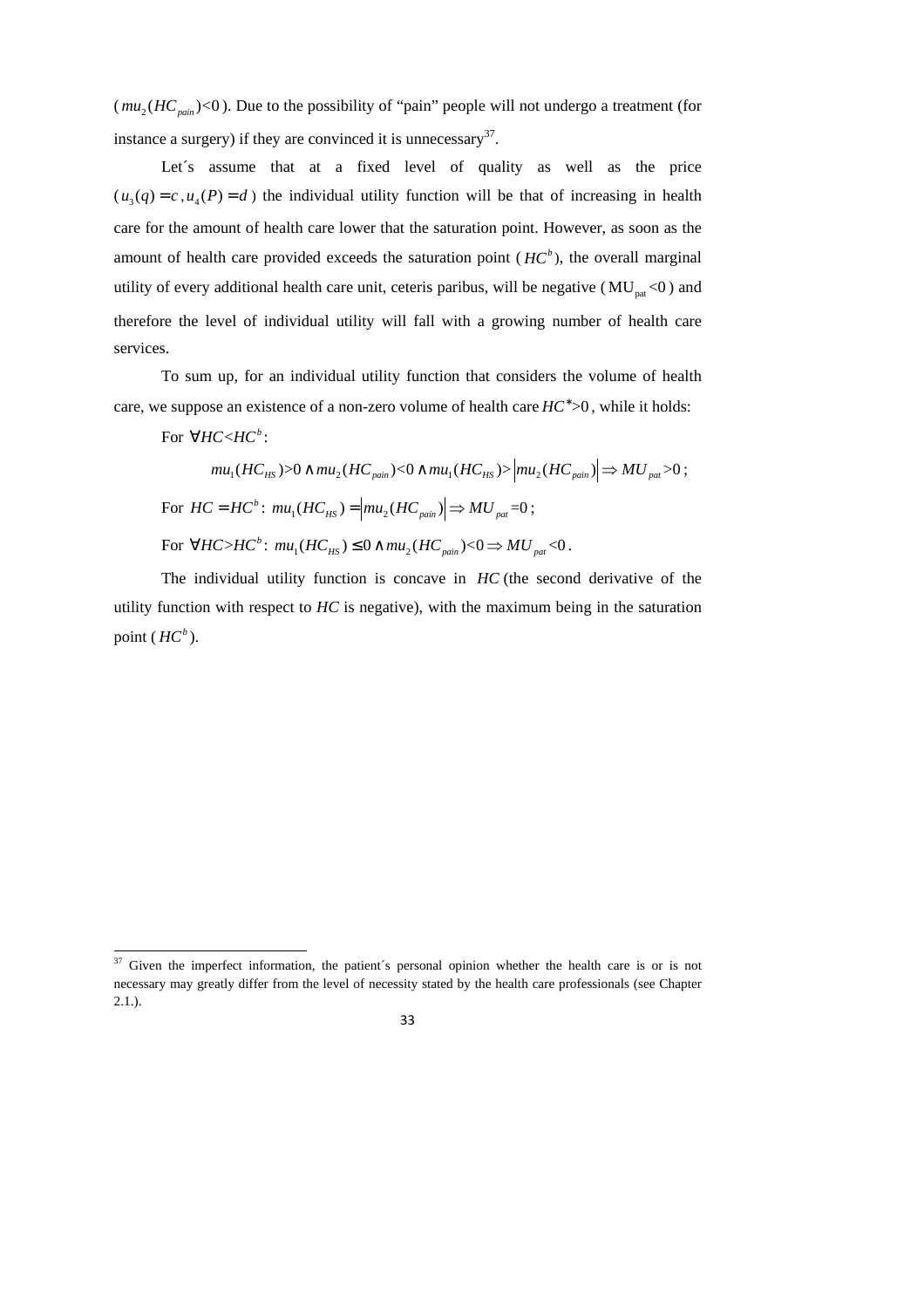($mu_2(HC_{pain})<0$). Due to the possibility of "pain" people will not undergo a treatment (for instance a surgery) if they are convinced it is unnecessary[37].

Let´s assume that at a fixed level of quality as well as the price ($u_3(q) = c, u_4(P) = d$) the individual utility function will be that of increasing in health care for the amount of health care lower that the saturation point. However, as soon as the amount of health care provided exceeds the saturation point ($HC^b$), the overall marginal utility of every additional health care unit, ceteris paribus, will be negative ($\mathrm{MU_{pat}}<0$) and therefore the level of individual utility will fall with a growing number of health care services.

To sum up, for an individual utility function that considers the volume of health care, we suppose an existence of a non-zero volume of health care $HC^*>0$, while it holds:

For $\forall HC<HC^b$:

$$mu_1(HC_{HS})>0 \wedge mu_2(HC_{pain})<0 \wedge mu_1(HC_{HS})>\left|mu_2(HC_{pain})\right| \Rightarrow MU_{pat}>0;$$

For $HC = HC^b$: $mu_1(HC_{HS}) = \left|mu_2(HC_{pain})\right| \Rightarrow MU_{pat}=0$;

For $\forall HC>HC^b$: $mu_1(HC_{HS}) \leq 0 \wedge mu_2(HC_{pain})<0 \Rightarrow MU_{pat}<0$.

The individual utility function is concave in $HC$ (the second derivative of the utility function with respect to $HC$ is negative), with the maximum being in the saturation point ($HC^b$).

[37] Given the imperfect information, the patient´s personal opinion whether the health care is or is not necessary may greatly differ from the level of necessity stated by the health care professionals (see Chapter 2.1.).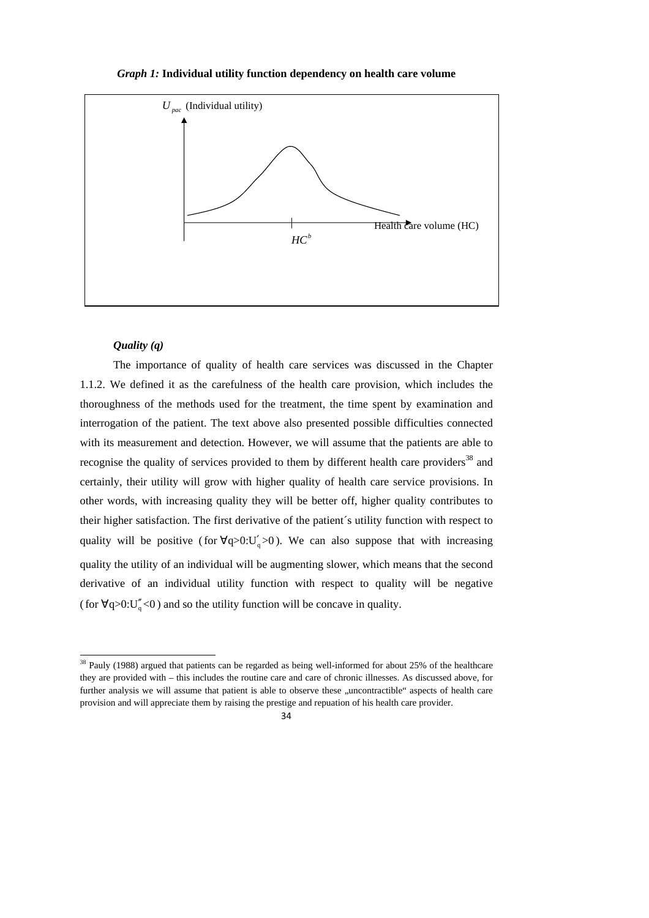*Graph 1:* **Individual utility function dependency on health care volume**

$U_{pac}$ (Individual utility)

Health care volume (HC)

$HC^b$

***Quality (q)***

The importance of quality of health care services was discussed in the Chapter 1.1.2. We defined it as the carefulness of the health care provision, which includes the thoroughness of the methods used for the treatment, the time spent by examination and interrogation of the patient. The text above also presented possible difficulties connected with its measurement and detection. However, we will assume that the patients are able to recognise the quality of services provided to them by different health care providers[38] and certainly, their utility will grow with higher quality of health care service provisions. In other words, with increasing quality they will be better off, higher quality contributes to their higher satisfaction. The first derivative of the patient´s utility function with respect to quality will be positive ( $\text{for } \forall q>0: U'_q>0$ ). We can also suppose that with increasing quality the utility of an individual will be augmenting slower, which means that the second derivative of an individual utility function with respect to quality will be negative ( $\text{for } \forall q>0: U''_q<0$ ) and so the utility function will be concave in quality.

---

[38] Pauly (1988) argued that patients can be regarded as being well-informed for about 25% of the healthcare they are provided with – this includes the routine care and care of chronic illnesses. As discussed above, for further analysis we will assume that patient is able to observe these „uncontractible“ aspects of health care provision and will appreciate them by raising the prestige and repuation of his health care provider.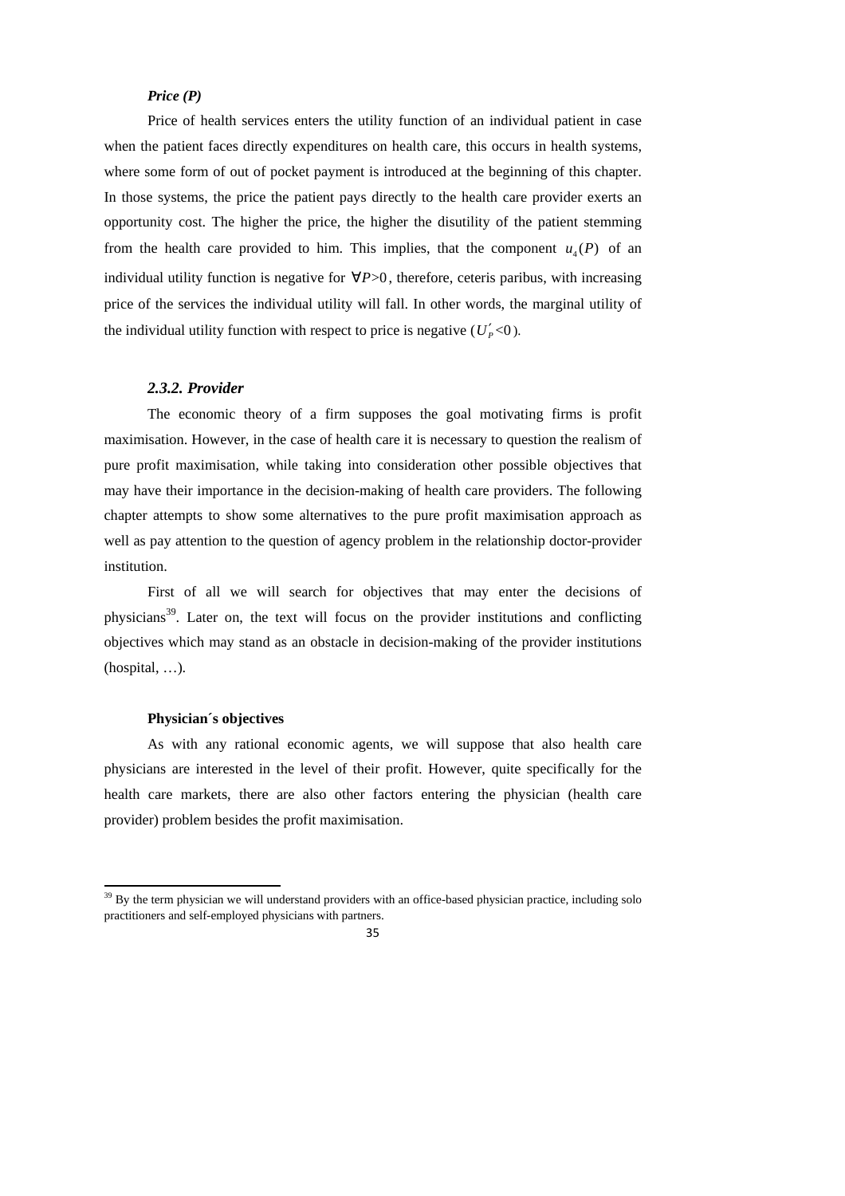***Price (P)***

Price of health services enters the utility function of an individual patient in case when the patient faces directly expenditures on health care, this occurs in health systems, where some form of out of pocket payment is introduced at the beginning of this chapter. In those systems, the price the patient pays directly to the health care provider exerts an opportunity cost. The higher the price, the higher the disutility of the patient stemming from the health care provided to him. This implies, that the component $u_4(P)$ of an individual utility function is negative for $\forall P>0$, therefore, ceteris paribus, with increasing price of the services the individual utility will fall. In other words, the marginal utility of the individual utility function with respect to price is negative ($U_P'<0$).

### *2.3.2. Provider*

The economic theory of a firm supposes the goal motivating firms is profit maximisation. However, in the case of health care it is necessary to question the realism of pure profit maximisation, while taking into consideration other possible objectives that may have their importance in the decision-making of health care providers. The following chapter attempts to show some alternatives to the pure profit maximisation approach as well as pay attention to the question of agency problem in the relationship doctor-provider institution.

First of all we will search for objectives that may enter the decisions of physicians[39]. Later on, the text will focus on the provider institutions and conflicting objectives which may stand as an obstacle in decision-making of the provider institutions (hospital, …).

**Physician´s objectives**

As with any rational economic agents, we will suppose that also health care physicians are interested in the level of their profit. However, quite specifically for the health care markets, there are also other factors entering the physician (health care provider) problem besides the profit maximisation.

[39] By the term physician we will understand providers with an office-based physician practice, including solo practitioners and self-employed physicians with partners.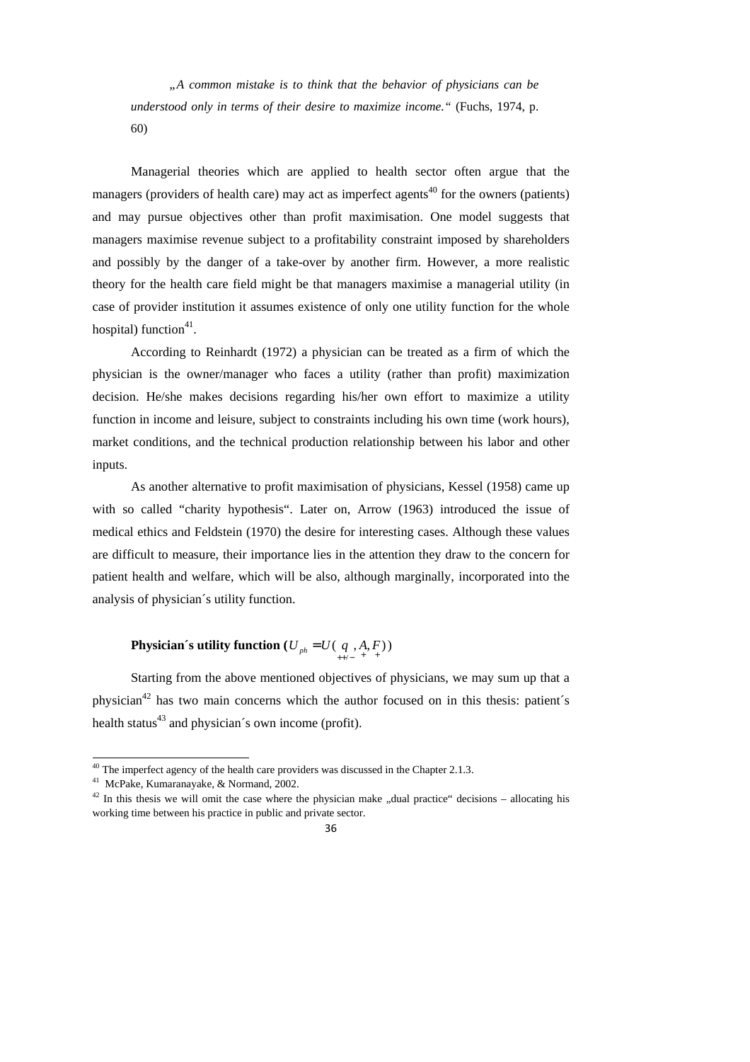> „*A common mistake is to think that the behavior of physicians can be understood only in terms of their desire to maximize income.*“ (Fuchs, 1974, p. 60)

Managerial theories which are applied to health sector often argue that the managers (providers of health care) may act as imperfect agents[40] for the owners (patients) and may pursue objectives other than profit maximisation. One model suggests that managers maximise revenue subject to a profitability constraint imposed by shareholders and possibly by the danger of a take-over by another firm. However, a more realistic theory for the health care field might be that managers maximise a managerial utility (in case of provider institution it assumes existence of only one utility function for the whole hospital) function[41].

According to Reinhardt (1972) a physician can be treated as a firm of which the physician is the owner/manager who faces a utility (rather than profit) maximization decision. He/she makes decisions regarding his/her own effort to maximize a utility function in income and leisure, subject to constraints including his own time (work hours), market conditions, and the technical production relationship between his labor and other inputs.

As another alternative to profit maximisation of physicians, Kessel (1958) came up with so called "charity hypothesis". Later on, Arrow (1963) introduced the issue of medical ethics and Feldstein (1970) the desire for interesting cases. Although these values are difficult to measure, their importance lies in the attention they draw to the concern for patient health and welfare, which will be also, although marginally, incorporated into the analysis of physician´s utility function.

**Physician´s utility function (**$U_{ph} = U(\underset{++/-}{q}, \underset{+}{A}, \underset{+}{F})$**)**

Starting from the above mentioned objectives of physicians, we may sum up that a physician[42] has two main concerns which the author focused on in this thesis: patient´s health status[43] and physician´s own income (profit).

---

[40] The imperfect agency of the health care providers was discussed in the Chapter 2.1.3.

[41] McPake, Kumaranayake, & Normand, 2002.

[42] In this thesis we will omit the case where the physician make „dual practice" decisions – allocating his working time between his practice in public and private sector.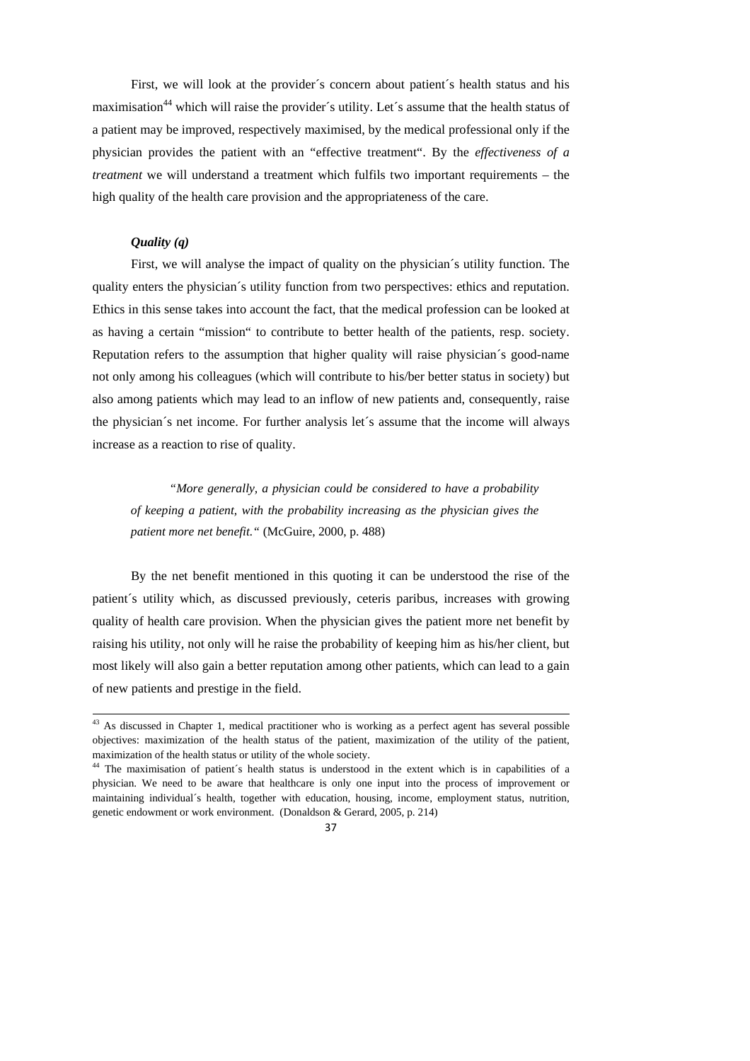First, we will look at the provider´s concern about patient´s health status and his maximisation[44] which will raise the provider´s utility. Let´s assume that the health status of a patient may be improved, respectively maximised, by the medical professional only if the physician provides the patient with an "effective treatment". By the *effectiveness of a treatment* we will understand a treatment which fulfils two important requirements – the high quality of the health care provision and the appropriateness of the care.

***Quality (q)***

First, we will analyse the impact of quality on the physician´s utility function. The quality enters the physician´s utility function from two perspectives: ethics and reputation. Ethics in this sense takes into account the fact, that the medical profession can be looked at as having a certain "mission" to contribute to better health of the patients, resp. society. Reputation refers to the assumption that higher quality will raise physician´s good-name not only among his colleagues (which will contribute to his/ber better status in society) but also among patients which may lead to an inflow of new patients and, consequently, raise the physician´s net income. For further analysis let´s assume that the income will always increase as a reaction to rise of quality.

> "*More generally, a physician could be considered to have a probability of keeping a patient, with the probability increasing as the physician gives the patient more net benefit.*" (McGuire, 2000, p. 488)

By the net benefit mentioned in this quoting it can be understood the rise of the patient´s utility which, as discussed previously, ceteris paribus, increases with growing quality of health care provision. When the physician gives the patient more net benefit by raising his utility, not only will he raise the probability of keeping him as his/her client, but most likely will also gain a better reputation among other patients, which can lead to a gain of new patients and prestige in the field.

---

[43] As discussed in Chapter 1, medical practitioner who is working as a perfect agent has several possible objectives: maximization of the health status of the patient, maximization of the utility of the patient, maximization of the health status or utility of the whole society.

[44] The maximisation of patient´s health status is understood in the extent which is in capabilities of a physician. We need to be aware that healthcare is only one input into the process of improvement or maintaining individual´s health, together with education, housing, income, employment status, nutrition, genetic endowment or work environment. (Donaldson & Gerard, 2005, p. 214)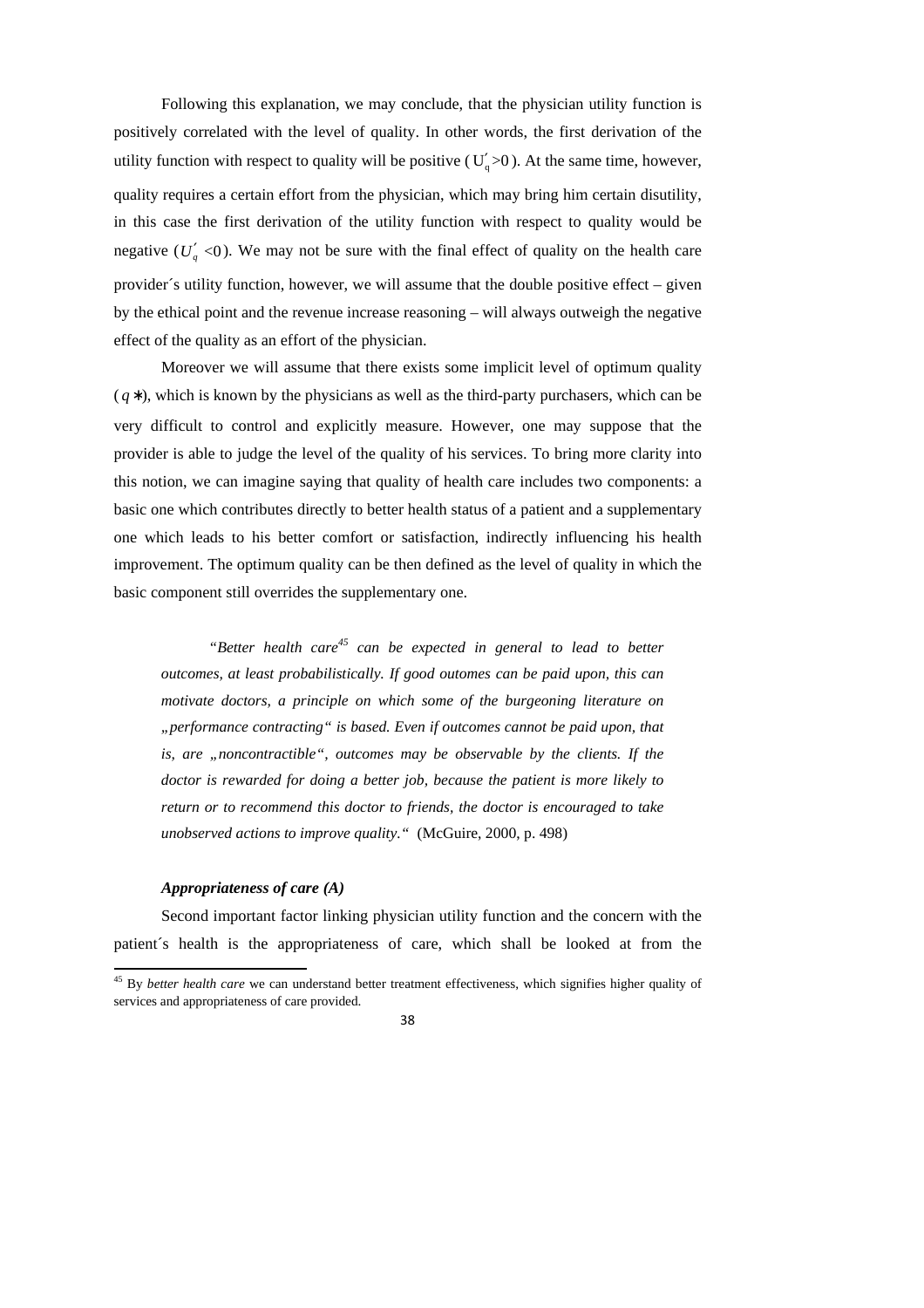Following this explanation, we may conclude, that the physician utility function is positively correlated with the level of quality. In other words, the first derivation of the utility function with respect to quality will be positive ($U_q' > 0$). At the same time, however, quality requires a certain effort from the physician, which may bring him certain disutility, in this case the first derivation of the utility function with respect to quality would be negative ($U_q' < 0$). We may not be sure with the final effect of quality on the health care provider´s utility function, however, we will assume that the double positive effect – given by the ethical point and the revenue increase reasoning – will always outweigh the negative effect of the quality as an effort of the physician.

Moreover we will assume that there exists some implicit level of optimum quality ($q*$), which is known by the physicians as well as the third-party purchasers, which can be very difficult to control and explicitly measure. However, one may suppose that the provider is able to judge the level of the quality of his services. To bring more clarity into this notion, we can imagine saying that quality of health care includes two components: a basic one which contributes directly to better health status of a patient and a supplementary one which leads to his better comfort or satisfaction, indirectly influencing his health improvement. The optimum quality can be then defined as the level of quality in which the basic component still overrides the supplementary one.

> *"Better health care[45] can be expected in general to lead to better outcomes, at least probabilistically. If good outomes can be paid upon, this can motivate doctors, a principle on which some of the burgeoning literature on „performance contracting" is based. Even if outcomes cannot be paid upon, that is, are „noncontractible", outcomes may be observable by the clients. If the doctor is rewarded for doing a better job, because the patient is more likely to return or to recommend this doctor to friends, the doctor is encouraged to take unobserved actions to improve quality."* (McGuire, 2000, p. 498)

***Appropriateness of care (A)***

Second important factor linking physician utility function and the concern with the patient´s health is the appropriateness of care, which shall be looked at from the

---

[45] By *better health care* we can understand better treatment effectiveness, which signifies higher quality of services and appropriateness of care provided.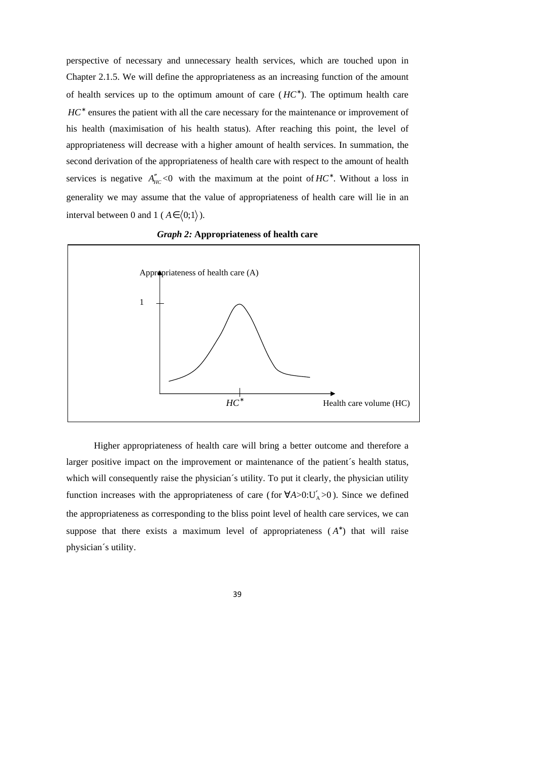perspective of necessary and unnecessary health services, which are touched upon in Chapter 2.1.5. We will define the appropriateness as an increasing function of the amount of health services up to the optimum amount of care ($HC^*$). The optimum health care $HC^*$ ensures the patient with all the care necessary for the maintenance or improvement of his health (maximisation of his health status). After reaching this point, the level of appropriateness will decrease with a higher amount of health services. In summation, the second derivation of the appropriateness of health care with respect to the amount of health services is negative $A''_{HC}<0$ with the maximum at the point of $HC^*$. Without a loss in generality we may assume that the value of appropriateness of health care will lie in an interval between 0 and 1 ($A \in \langle 0;1 \rangle$).

***Graph 2:* Appropriateness of health care**

Appropriateness of health care (A)

1

$HC^*$ Health care volume (HC)

Higher appropriateness of health care will bring a better outcome and therefore a larger positive impact on the improvement or maintenance of the patient´s health status, which will consequently raise the physician´s utility. To put it clearly, the physician utility function increases with the appropriateness of care (for $\forall A>0: U'_A>0$). Since we defined the appropriateness as corresponding to the bliss point level of health care services, we can suppose that there exists a maximum level of appropriateness ($A^*$) that will raise physician´s utility.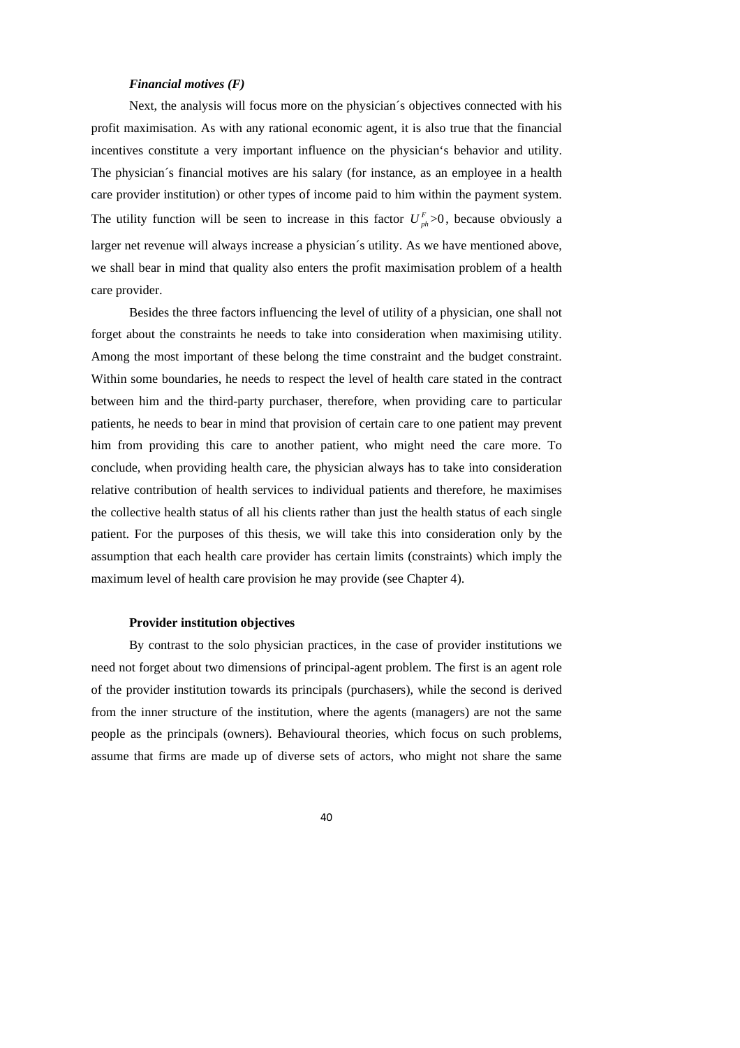***Financial motives (F)***

Next, the analysis will focus more on the physician´s objectives connected with his profit maximisation. As with any rational economic agent, it is also true that the financial incentives constitute a very important influence on the physician‘s behavior and utility. The physician´s financial motives are his salary (for instance, as an employee in a health care provider institution) or other types of income paid to him within the payment system. The utility function will be seen to increase in this factor $U_{ph}^{F}>0$, because obviously a larger net revenue will always increase a physician´s utility. As we have mentioned above, we shall bear in mind that quality also enters the profit maximisation problem of a health care provider.

Besides the three factors influencing the level of utility of a physician, one shall not forget about the constraints he needs to take into consideration when maximising utility. Among the most important of these belong the time constraint and the budget constraint. Within some boundaries, he needs to respect the level of health care stated in the contract between him and the third-party purchaser, therefore, when providing care to particular patients, he needs to bear in mind that provision of certain care to one patient may prevent him from providing this care to another patient, who might need the care more. To conclude, when providing health care, the physician always has to take into consideration relative contribution of health services to individual patients and therefore, he maximises the collective health status of all his clients rather than just the health status of each single patient. For the purposes of this thesis, we will take this into consideration only by the assumption that each health care provider has certain limits (constraints) which imply the maximum level of health care provision he may provide (see Chapter 4).

**Provider institution objectives**

By contrast to the solo physician practices, in the case of provider institutions we need not forget about two dimensions of principal-agent problem. The first is an agent role of the provider institution towards its principals (purchasers), while the second is derived from the inner structure of the institution, where the agents (managers) are not the same people as the principals (owners). Behavioural theories, which focus on such problems, assume that firms are made up of diverse sets of actors, who might not share the same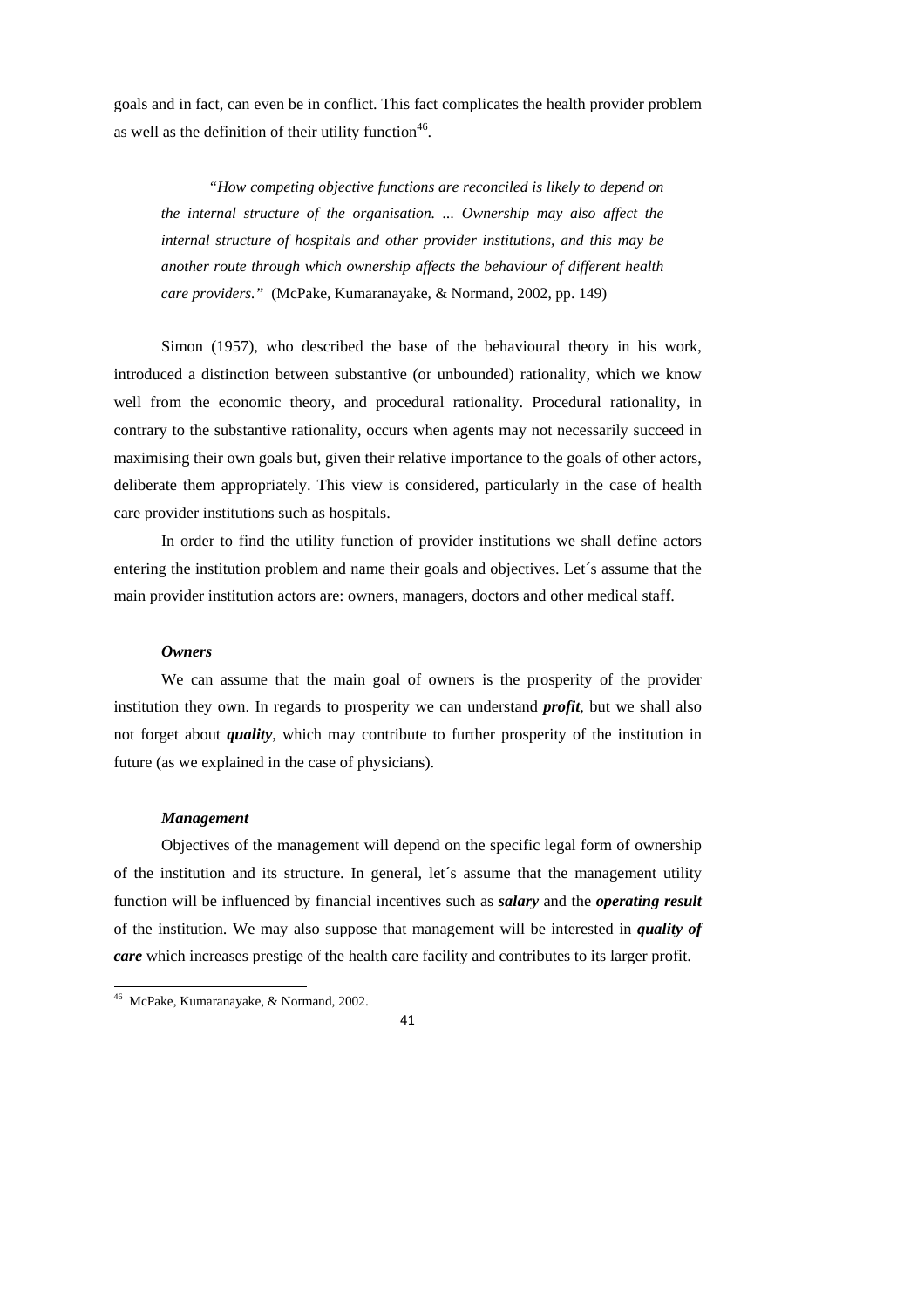goals and in fact, can even be in conflict. This fact complicates the health provider problem as well as the definition of their utility function[46].

> "*How competing objective functions are reconciled is likely to depend on the internal structure of the organisation. ... Ownership may also affect the internal structure of hospitals and other provider institutions, and this may be another route through which ownership affects the behaviour of different health care providers."* (McPake, Kumaranayake, & Normand, 2002, pp. 149)

Simon (1957), who described the base of the behavioural theory in his work, introduced a distinction between substantive (or unbounded) rationality, which we know well from the economic theory, and procedural rationality. Procedural rationality, in contrary to the substantive rationality, occurs when agents may not necessarily succeed in maximising their own goals but, given their relative importance to the goals of other actors, deliberate them appropriately. This view is considered, particularly in the case of health care provider institutions such as hospitals.

In order to find the utility function of provider institutions we shall define actors entering the institution problem and name their goals and objectives. Let´s assume that the main provider institution actors are: owners, managers, doctors and other medical staff.

***Owners***

We can assume that the main goal of owners is the prosperity of the provider institution they own. In regards to prosperity we can understand ***profit***, but we shall also not forget about ***quality***, which may contribute to further prosperity of the institution in future (as we explained in the case of physicians).

***Management***

Objectives of the management will depend on the specific legal form of ownership of the institution and its structure. In general, let´s assume that the management utility function will be influenced by financial incentives such as ***salary*** and the ***operating result*** of the institution. We may also suppose that management will be interested in ***quality of care*** which increases prestige of the health care facility and contributes to its larger profit.

[46] McPake, Kumaranayake, & Normand, 2002.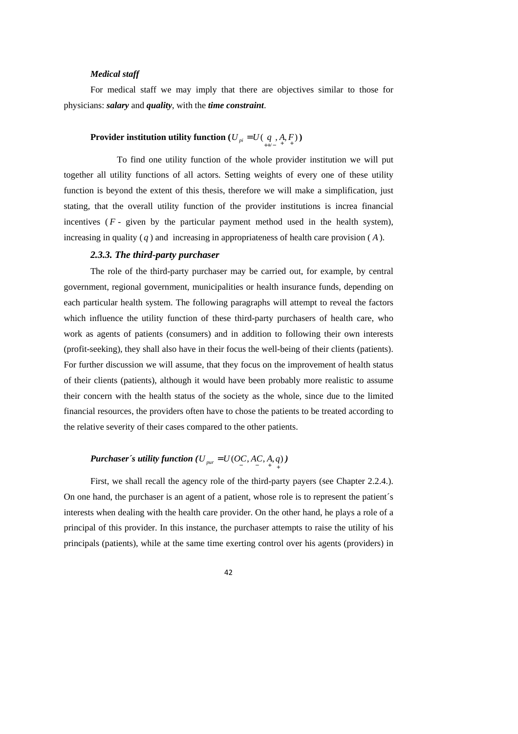***Medical staff***

For medical staff we may imply that there are objectives similar to those for physicians: ***salary*** and ***quality***, with the ***time constraint***.

**Provider institution utility function ($U_{pi} = U(\underset{++/-}{q}, \underset{+}{A}, \underset{+}{F})$)**

To find one utility function of the whole provider institution we will put together all utility functions of all actors. Setting weights of every one of these utility function is beyond the extent of this thesis, therefore we will make a simplification, just stating, that the overall utility function of the provider institutions is increa financial incentives ($F$ - given by the particular payment method used in the health system), increasing in quality ($q$) and increasing in appropriateness of health care provision ($A$).

### *2.3.3. The third-party purchaser*

The role of the third-party purchaser may be carried out, for example, by central government, regional government, municipalities or health insurance funds, depending on each particular health system. The following paragraphs will attempt to reveal the factors which influence the utility function of these third-party purchasers of health care, who work as agents of patients (consumers) and in addition to following their own interests (profit-seeking), they shall also have in their focus the well-being of their clients (patients). For further discussion we will assume, that they focus on the improvement of health status of their clients (patients), although it would have been probably more realistic to assume their concern with the health status of the society as the whole, since due to the limited financial resources, the providers often have to chose the patients to be treated according to the relative severity of their cases compared to the other patients.

***Purchaser´s utility function ($U_{pur} = U(\underset{-}{OC}, \underset{-}{AC}, \underset{+}{A}, \underset{+}{q})$)***

First, we shall recall the agency role of the third-party payers (see Chapter 2.2.4.). On one hand, the purchaser is an agent of a patient, whose role is to represent the patient´s interests when dealing with the health care provider. On the other hand, he plays a role of a principal of this provider. In this instance, the purchaser attempts to raise the utility of his principals (patients), while at the same time exerting control over his agents (providers) in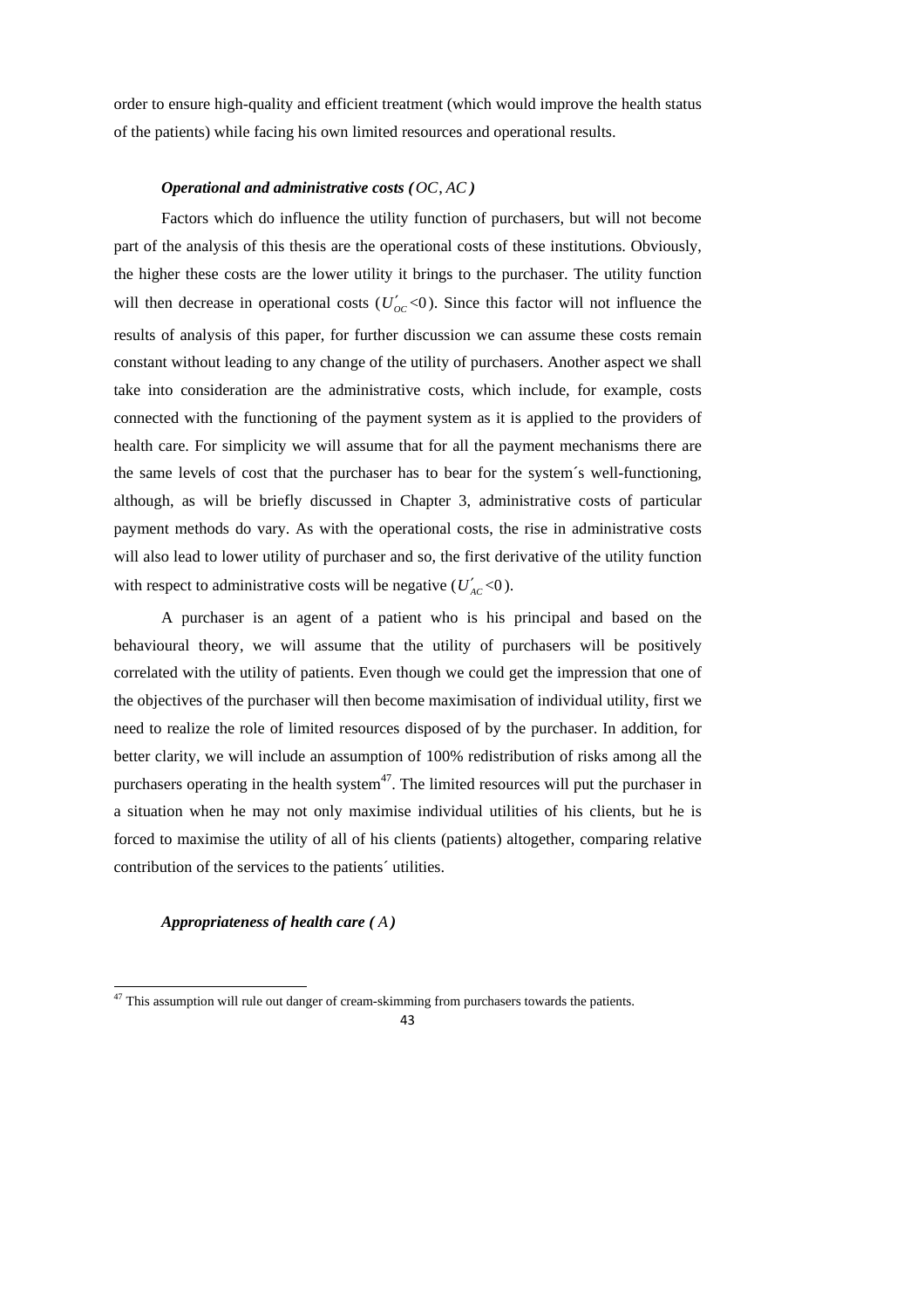order to ensure high-quality and efficient treatment (which would improve the health status of the patients) while facing his own limited resources and operational results.

***Operational and administrative costs ($OC, AC$)***

Factors which do influence the utility function of purchasers, but will not become part of the analysis of this thesis are the operational costs of these institutions. Obviously, the higher these costs are the lower utility it brings to the purchaser. The utility function will then decrease in operational costs ($U'_{OC}<0$). Since this factor will not influence the results of analysis of this paper, for further discussion we can assume these costs remain constant without leading to any change of the utility of purchasers. Another aspect we shall take into consideration are the administrative costs, which include, for example, costs connected with the functioning of the payment system as it is applied to the providers of health care. For simplicity we will assume that for all the payment mechanisms there are the same levels of cost that the purchaser has to bear for the system´s well-functioning, although, as will be briefly discussed in Chapter 3, administrative costs of particular payment methods do vary. As with the operational costs, the rise in administrative costs will also lead to lower utility of purchaser and so, the first derivative of the utility function with respect to administrative costs will be negative ($U'_{AC}<0$).

A purchaser is an agent of a patient who is his principal and based on the behavioural theory, we will assume that the utility of purchasers will be positively correlated with the utility of patients. Even though we could get the impression that one of the objectives of the purchaser will then become maximisation of individual utility, first we need to realize the role of limited resources disposed of by the purchaser. In addition, for better clarity, we will include an assumption of 100% redistribution of risks among all the purchasers operating in the health system[47]. The limited resources will put the purchaser in a situation when he may not only maximise individual utilities of his clients, but he is forced to maximise the utility of all of his clients (patients) altogether, comparing relative contribution of the services to the patients´ utilities.

***Appropriateness of health care ($A$)***

[47] This assumption will rule out danger of cream-skimming from purchasers towards the patients.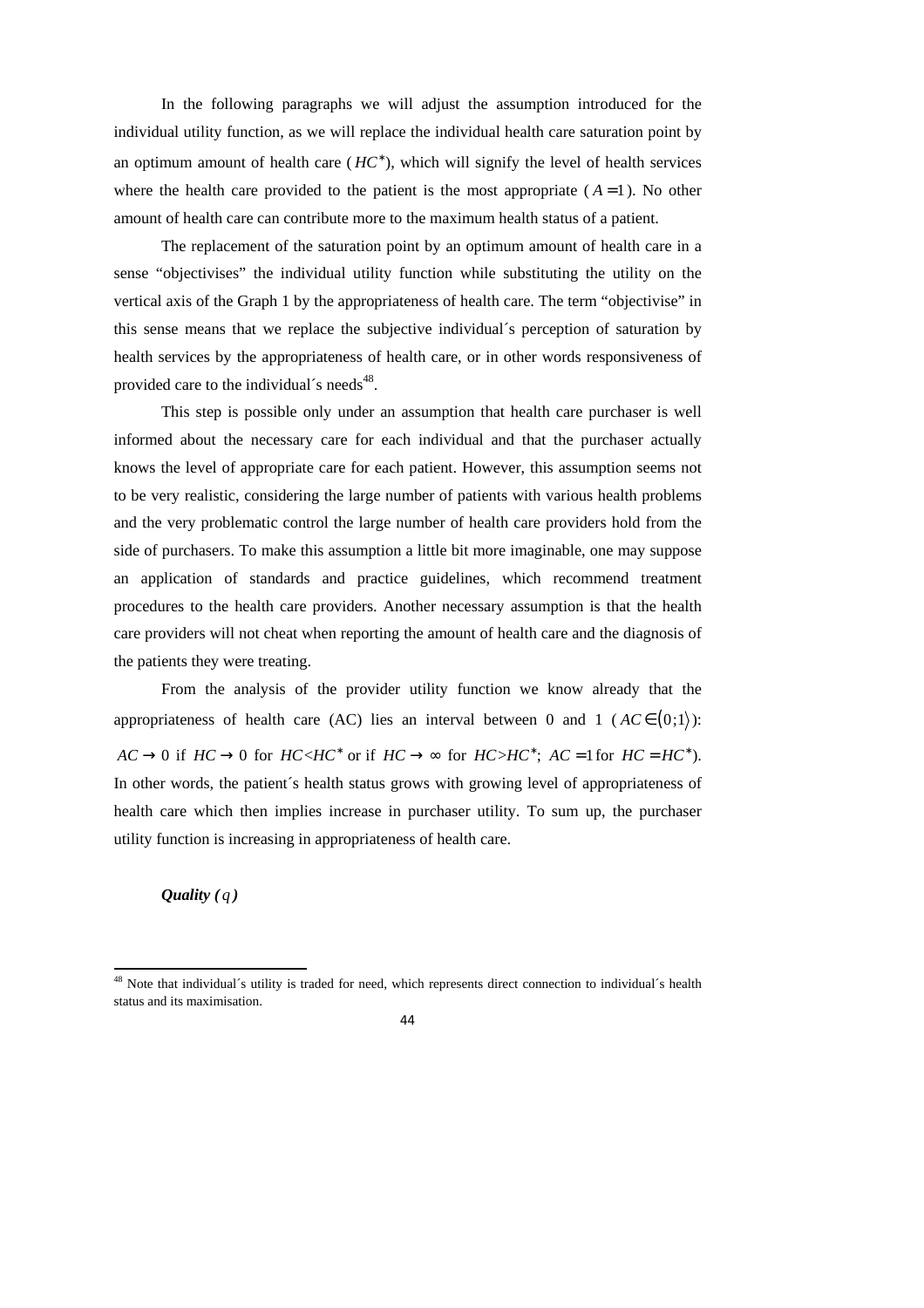In the following paragraphs we will adjust the assumption introduced for the individual utility function, as we will replace the individual health care saturation point by an optimum amount of health care ($HC^*$), which will signify the level of health services where the health care provided to the patient is the most appropriate ($A = 1$). No other amount of health care can contribute more to the maximum health status of a patient.

The replacement of the saturation point by an optimum amount of health care in a sense "objectivises" the individual utility function while substituting the utility on the vertical axis of the Graph 1 by the appropriateness of health care. The term "objectivise" in this sense means that we replace the subjective individual´s perception of saturation by health services by the appropriateness of health care, or in other words responsiveness of provided care to the individual´s needs[48].

This step is possible only under an assumption that health care purchaser is well informed about the necessary care for each individual and that the purchaser actually knows the level of appropriate care for each patient. However, this assumption seems not to be very realistic, considering the large number of patients with various health problems and the very problematic control the large number of health care providers hold from the side of purchasers. To make this assumption a little bit more imaginable, one may suppose an application of standards and practice guidelines, which recommend treatment procedures to the health care providers. Another necessary assumption is that the health care providers will not cheat when reporting the amount of health care and the diagnosis of the patients they were treating.

From the analysis of the provider utility function we know already that the appropriateness of health care (AC) lies an interval between 0 and 1 ($AC \in \langle 0;1 \rangle$): $AC \to 0$ if $HC \to 0$ for $HC < HC^*$ or if $HC \to \infty$ for $HC > HC^*$; $AC = 1$ for $HC = HC^*$). In other words, the patient´s health status grows with growing level of appropriateness of health care which then implies increase in purchaser utility. To sum up, the purchaser utility function is increasing in appropriateness of health care.

***Quality ($q$)***

[48] Note that individual´s utility is traded for need, which represents direct connection to individual´s health status and its maximisation.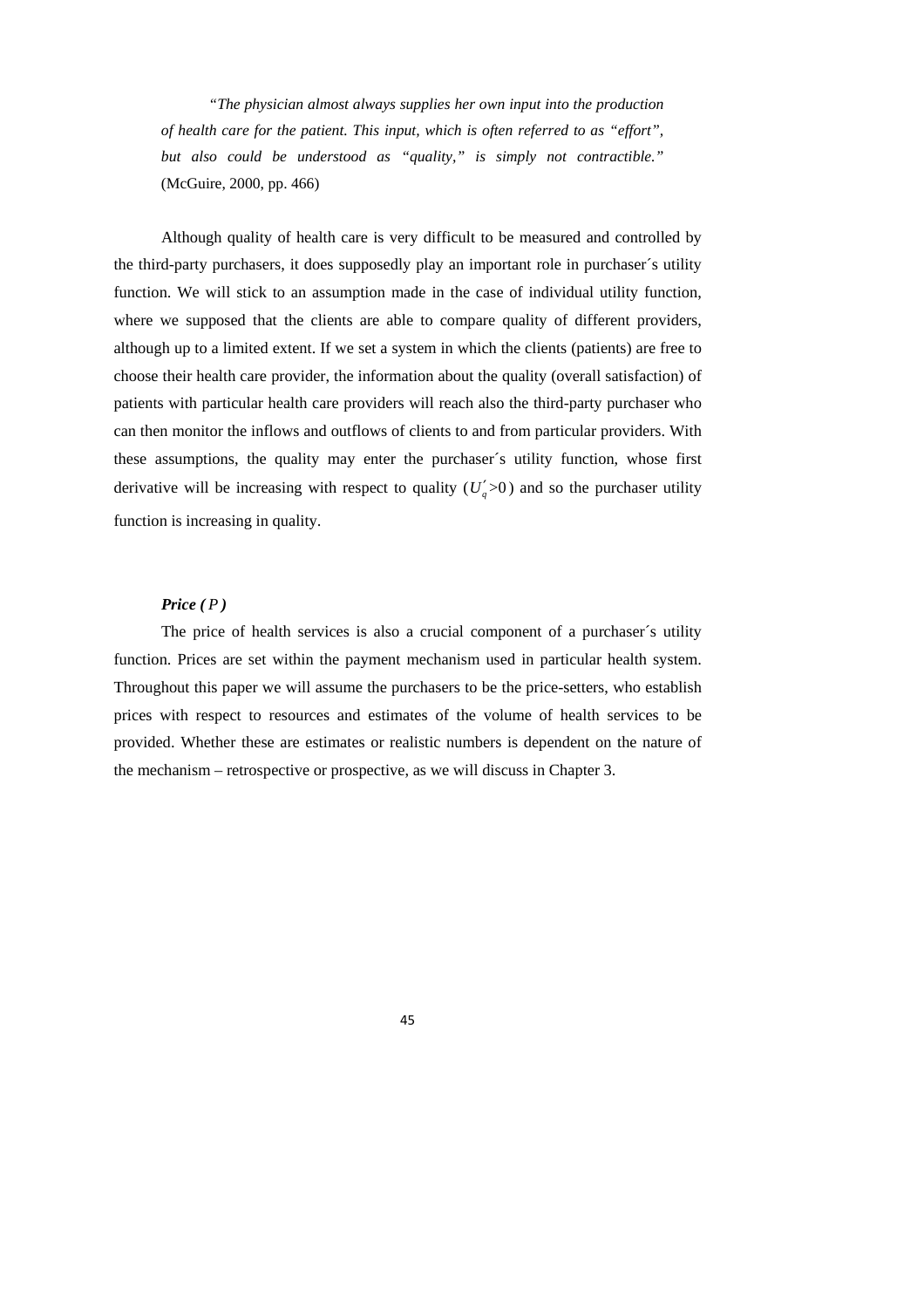> *"The physician almost always supplies her own input into the production of health care for the patient. This input, which is often referred to as "effort", but also could be understood as "quality," is simply not contractible."* (McGuire, 2000, pp. 466)

Although quality of health care is very difficult to be measured and controlled by the third-party purchasers, it does supposedly play an important role in purchaser´s utility function. We will stick to an assumption made in the case of individual utility function, where we supposed that the clients are able to compare quality of different providers, although up to a limited extent. If we set a system in which the clients (patients) are free to choose their health care provider, the information about the quality (overall satisfaction) of patients with particular health care providers will reach also the third-party purchaser who can then monitor the inflows and outflows of clients to and from particular providers. With these assumptions, the quality may enter the purchaser´s utility function, whose first derivative will be increasing with respect to quality ($U_q' > 0$) and so the purchaser utility function is increasing in quality.

***Price ( $P$ )***

The price of health services is also a crucial component of a purchaser´s utility function. Prices are set within the payment mechanism used in particular health system. Throughout this paper we will assume the purchasers to be the price-setters, who establish prices with respect to resources and estimates of the volume of health services to be provided. Whether these are estimates or realistic numbers is dependent on the nature of the mechanism – retrospective or prospective, as we will discuss in Chapter 3.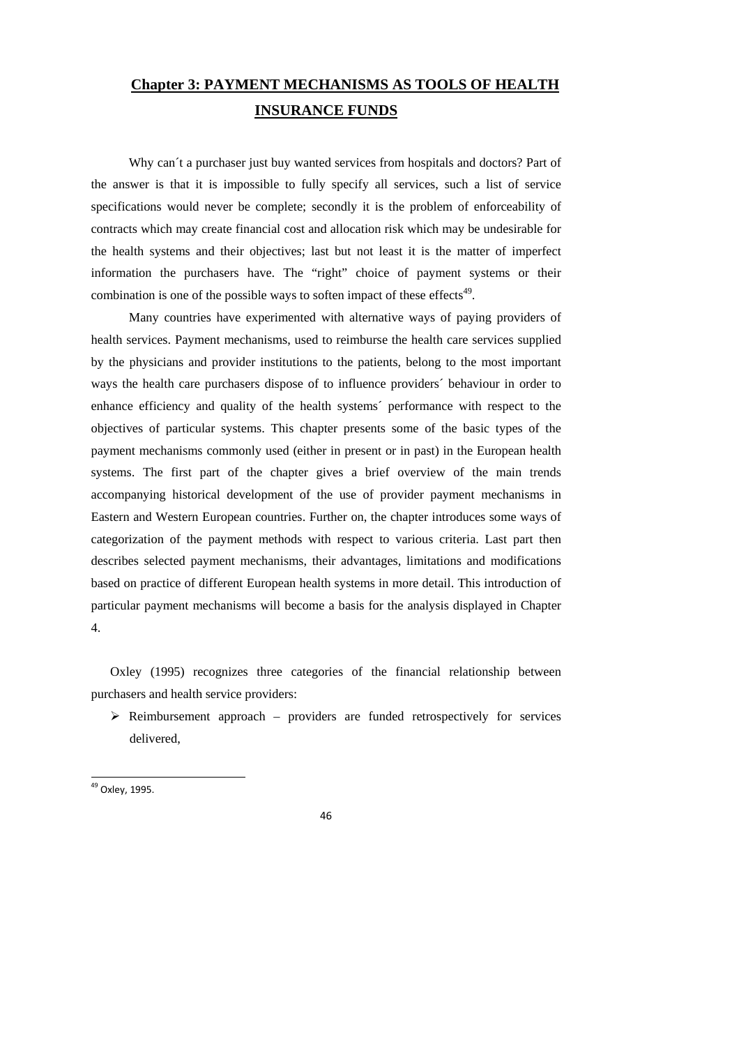# Chapter 3: PAYMENT MECHANISMS AS TOOLS OF HEALTH INSURANCE FUNDS

Why can´t a purchaser just buy wanted services from hospitals and doctors? Part of the answer is that it is impossible to fully specify all services, such a list of service specifications would never be complete; secondly it is the problem of enforceability of contracts which may create financial cost and allocation risk which may be undesirable for the health systems and their objectives; last but not least it is the matter of imperfect information the purchasers have. The "right" choice of payment systems or their combination is one of the possible ways to soften impact of these effects[49].

Many countries have experimented with alternative ways of paying providers of health services. Payment mechanisms, used to reimburse the health care services supplied by the physicians and provider institutions to the patients, belong to the most important ways the health care purchasers dispose of to influence providers´ behaviour in order to enhance efficiency and quality of the health systems´ performance with respect to the objectives of particular systems. This chapter presents some of the basic types of the payment mechanisms commonly used (either in present or in past) in the European health systems. The first part of the chapter gives a brief overview of the main trends accompanying historical development of the use of provider payment mechanisms in Eastern and Western European countries. Further on, the chapter introduces some ways of categorization of the payment methods with respect to various criteria. Last part then describes selected payment mechanisms, their advantages, limitations and modifications based on practice of different European health systems in more detail. This introduction of particular payment mechanisms will become a basis for the analysis displayed in Chapter 4.

Oxley (1995) recognizes three categories of the financial relationship between purchasers and health service providers:

- Reimbursement approach – providers are funded retrospectively for services delivered,

[49] Oxley, 1995.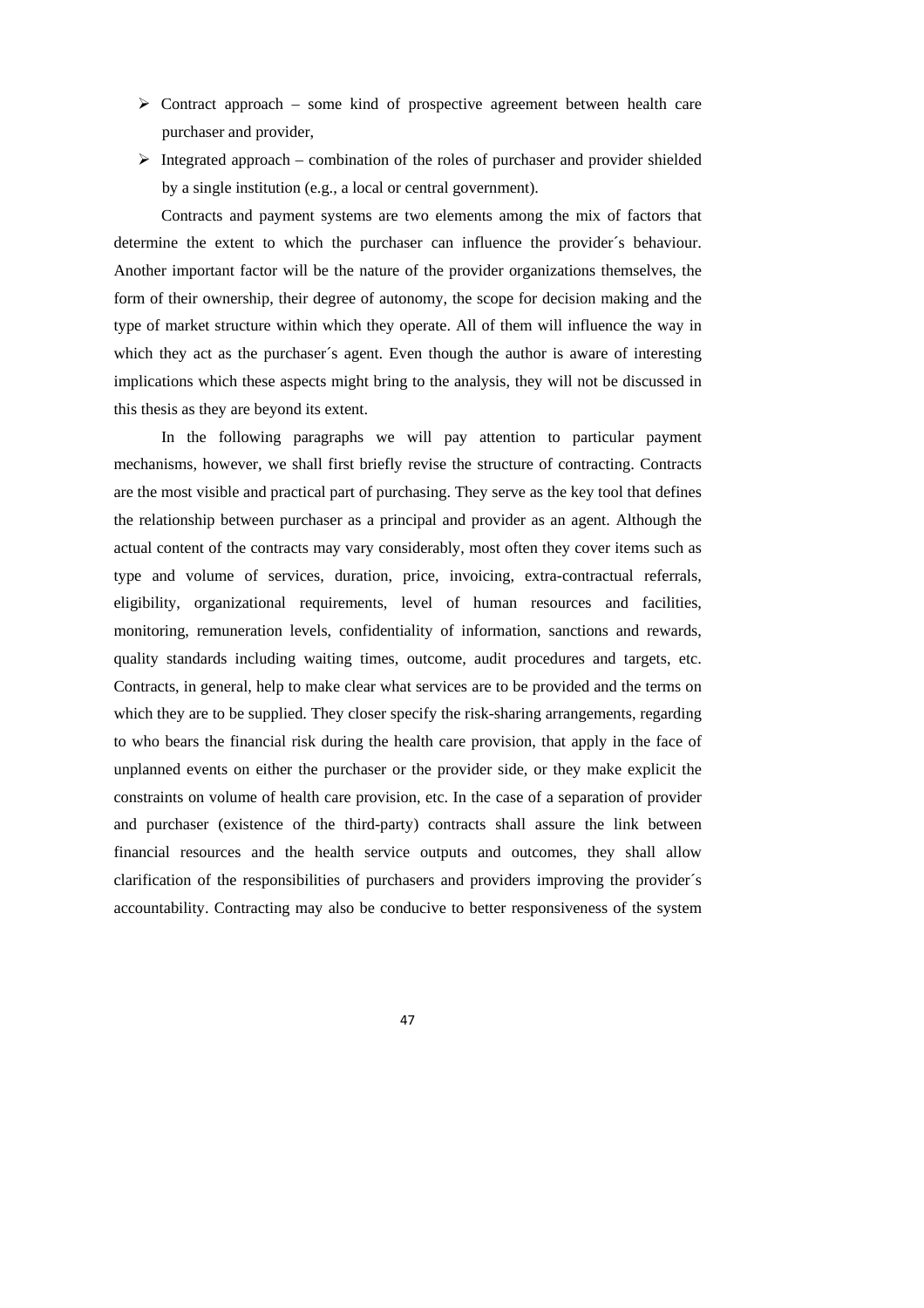- Contract approach – some kind of prospective agreement between health care purchaser and provider,
- Integrated approach – combination of the roles of purchaser and provider shielded by a single institution (e.g., a local or central government).

Contracts and payment systems are two elements among the mix of factors that determine the extent to which the purchaser can influence the provider´s behaviour. Another important factor will be the nature of the provider organizations themselves, the form of their ownership, their degree of autonomy, the scope for decision making and the type of market structure within which they operate. All of them will influence the way in which they act as the purchaser´s agent. Even though the author is aware of interesting implications which these aspects might bring to the analysis, they will not be discussed in this thesis as they are beyond its extent.

In the following paragraphs we will pay attention to particular payment mechanisms, however, we shall first briefly revise the structure of contracting. Contracts are the most visible and practical part of purchasing. They serve as the key tool that defines the relationship between purchaser as a principal and provider as an agent. Although the actual content of the contracts may vary considerably, most often they cover items such as type and volume of services, duration, price, invoicing, extra-contractual referrals, eligibility, organizational requirements, level of human resources and facilities, monitoring, remuneration levels, confidentiality of information, sanctions and rewards, quality standards including waiting times, outcome, audit procedures and targets, etc. Contracts, in general, help to make clear what services are to be provided and the terms on which they are to be supplied. They closer specify the risk-sharing arrangements, regarding to who bears the financial risk during the health care provision, that apply in the face of unplanned events on either the purchaser or the provider side, or they make explicit the constraints on volume of health care provision, etc. In the case of a separation of provider and purchaser (existence of the third-party) contracts shall assure the link between financial resources and the health service outputs and outcomes, they shall allow clarification of the responsibilities of purchasers and providers improving the provider´s accountability. Contracting may also be conducive to better responsiveness of the system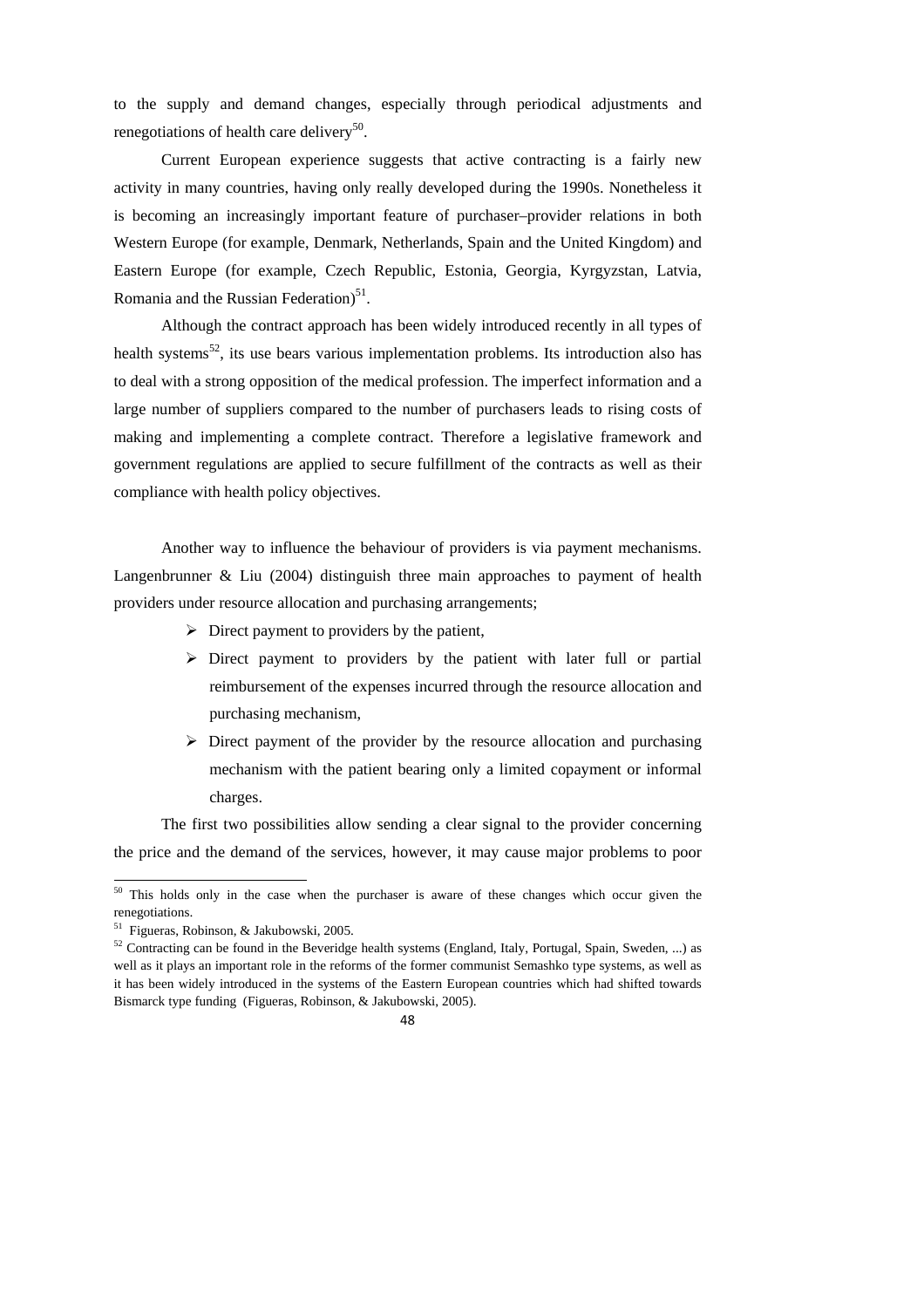to the supply and demand changes, especially through periodical adjustments and renegotiations of health care delivery[50].

Current European experience suggests that active contracting is a fairly new activity in many countries, having only really developed during the 1990s. Nonetheless it is becoming an increasingly important feature of purchaser–provider relations in both Western Europe (for example, Denmark, Netherlands, Spain and the United Kingdom) and Eastern Europe (for example, Czech Republic, Estonia, Georgia, Kyrgyzstan, Latvia, Romania and the Russian Federation)[51].

Although the contract approach has been widely introduced recently in all types of health systems[52], its use bears various implementation problems. Its introduction also has to deal with a strong opposition of the medical profession. The imperfect information and a large number of suppliers compared to the number of purchasers leads to rising costs of making and implementing a complete contract. Therefore a legislative framework and government regulations are applied to secure fulfillment of the contracts as well as their compliance with health policy objectives.

Another way to influence the behaviour of providers is via payment mechanisms. Langenbrunner & Liu (2004) distinguish three main approaches to payment of health providers under resource allocation and purchasing arrangements;

- Direct payment to providers by the patient,
- Direct payment to providers by the patient with later full or partial reimbursement of the expenses incurred through the resource allocation and purchasing mechanism,
- Direct payment of the provider by the resource allocation and purchasing mechanism with the patient bearing only a limited copayment or informal charges.

The first two possibilities allow sending a clear signal to the provider concerning the price and the demand of the services, however, it may cause major problems to poor

---

[50] This holds only in the case when the purchaser is aware of these changes which occur given the renegotiations.

[51] Figueras, Robinson, & Jakubowski, 2005.

[52] Contracting can be found in the Beveridge health systems (England, Italy, Portugal, Spain, Sweden, ...) as well as it plays an important role in the reforms of the former communist Semashko type systems, as well as it has been widely introduced in the systems of the Eastern European countries which had shifted towards Bismarck type funding (Figueras, Robinson, & Jakubowski, 2005).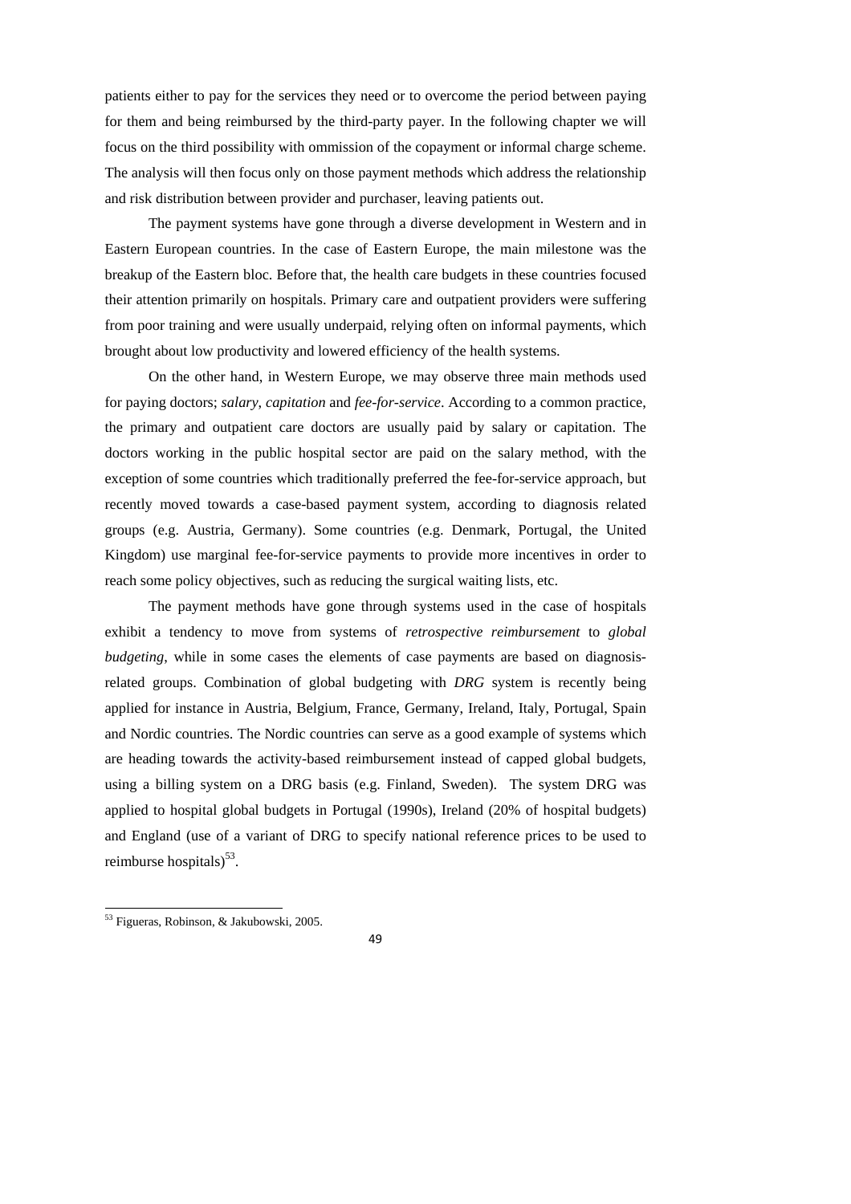patients either to pay for the services they need or to overcome the period between paying for them and being reimbursed by the third-party payer. In the following chapter we will focus on the third possibility with ommission of the copayment or informal charge scheme. The analysis will then focus only on those payment methods which address the relationship and risk distribution between provider and purchaser, leaving patients out.

The payment systems have gone through a diverse development in Western and in Eastern European countries. In the case of Eastern Europe, the main milestone was the breakup of the Eastern bloc. Before that, the health care budgets in these countries focused their attention primarily on hospitals. Primary care and outpatient providers were suffering from poor training and were usually underpaid, relying often on informal payments, which brought about low productivity and lowered efficiency of the health systems.

On the other hand, in Western Europe, we may observe three main methods used for paying doctors; *salary*, *capitation* and *fee-for-service*. According to a common practice, the primary and outpatient care doctors are usually paid by salary or capitation. The doctors working in the public hospital sector are paid on the salary method, with the exception of some countries which traditionally preferred the fee-for-service approach, but recently moved towards a case-based payment system, according to diagnosis related groups (e.g. Austria, Germany). Some countries (e.g. Denmark, Portugal, the United Kingdom) use marginal fee-for-service payments to provide more incentives in order to reach some policy objectives, such as reducing the surgical waiting lists, etc.

The payment methods have gone through systems used in the case of hospitals exhibit a tendency to move from systems of *retrospective reimbursement* to *global budgeting*, while in some cases the elements of case payments are based on diagnosis-related groups. Combination of global budgeting with *DRG* system is recently being applied for instance in Austria, Belgium, France, Germany, Ireland, Italy, Portugal, Spain and Nordic countries. The Nordic countries can serve as a good example of systems which are heading towards the activity-based reimbursement instead of capped global budgets, using a billing system on a DRG basis (e.g. Finland, Sweden). The system DRG was applied to hospital global budgets in Portugal (1990s), Ireland (20% of hospital budgets) and England (use of a variant of DRG to specify national reference prices to be used to reimburse hospitals)[53].

[53] Figueras, Robinson, & Jakubowski, 2005.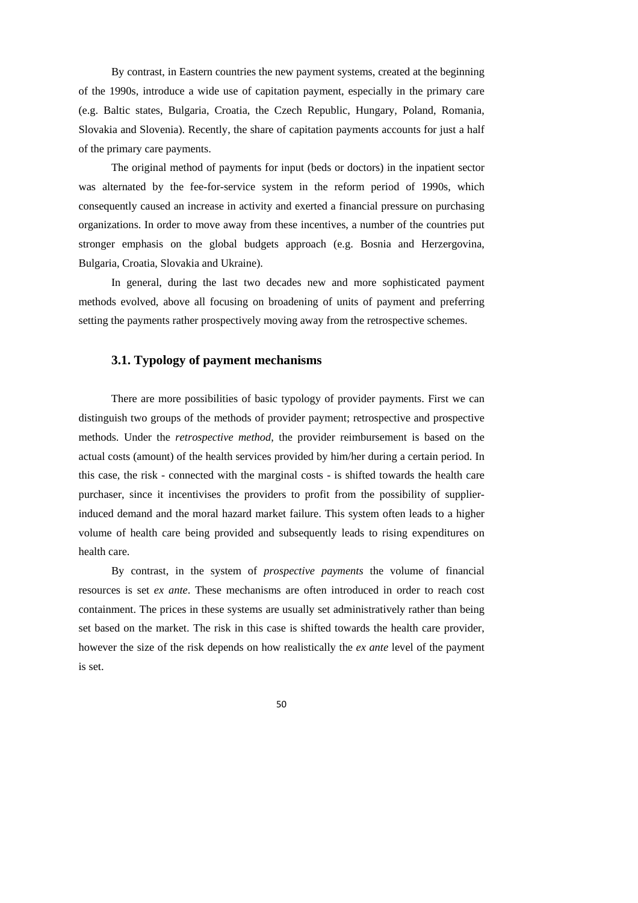By contrast, in Eastern countries the new payment systems, created at the beginning of the 1990s, introduce a wide use of capitation payment, especially in the primary care (e.g. Baltic states, Bulgaria, Croatia, the Czech Republic, Hungary, Poland, Romania, Slovakia and Slovenia). Recently, the share of capitation payments accounts for just a half of the primary care payments.

The original method of payments for input (beds or doctors) in the inpatient sector was alternated by the fee-for-service system in the reform period of 1990s, which consequently caused an increase in activity and exerted a financial pressure on purchasing organizations. In order to move away from these incentives, a number of the countries put stronger emphasis on the global budgets approach (e.g. Bosnia and Herzergovina, Bulgaria, Croatia, Slovakia and Ukraine).

In general, during the last two decades new and more sophisticated payment methods evolved, above all focusing on broadening of units of payment and preferring setting the payments rather prospectively moving away from the retrospective schemes.

### 3.1. Typology of payment mechanisms

There are more possibilities of basic typology of provider payments. First we can distinguish two groups of the methods of provider payment; retrospective and prospective methods. Under the *retrospective method*, the provider reimbursement is based on the actual costs (amount) of the health services provided by him/her during a certain period. In this case, the risk - connected with the marginal costs - is shifted towards the health care purchaser, since it incentivises the providers to profit from the possibility of supplier-induced demand and the moral hazard market failure. This system often leads to a higher volume of health care being provided and subsequently leads to rising expenditures on health care.

By contrast, in the system of *prospective payments* the volume of financial resources is set *ex ante*. These mechanisms are often introduced in order to reach cost containment. The prices in these systems are usually set administratively rather than being set based on the market. The risk in this case is shifted towards the health care provider, however the size of the risk depends on how realistically the *ex ante* level of the payment is set.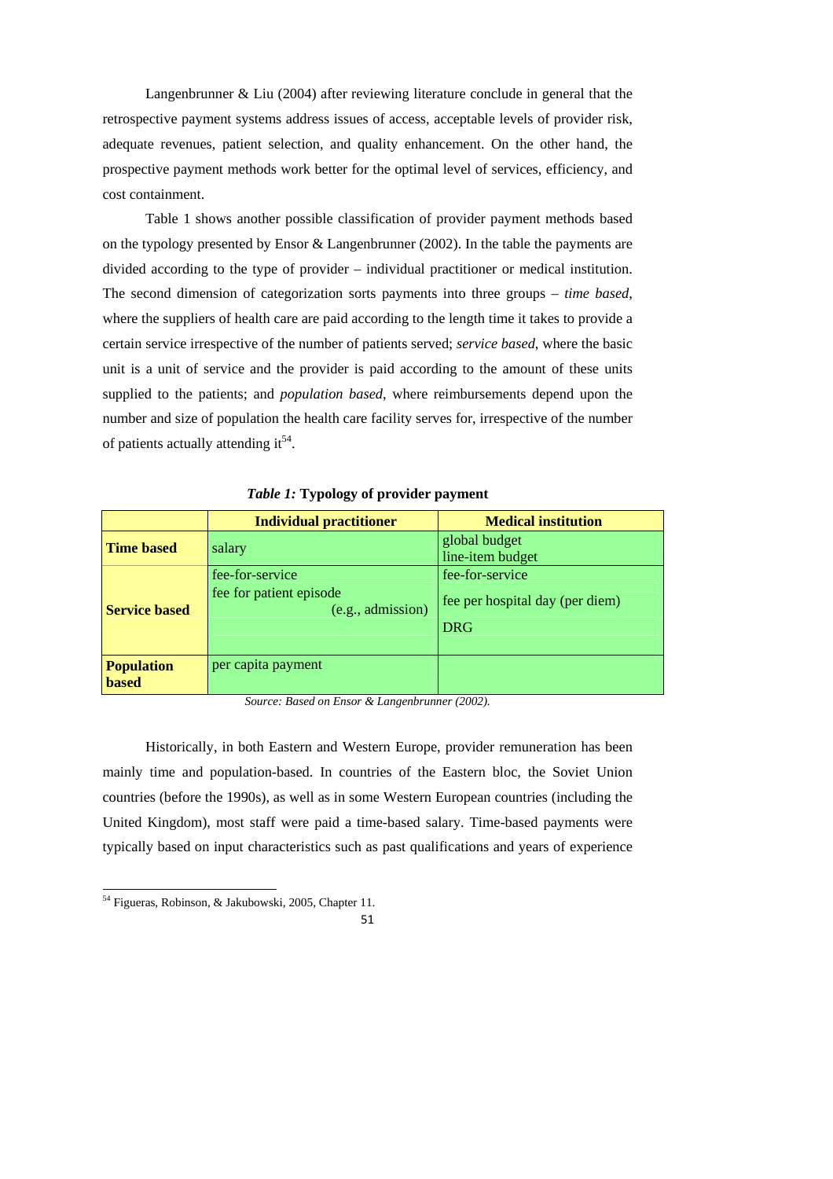Langenbrunner & Liu (2004) after reviewing literature conclude in general that the retrospective payment systems address issues of access, acceptable levels of provider risk, adequate revenues, patient selection, and quality enhancement. On the other hand, the prospective payment methods work better for the optimal level of services, efficiency, and cost containment.

Table 1 shows another possible classification of provider payment methods based on the typology presented by Ensor & Langenbrunner (2002). In the table the payments are divided according to the type of provider – individual practitioner or medical institution. The second dimension of categorization sorts payments into three groups – *time based*, where the suppliers of health care are paid according to the length time it takes to provide a certain service irrespective of the number of patients served; *service based*, where the basic unit is a unit of service and the provider is paid according to the amount of these units supplied to the patients; and *population based*, where reimbursements depend upon the number and size of population the health care facility serves for, irrespective of the number of patients actually attending it[54].

***Table 1:*** **Typology of provider payment**

| | **Individual practitioner** | **Medical institution** |
|---|---|---|
| **Time based** | salary | global budget<br>line-item budget |
| **Service based** | fee-for-service<br>fee for patient episode (e.g., admission) | fee-for-service<br>fee per hospital day (per diem)<br>DRG |
| **Population based** | per capita payment | |

*Source: Based on Ensor & Langenbrunner (2002).*

Historically, in both Eastern and Western Europe, provider remuneration has been mainly time and population-based. In countries of the Eastern bloc, the Soviet Union countries (before the 1990s), as well as in some Western European countries (including the United Kingdom), most staff were paid a time-based salary. Time-based payments were typically based on input characteristics such as past qualifications and years of experience

[54] Figueras, Robinson, & Jakubowski, 2005, Chapter 11.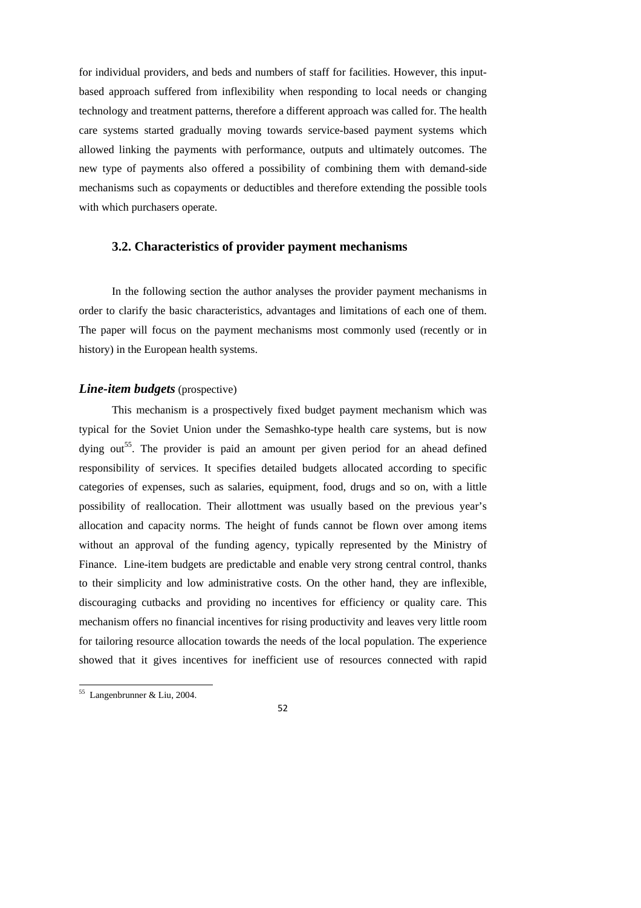for individual providers, and beds and numbers of staff for facilities. However, this input-based approach suffered from inflexibility when responding to local needs or changing technology and treatment patterns, therefore a different approach was called for. The health care systems started gradually moving towards service-based payment systems which allowed linking the payments with performance, outputs and ultimately outcomes. The new type of payments also offered a possibility of combining them with demand-side mechanisms such as copayments or deductibles and therefore extending the possible tools with which purchasers operate.

## 3.2. Characteristics of provider payment mechanisms

In the following section the author analyses the provider payment mechanisms in order to clarify the basic characteristics, advantages and limitations of each one of them. The paper will focus on the payment mechanisms most commonly used (recently or in history) in the European health systems.

***Line-item budgets*** (prospective)

This mechanism is a prospectively fixed budget payment mechanism which was typical for the Soviet Union under the Semashko-type health care systems, but is now dying out[55]. The provider is paid an amount per given period for an ahead defined responsibility of services. It specifies detailed budgets allocated according to specific categories of expenses, such as salaries, equipment, food, drugs and so on, with a little possibility of reallocation. Their allottment was usually based on the previous year's allocation and capacity norms. The height of funds cannot be flown over among items without an approval of the funding agency, typically represented by the Ministry of Finance. Line-item budgets are predictable and enable very strong central control, thanks to their simplicity and low administrative costs. On the other hand, they are inflexible, discouraging cutbacks and providing no incentives for efficiency or quality care. This mechanism offers no financial incentives for rising productivity and leaves very little room for tailoring resource allocation towards the needs of the local population. The experience showed that it gives incentives for inefficient use of resources connected with rapid

[55] Langenbrunner & Liu, 2004.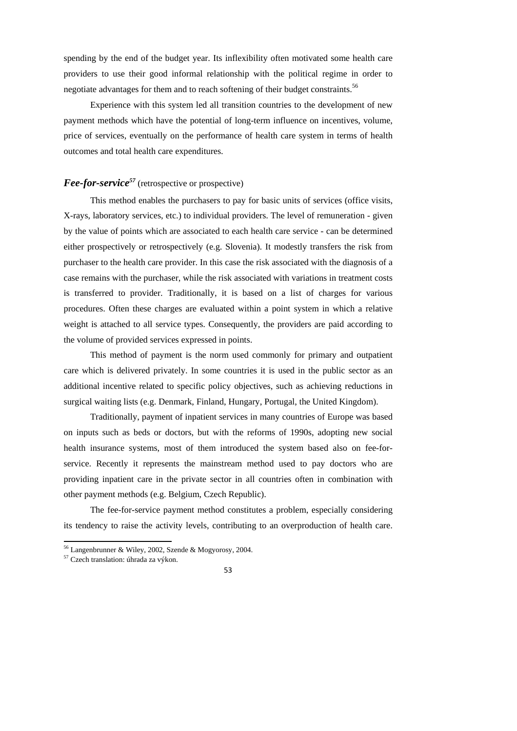spending by the end of the budget year. Its inflexibility often motivated some health care providers to use their good informal relationship with the political regime in order to negotiate advantages for them and to reach softening of their budget constraints.[56]

Experience with this system led all transition countries to the development of new payment methods which have the potential of long-term influence on incentives, volume, price of services, eventually on the performance of health care system in terms of health outcomes and total health care expenditures.

### ***Fee-for-service***[57] (retrospective or prospective)

This method enables the purchasers to pay for basic units of services (office visits, X-rays, laboratory services, etc.) to individual providers. The level of remuneration - given by the value of points which are associated to each health care service - can be determined either prospectively or retrospectively (e.g. Slovenia). It modestly transfers the risk from purchaser to the health care provider. In this case the risk associated with the diagnosis of a case remains with the purchaser, while the risk associated with variations in treatment costs is transferred to provider. Traditionally, it is based on a list of charges for various procedures. Often these charges are evaluated within a point system in which a relative weight is attached to all service types. Consequently, the providers are paid according to the volume of provided services expressed in points.

This method of payment is the norm used commonly for primary and outpatient care which is delivered privately. In some countries it is used in the public sector as an additional incentive related to specific policy objectives, such as achieving reductions in surgical waiting lists (e.g. Denmark, Finland, Hungary, Portugal, the United Kingdom).

Traditionally, payment of inpatient services in many countries of Europe was based on inputs such as beds or doctors, but with the reforms of 1990s, adopting new social health insurance systems, most of them introduced the system based also on fee-for-service. Recently it represents the mainstream method used to pay doctors who are providing inpatient care in the private sector in all countries often in combination with other payment methods (e.g. Belgium, Czech Republic).

The fee-for-service payment method constitutes a problem, especially considering its tendency to raise the activity levels, contributing to an overproduction of health care.

---

[56] Langenbrunner & Wiley, 2002, Szende & Mogyorosy, 2004.

[57] Czech translation: úhrada za výkon.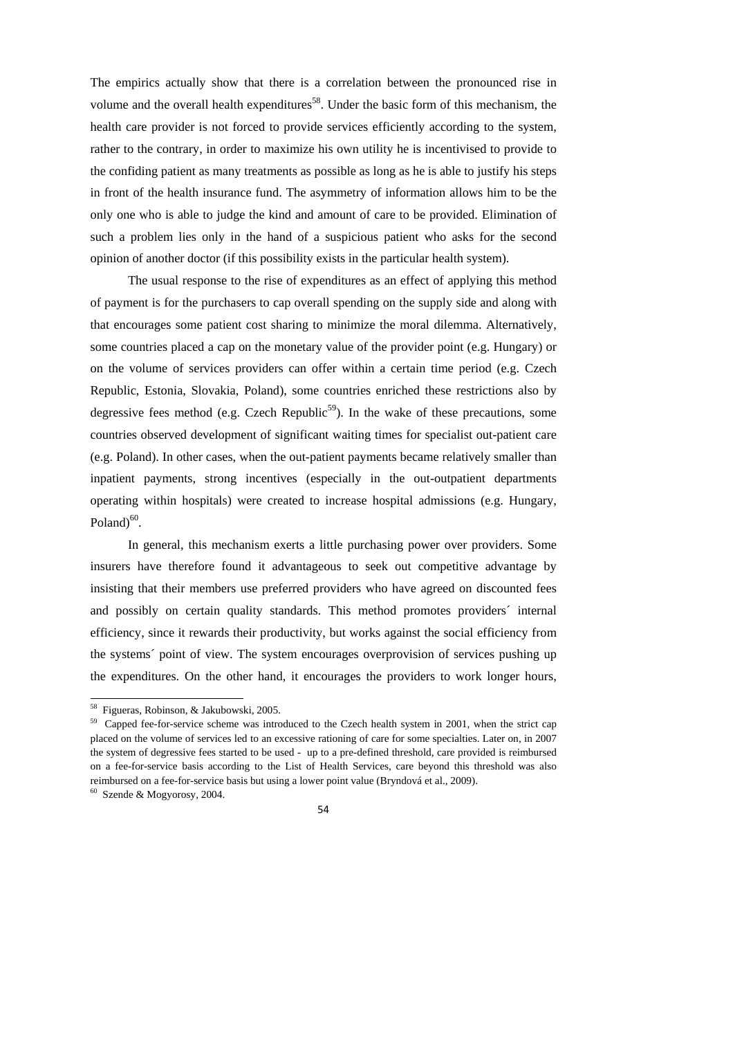The empirics actually show that there is a correlation between the pronounced rise in volume and the overall health expenditures[58]. Under the basic form of this mechanism, the health care provider is not forced to provide services efficiently according to the system, rather to the contrary, in order to maximize his own utility he is incentivised to provide to the confiding patient as many treatments as possible as long as he is able to justify his steps in front of the health insurance fund. The asymmetry of information allows him to be the only one who is able to judge the kind and amount of care to be provided. Elimination of such a problem lies only in the hand of a suspicious patient who asks for the second opinion of another doctor (if this possibility exists in the particular health system).

The usual response to the rise of expenditures as an effect of applying this method of payment is for the purchasers to cap overall spending on the supply side and along with that encourages some patient cost sharing to minimize the moral dilemma. Alternatively, some countries placed a cap on the monetary value of the provider point (e.g. Hungary) or on the volume of services providers can offer within a certain time period (e.g. Czech Republic, Estonia, Slovakia, Poland), some countries enriched these restrictions also by degressive fees method (e.g. Czech Republic[59]). In the wake of these precautions, some countries observed development of significant waiting times for specialist out-patient care (e.g. Poland). In other cases, when the out-patient payments became relatively smaller than inpatient payments, strong incentives (especially in the out-outpatient departments operating within hospitals) were created to increase hospital admissions (e.g. Hungary, Poland)[60].

In general, this mechanism exerts a little purchasing power over providers. Some insurers have therefore found it advantageous to seek out competitive advantage by insisting that their members use preferred providers who have agreed on discounted fees and possibly on certain quality standards. This method promotes providers´ internal efficiency, since it rewards their productivity, but works against the social efficiency from the systems´ point of view. The system encourages overprovision of services pushing up the expenditures. On the other hand, it encourages the providers to work longer hours,

---

[58] Figueras, Robinson, & Jakubowski, 2005.

[59] Capped fee-for-service scheme was introduced to the Czech health system in 2001, when the strict cap placed on the volume of services led to an excessive rationing of care for some specialties. Later on, in 2007 the system of degressive fees started to be used - up to a pre-defined threshold, care provided is reimbursed on a fee-for-service basis according to the List of Health Services, care beyond this threshold was also reimbursed on a fee-for-service basis but using a lower point value (Bryndová et al., 2009).

[60] Szende & Mogyorosy, 2004.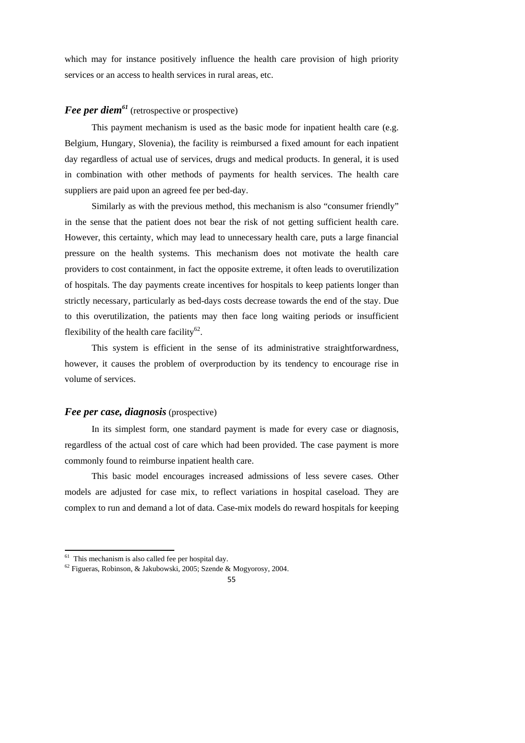which may for instance positively influence the health care provision of high priority services or an access to health services in rural areas, etc.

### *Fee per diem*[61] (retrospective or prospective)

This payment mechanism is used as the basic mode for inpatient health care (e.g. Belgium, Hungary, Slovenia), the facility is reimbursed a fixed amount for each inpatient day regardless of actual use of services, drugs and medical products. In general, it is used in combination with other methods of payments for health services. The health care suppliers are paid upon an agreed fee per bed-day.

Similarly as with the previous method, this mechanism is also "consumer friendly" in the sense that the patient does not bear the risk of not getting sufficient health care. However, this certainty, which may lead to unnecessary health care, puts a large financial pressure on the health systems. This mechanism does not motivate the health care providers to cost containment, in fact the opposite extreme, it often leads to overutilization of hospitals. The day payments create incentives for hospitals to keep patients longer than strictly necessary, particularly as bed-days costs decrease towards the end of the stay. Due to this overutilization, the patients may then face long waiting periods or insufficient flexibility of the health care facility[62].

This system is efficient in the sense of its administrative straightforwardness, however, it causes the problem of overproduction by its tendency to encourage rise in volume of services.

### *Fee per case, diagnosis* (prospective)

In its simplest form, one standard payment is made for every case or diagnosis, regardless of the actual cost of care which had been provided. The case payment is more commonly found to reimburse inpatient health care.

This basic model encourages increased admissions of less severe cases. Other models are adjusted for case mix, to reflect variations in hospital caseload. They are complex to run and demand a lot of data. Case-mix models do reward hospitals for keeping

---

[61] This mechanism is also called fee per hospital day.

[62] Figueras, Robinson, & Jakubowski, 2005; Szende & Mogyorosy, 2004.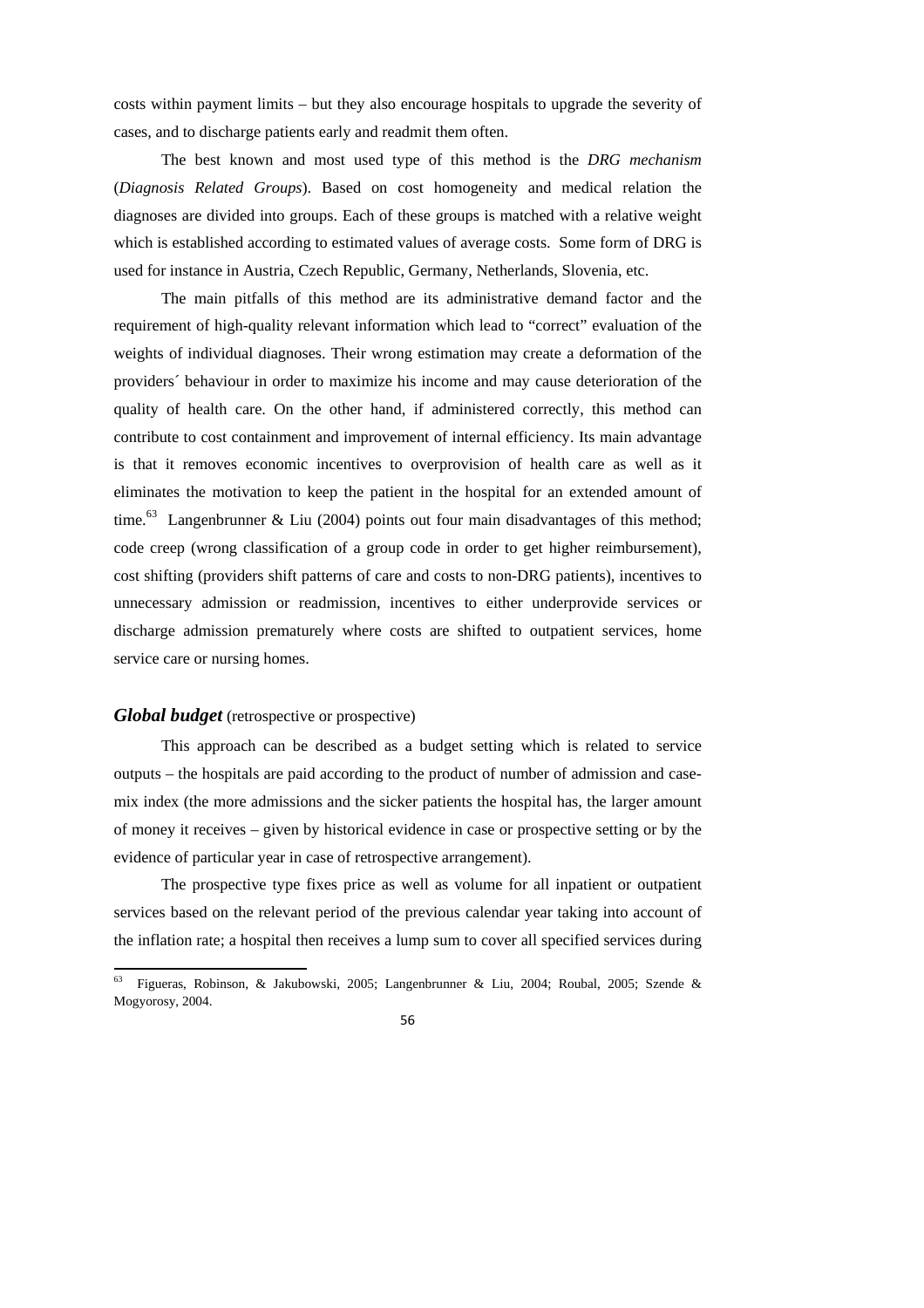costs within payment limits – but they also encourage hospitals to upgrade the severity of cases, and to discharge patients early and readmit them often.

The best known and most used type of this method is the *DRG mechanism* (*Diagnosis Related Groups*). Based on cost homogeneity and medical relation the diagnoses are divided into groups. Each of these groups is matched with a relative weight which is established according to estimated values of average costs. Some form of DRG is used for instance in Austria, Czech Republic, Germany, Netherlands, Slovenia, etc.

The main pitfalls of this method are its administrative demand factor and the requirement of high-quality relevant information which lead to "correct" evaluation of the weights of individual diagnoses. Their wrong estimation may create a deformation of the providers´ behaviour in order to maximize his income and may cause deterioration of the quality of health care. On the other hand, if administered correctly, this method can contribute to cost containment and improvement of internal efficiency. Its main advantage is that it removes economic incentives to overprovision of health care as well as it eliminates the motivation to keep the patient in the hospital for an extended amount of time.[63] Langenbrunner & Liu (2004) points out four main disadvantages of this method; code creep (wrong classification of a group code in order to get higher reimbursement), cost shifting (providers shift patterns of care and costs to non-DRG patients), incentives to unnecessary admission or readmission, incentives to either underprovide services or discharge admission prematurely where costs are shifted to outpatient services, home service care or nursing homes.

### ***Global budget*** (retrospective or prospective)

This approach can be described as a budget setting which is related to service outputs – the hospitals are paid according to the product of number of admission and case-mix index (the more admissions and the sicker patients the hospital has, the larger amount of money it receives – given by historical evidence in case or prospective setting or by the evidence of particular year in case of retrospective arrangement).

The prospective type fixes price as well as volume for all inpatient or outpatient services based on the relevant period of the previous calendar year taking into account of the inflation rate; a hospital then receives a lump sum to cover all specified services during

---

[63] Figueras, Robinson, & Jakubowski, 2005; Langenbrunner & Liu, 2004; Roubal, 2005; Szende & Mogyorosy, 2004.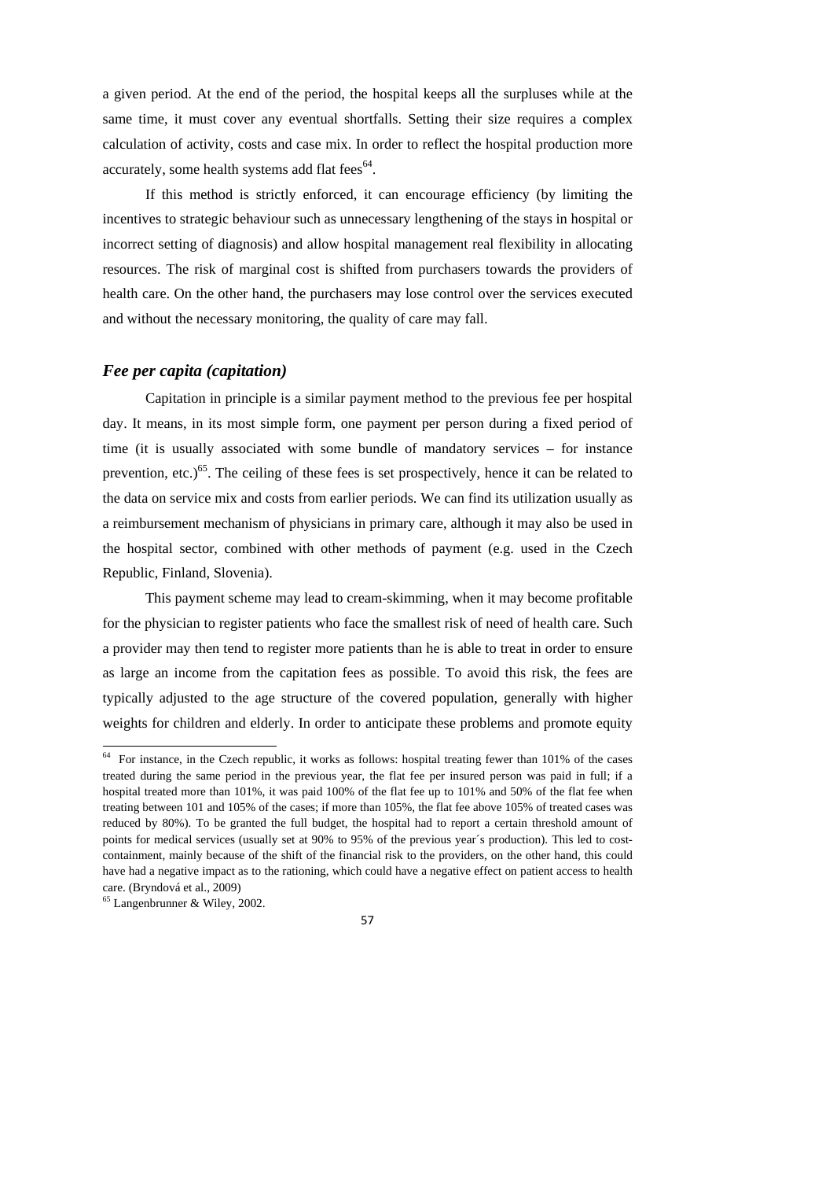a given period. At the end of the period, the hospital keeps all the surpluses while at the same time, it must cover any eventual shortfalls. Setting their size requires a complex calculation of activity, costs and case mix. In order to reflect the hospital production more accurately, some health systems add flat fees[64].

If this method is strictly enforced, it can encourage efficiency (by limiting the incentives to strategic behaviour such as unnecessary lengthening of the stays in hospital or incorrect setting of diagnosis) and allow hospital management real flexibility in allocating resources. The risk of marginal cost is shifted from purchasers towards the providers of health care. On the other hand, the purchasers may lose control over the services executed and without the necessary monitoring, the quality of care may fall.

### *Fee per capita (capitation)*

Capitation in principle is a similar payment method to the previous fee per hospital day. It means, in its most simple form, one payment per person during a fixed period of time (it is usually associated with some bundle of mandatory services – for instance prevention, etc.)[65]. The ceiling of these fees is set prospectively, hence it can be related to the data on service mix and costs from earlier periods. We can find its utilization usually as a reimbursement mechanism of physicians in primary care, although it may also be used in the hospital sector, combined with other methods of payment (e.g. used in the Czech Republic, Finland, Slovenia).

This payment scheme may lead to cream-skimming, when it may become profitable for the physician to register patients who face the smallest risk of need of health care. Such a provider may then tend to register more patients than he is able to treat in order to ensure as large an income from the capitation fees as possible. To avoid this risk, the fees are typically adjusted to the age structure of the covered population, generally with higher weights for children and elderly. In order to anticipate these problems and promote equity

---

[64] For instance, in the Czech republic, it works as follows: hospital treating fewer than 101% of the cases treated during the same period in the previous year, the flat fee per insured person was paid in full; if a hospital treated more than 101%, it was paid 100% of the flat fee up to 101% and 50% of the flat fee when treating between 101 and 105% of the cases; if more than 105%, the flat fee above 105% of treated cases was reduced by 80%). To be granted the full budget, the hospital had to report a certain threshold amount of points for medical services (usually set at 90% to 95% of the previous year´s production). This led to cost-containment, mainly because of the shift of the financial risk to the providers, on the other hand, this could have had a negative impact as to the rationing, which could have a negative effect on patient access to health care. (Bryndová et al., 2009)

[65] Langenbrunner & Wiley, 2002.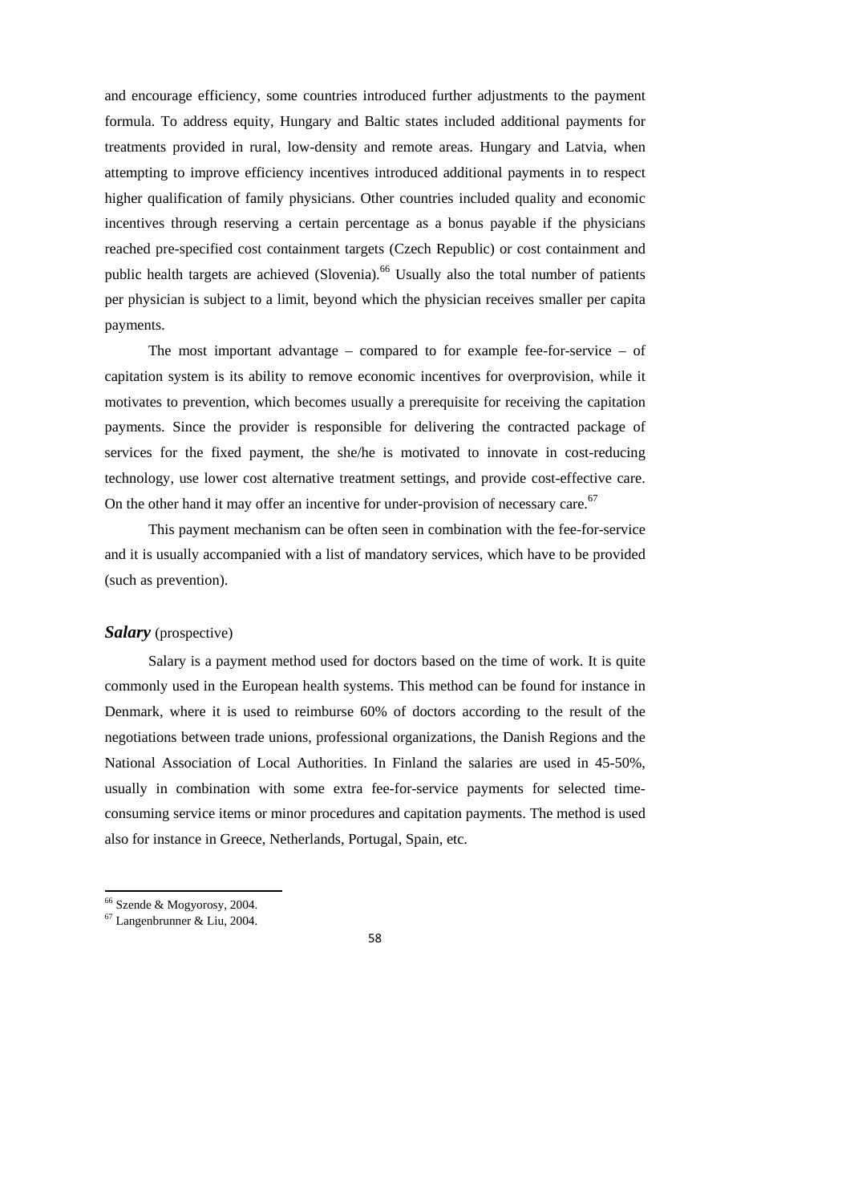and encourage efficiency, some countries introduced further adjustments to the payment formula. To address equity, Hungary and Baltic states included additional payments for treatments provided in rural, low-density and remote areas. Hungary and Latvia, when attempting to improve efficiency incentives introduced additional payments in to respect higher qualification of family physicians. Other countries included quality and economic incentives through reserving a certain percentage as a bonus payable if the physicians reached pre-specified cost containment targets (Czech Republic) or cost containment and public health targets are achieved (Slovenia).[66] Usually also the total number of patients per physician is subject to a limit, beyond which the physician receives smaller per capita payments.

The most important advantage – compared to for example fee-for-service – of capitation system is its ability to remove economic incentives for overprovision, while it motivates to prevention, which becomes usually a prerequisite for receiving the capitation payments. Since the provider is responsible for delivering the contracted package of services for the fixed payment, the she/he is motivated to innovate in cost-reducing technology, use lower cost alternative treatment settings, and provide cost-effective care. On the other hand it may offer an incentive for under-provision of necessary care.[67]

This payment mechanism can be often seen in combination with the fee-for-service and it is usually accompanied with a list of mandatory services, which have to be provided (such as prevention).

### ***Salary*** (prospective)

Salary is a payment method used for doctors based on the time of work. It is quite commonly used in the European health systems. This method can be found for instance in Denmark, where it is used to reimburse 60% of doctors according to the result of the negotiations between trade unions, professional organizations, the Danish Regions and the National Association of Local Authorities. In Finland the salaries are used in 45-50%, usually in combination with some extra fee-for-service payments for selected time-consuming service items or minor procedures and capitation payments. The method is used also for instance in Greece, Netherlands, Portugal, Spain, etc.

---

[66] Szende & Mogyorosy, 2004.

[67] Langenbrunner & Liu, 2004.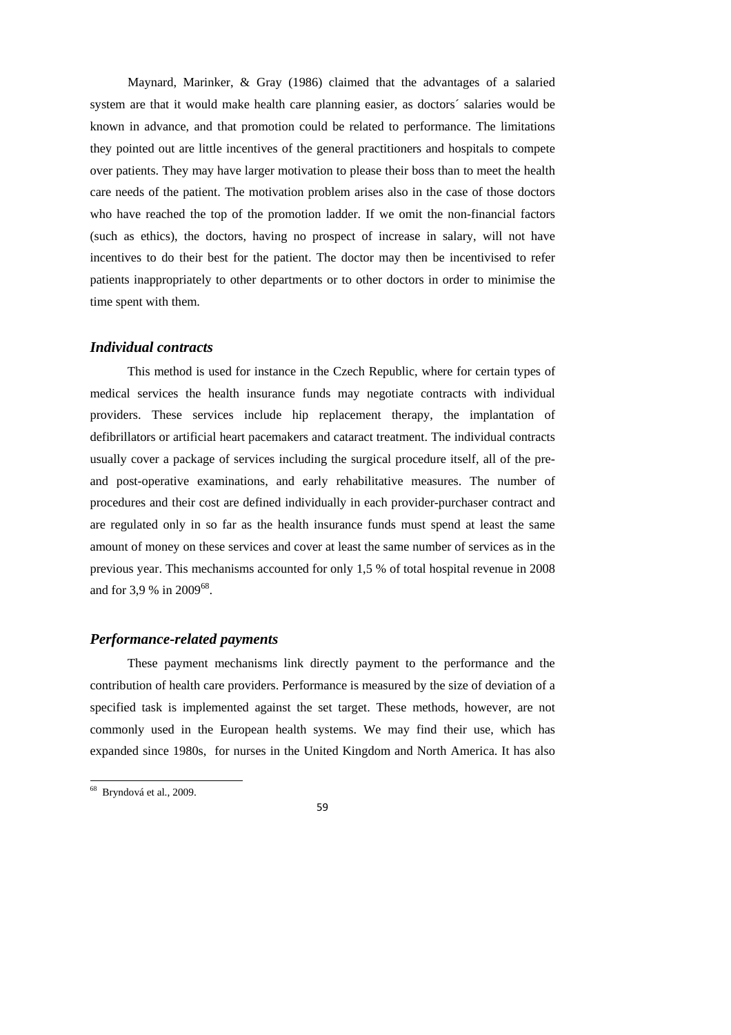Maynard, Marinker, & Gray (1986) claimed that the advantages of a salaried system are that it would make health care planning easier, as doctors´ salaries would be known in advance, and that promotion could be related to performance. The limitations they pointed out are little incentives of the general practitioners and hospitals to compete over patients. They may have larger motivation to please their boss than to meet the health care needs of the patient. The motivation problem arises also in the case of those doctors who have reached the top of the promotion ladder. If we omit the non-financial factors (such as ethics), the doctors, having no prospect of increase in salary, will not have incentives to do their best for the patient. The doctor may then be incentivised to refer patients inappropriately to other departments or to other doctors in order to minimise the time spent with them.

### *Individual contracts*

This method is used for instance in the Czech Republic, where for certain types of medical services the health insurance funds may negotiate contracts with individual providers. These services include hip replacement therapy, the implantation of defibrillators or artificial heart pacemakers and cataract treatment. The individual contracts usually cover a package of services including the surgical procedure itself, all of the pre- and post-operative examinations, and early rehabilitative measures. The number of procedures and their cost are defined individually in each provider-purchaser contract and are regulated only in so far as the health insurance funds must spend at least the same amount of money on these services and cover at least the same number of services as in the previous year. This mechanisms accounted for only 1,5 % of total hospital revenue in 2008 and for 3,9 % in 2009[68].

### *Performance-related payments*

These payment mechanisms link directly payment to the performance and the contribution of health care providers. Performance is measured by the size of deviation of a specified task is implemented against the set target. These methods, however, are not commonly used in the European health systems. We may find their use, which has expanded since 1980s, for nurses in the United Kingdom and North America. It has also

[68] Bryndová et al., 2009.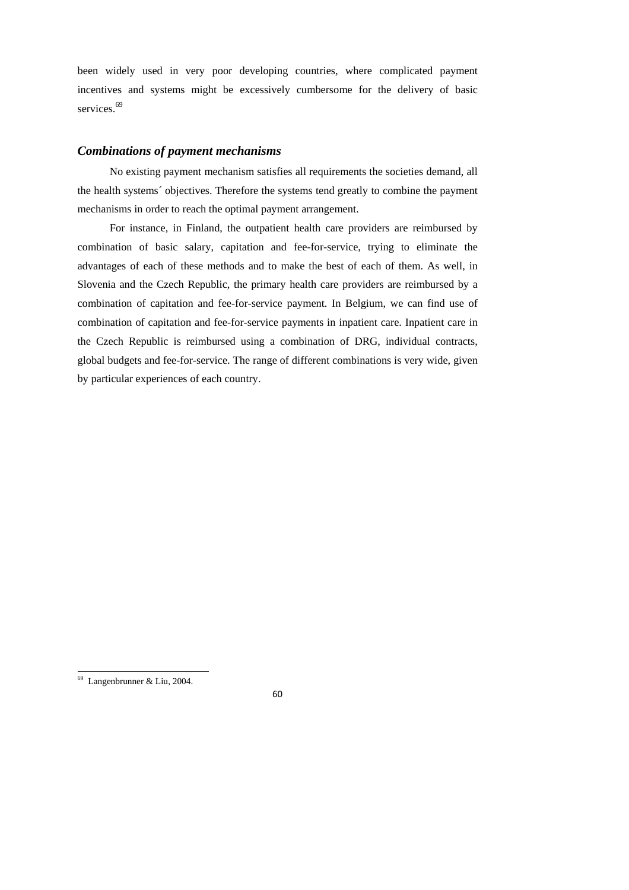been widely used in very poor developing countries, where complicated payment incentives and systems might be excessively cumbersome for the delivery of basic services.[69]

### *Combinations of payment mechanisms*

No existing payment mechanism satisfies all requirements the societies demand, all the health systems´ objectives. Therefore the systems tend greatly to combine the payment mechanisms in order to reach the optimal payment arrangement.

For instance, in Finland, the outpatient health care providers are reimbursed by combination of basic salary, capitation and fee-for-service, trying to eliminate the advantages of each of these methods and to make the best of each of them. As well, in Slovenia and the Czech Republic, the primary health care providers are reimbursed by a combination of capitation and fee-for-service payment. In Belgium, we can find use of combination of capitation and fee-for-service payments in inpatient care. Inpatient care in the Czech Republic is reimbursed using a combination of DRG, individual contracts, global budgets and fee-for-service. The range of different combinations is very wide, given by particular experiences of each country.

[69] Langenbrunner & Liu, 2004.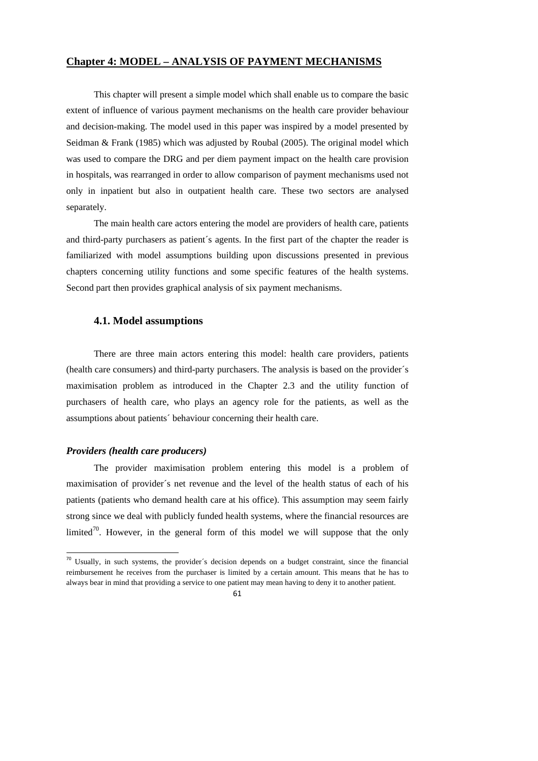## Chapter 4: MODEL – ANALYSIS OF PAYMENT MECHANISMS

This chapter will present a simple model which shall enable us to compare the basic extent of influence of various payment mechanisms on the health care provider behaviour and decision-making. The model used in this paper was inspired by a model presented by Seidman & Frank (1985) which was adjusted by Roubal (2005). The original model which was used to compare the DRG and per diem payment impact on the health care provision in hospitals, was rearranged in order to allow comparison of payment mechanisms used not only in inpatient but also in outpatient health care. These two sectors are analysed separately.

The main health care actors entering the model are providers of health care, patients and third-party purchasers as patient´s agents. In the first part of the chapter the reader is familiarized with model assumptions building upon discussions presented in previous chapters concerning utility functions and some specific features of the health systems. Second part then provides graphical analysis of six payment mechanisms.

### 4.1. Model assumptions

There are three main actors entering this model: health care providers, patients (health care consumers) and third-party purchasers. The analysis is based on the provider´s maximisation problem as introduced in the Chapter 2.3 and the utility function of purchasers of health care, who plays an agency role for the patients, as well as the assumptions about patients´ behaviour concerning their health care.

#### *Providers (health care producers)*

The provider maximisation problem entering this model is a problem of maximisation of provider´s net revenue and the level of the health status of each of his patients (patients who demand health care at his office). This assumption may seem fairly strong since we deal with publicly funded health systems, where the financial resources are limited[70]. However, in the general form of this model we will suppose that the only

[70] Usually, in such systems, the provider´s decision depends on a budget constraint, since the financial reimbursement he receives from the purchaser is limited by a certain amount. This means that he has to always bear in mind that providing a service to one patient may mean having to deny it to another patient.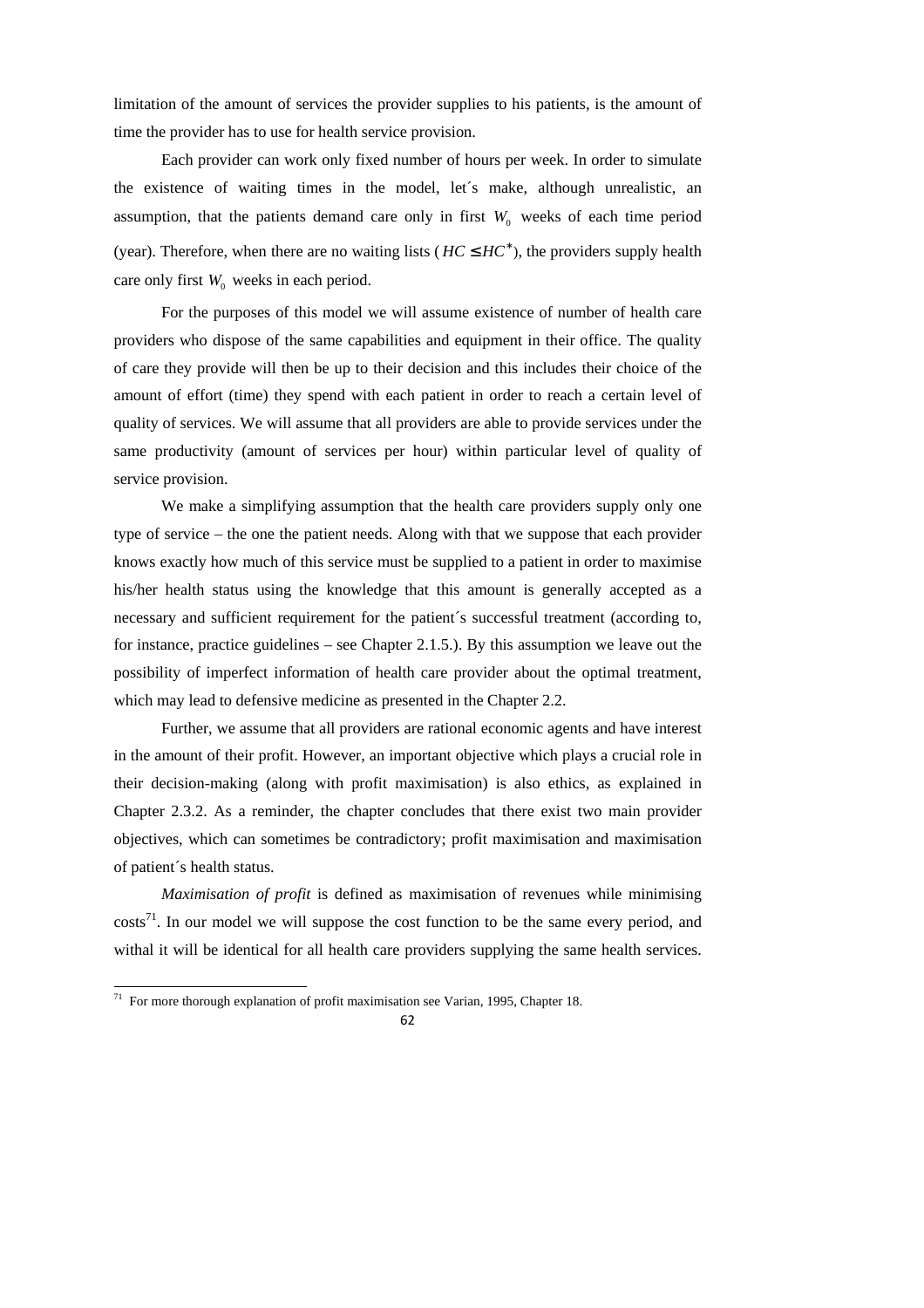limitation of the amount of services the provider supplies to his patients, is the amount of time the provider has to use for health service provision.

Each provider can work only fixed number of hours per week. In order to simulate the existence of waiting times in the model, let´s make, although unrealistic, an assumption, that the patients demand care only in first $W_0$ weeks of each time period (year). Therefore, when there are no waiting lists ($HC \leq HC^*$), the providers supply health care only first $W_0$ weeks in each period.

For the purposes of this model we will assume existence of number of health care providers who dispose of the same capabilities and equipment in their office. The quality of care they provide will then be up to their decision and this includes their choice of the amount of effort (time) they spend with each patient in order to reach a certain level of quality of services. We will assume that all providers are able to provide services under the same productivity (amount of services per hour) within particular level of quality of service provision.

We make a simplifying assumption that the health care providers supply only one type of service – the one the patient needs. Along with that we suppose that each provider knows exactly how much of this service must be supplied to a patient in order to maximise his/her health status using the knowledge that this amount is generally accepted as a necessary and sufficient requirement for the patient´s successful treatment (according to, for instance, practice guidelines – see Chapter 2.1.5.). By this assumption we leave out the possibility of imperfect information of health care provider about the optimal treatment, which may lead to defensive medicine as presented in the Chapter 2.2.

Further, we assume that all providers are rational economic agents and have interest in the amount of their profit. However, an important objective which plays a crucial role in their decision-making (along with profit maximisation) is also ethics, as explained in Chapter 2.3.2. As a reminder, the chapter concludes that there exist two main provider objectives, which can sometimes be contradictory; profit maximisation and maximisation of patient´s health status.

*Maximisation of profit* is defined as maximisation of revenues while minimising costs[71]. In our model we will suppose the cost function to be the same every period, and withal it will be identical for all health care providers supplying the same health services.

[71] For more thorough explanation of profit maximisation see Varian, 1995, Chapter 18.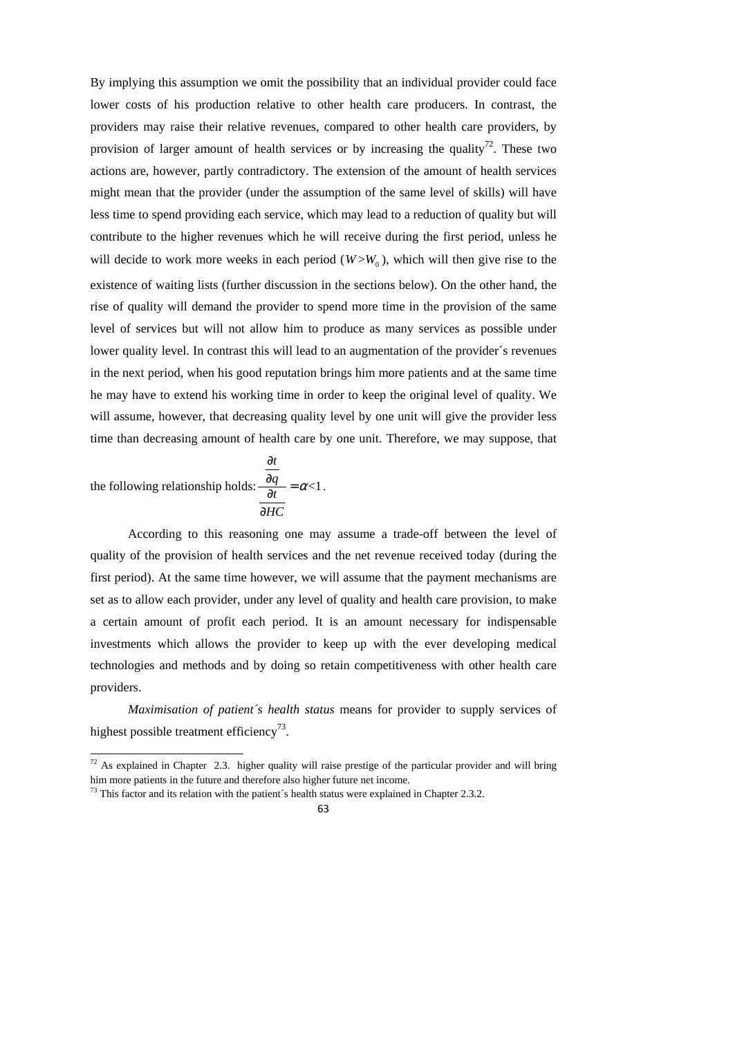By implying this assumption we omit the possibility that an individual provider could face lower costs of his production relative to other health care producers. In contrast, the providers may raise their relative revenues, compared to other health care providers, by provision of larger amount of health services or by increasing the quality[72]. These two actions are, however, partly contradictory. The extension of the amount of health services might mean that the provider (under the assumption of the same level of skills) will have less time to spend providing each service, which may lead to a reduction of quality but will contribute to the higher revenues which he will receive during the first period, unless he will decide to work more weeks in each period ($W > W_0$), which will then give rise to the existence of waiting lists (further discussion in the sections below). On the other hand, the rise of quality will demand the provider to spend more time in the provision of the same level of services but will not allow him to produce as many services as possible under lower quality level. In contrast this will lead to an augmentation of the provider´s revenues in the next period, when his good reputation brings him more patients and at the same time he may have to extend his working time in order to keep the original level of quality. We will assume, however, that decreasing quality level by one unit will give the provider less time than decreasing amount of health care by one unit. Therefore, we may suppose, that the following relationship holds: $\dfrac{\frac{\partial t}{\partial q}}{\frac{\partial t}{\partial HC}} = \alpha < 1$.

According to this reasoning one may assume a trade-off between the level of quality of the provision of health services and the net revenue received today (during the first period). At the same time however, we will assume that the payment mechanisms are set as to allow each provider, under any level of quality and health care provision, to make a certain amount of profit each period. It is an amount necessary for indispensable investments which allows the provider to keep up with the ever developing medical technologies and methods and by doing so retain competitiveness with other health care providers.

*Maximisation of patient´s health status* means for provider to supply services of highest possible treatment efficiency[73].

---

[72] As explained in Chapter 2.3. higher quality will raise prestige of the particular provider and will bring him more patients in the future and therefore also higher future net income.

[73] This factor and its relation with the patient´s health status were explained in Chapter 2.3.2.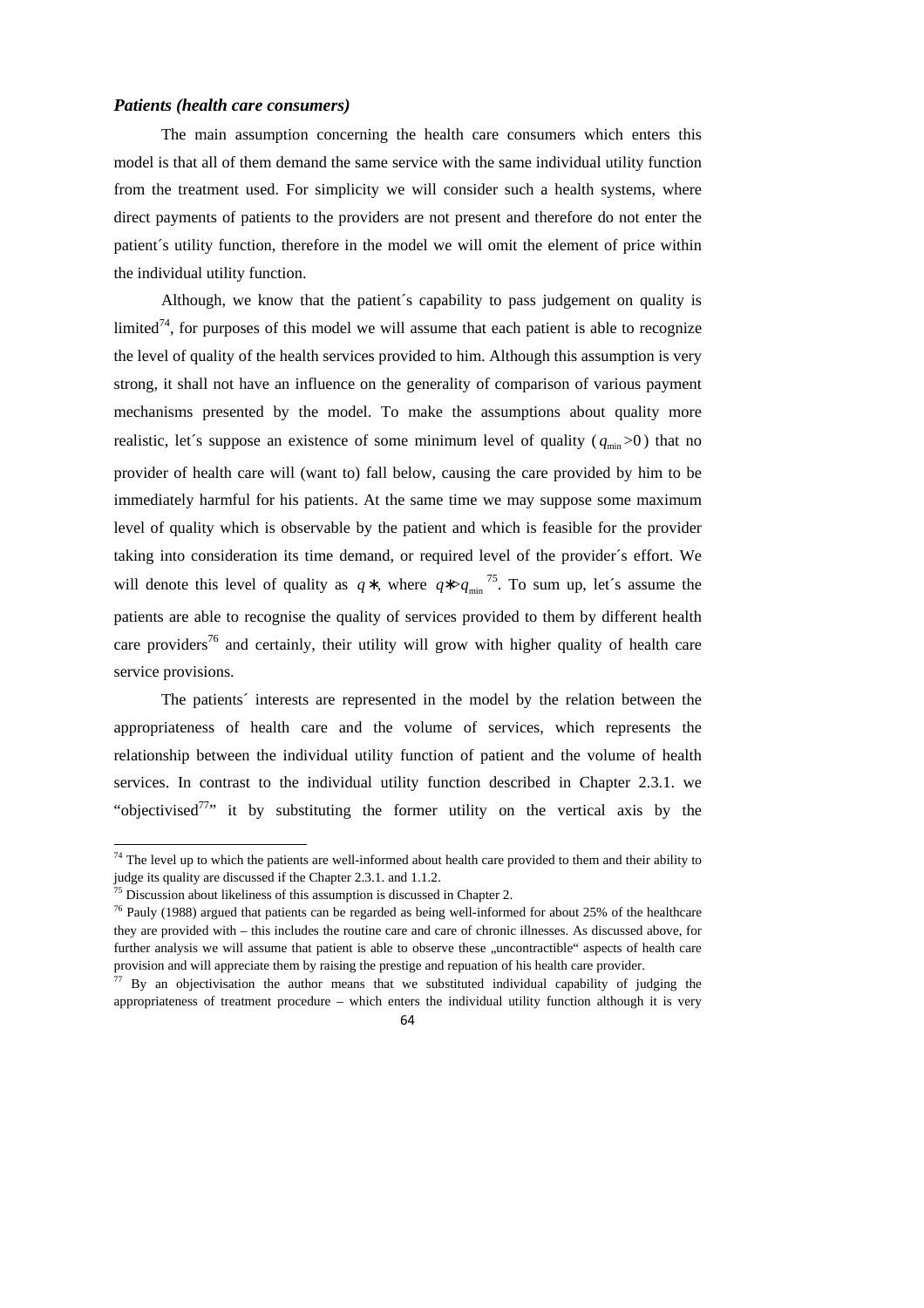***Patients (health care consumers)***

The main assumption concerning the health care consumers which enters this model is that all of them demand the same service with the same individual utility function from the treatment used. For simplicity we will consider such a health systems, where direct payments of patients to the providers are not present and therefore do not enter the patient´s utility function, therefore in the model we will omit the element of price within the individual utility function.

Although, we know that the patient´s capability to pass judgement on quality is limited[74], for purposes of this model we will assume that each patient is able to recognize the level of quality of the health services provided to him. Although this assumption is very strong, it shall not have an influence on the generality of comparison of various payment mechanisms presented by the model. To make the assumptions about quality more realistic, let´s suppose an existence of some minimum level of quality ($q_{min} > 0$) that no provider of health care will (want to) fall below, causing the care provided by him to be immediately harmful for his patients. At the same time we may suppose some maximum level of quality which is observable by the patient and which is feasible for the provider taking into consideration its time demand, or required level of the provider´s effort. We will denote this level of quality as $q*$, where $q* > q_{min}$[75]. To sum up, let´s assume the patients are able to recognise the quality of services provided to them by different health care providers[76] and certainly, their utility will grow with higher quality of health care service provisions.

The patients´ interests are represented in the model by the relation between the appropriateness of health care and the volume of services, which represents the relationship between the individual utility function of patient and the volume of health services. In contrast to the individual utility function described in Chapter 2.3.1. we "objectivised[77]" it by substituting the former utility on the vertical axis by the

---

[74] The level up to which the patients are well-informed about health care provided to them and their ability to judge its quality are discussed if the Chapter 2.3.1. and 1.1.2.

[75] Discussion about likeliness of this assumption is discussed in Chapter 2.

[76] Pauly (1988) argued that patients can be regarded as being well-informed for about 25% of the healthcare they are provided with – this includes the routine care and care of chronic illnesses. As discussed above, for further analysis we will assume that patient is able to observe these „uncontractible" aspects of health care provision and will appreciate them by raising the prestige and repuation of his health care provider.

[77] By an objectivisation the author means that we substituted individual capability of judging the appropriateness of treatment procedure – which enters the individual utility function although it is very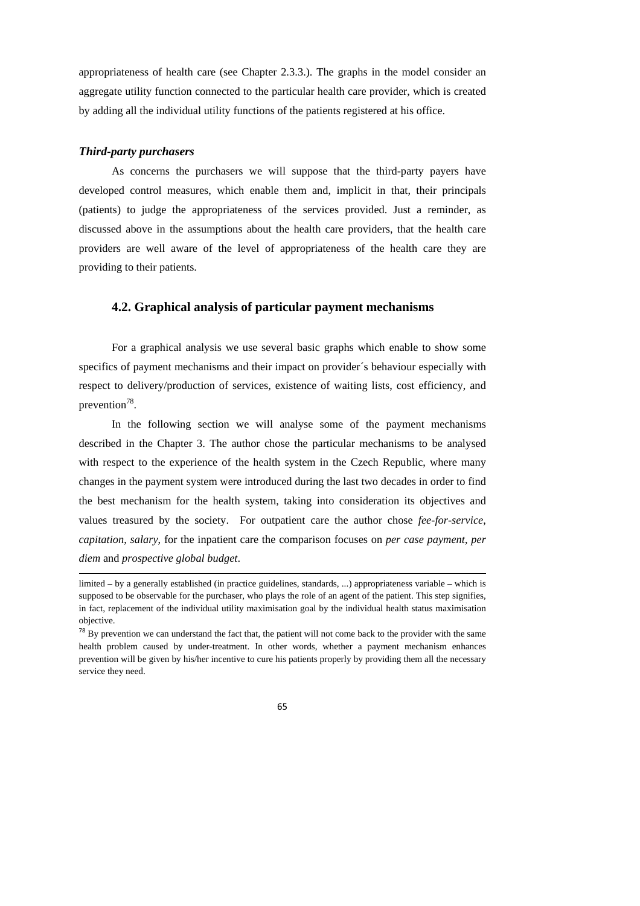appropriateness of health care (see Chapter 2.3.3.). The graphs in the model consider an aggregate utility function connected to the particular health care provider, which is created by adding all the individual utility functions of the patients registered at his office.

***Third-party purchasers***

As concerns the purchasers we will suppose that the third-party payers have developed control measures, which enable them and, implicit in that, their principals (patients) to judge the appropriateness of the services provided. Just a reminder, as discussed above in the assumptions about the health care providers, that the health care providers are well aware of the level of appropriateness of the health care they are providing to their patients.

## 4.2. Graphical analysis of particular payment mechanisms

For a graphical analysis we use several basic graphs which enable to show some specifics of payment mechanisms and their impact on provider´s behaviour especially with respect to delivery/production of services, existence of waiting lists, cost efficiency, and prevention[78].

In the following section we will analyse some of the payment mechanisms described in the Chapter 3. The author chose the particular mechanisms to be analysed with respect to the experience of the health system in the Czech Republic, where many changes in the payment system were introduced during the last two decades in order to find the best mechanism for the health system, taking into consideration its objectives and values treasured by the society. For outpatient care the author chose *fee-for-service*, *capitation*, *salary*, for the inpatient care the comparison focuses on *per case payment*, *per diem* and *prospective global budget*.

---

limited – by a generally established (in practice guidelines, standards, ...) appropriateness variable – which is supposed to be observable for the purchaser, who plays the role of an agent of the patient. This step signifies, in fact, replacement of the individual utility maximisation goal by the individual health status maximisation objective.

[78] By prevention we can understand the fact that, the patient will not come back to the provider with the same health problem caused by under-treatment. In other words, whether a payment mechanism enhances prevention will be given by his/her incentive to cure his patients properly by providing them all the necessary service they need.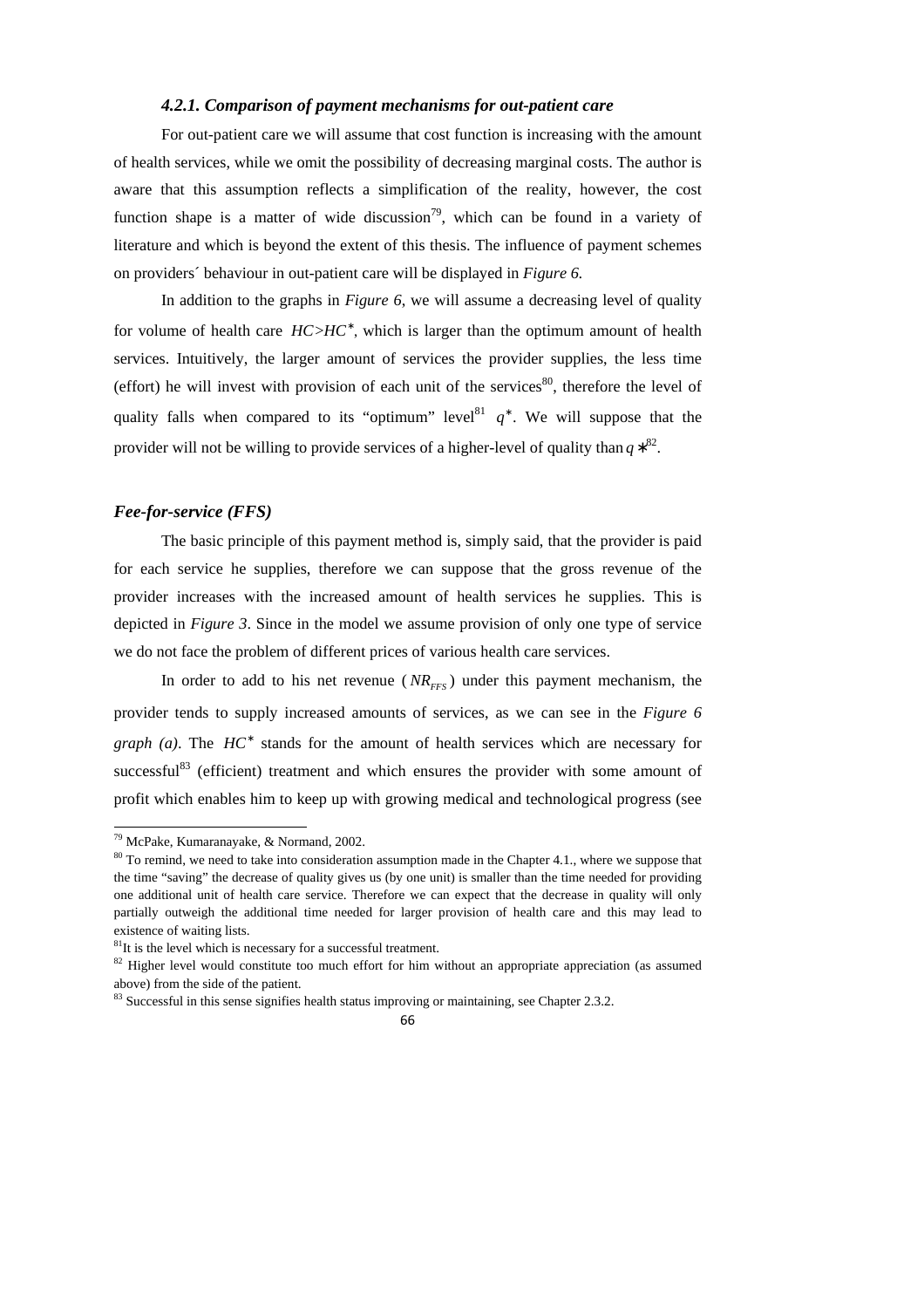#### *4.2.1. Comparison of payment mechanisms for out-patient care*

For out-patient care we will assume that cost function is increasing with the amount of health services, while we omit the possibility of decreasing marginal costs. The author is aware that this assumption reflects a simplification of the reality, however, the cost function shape is a matter of wide discussion[79], which can be found in a variety of literature and which is beyond the extent of this thesis. The influence of payment schemes on providers´ behaviour in out-patient care will be displayed in *Figure 6.*

In addition to the graphs in *Figure 6*, we will assume a decreasing level of quality for volume of health care $HC > HC^{*}$, which is larger than the optimum amount of health services. Intuitively, the larger amount of services the provider supplies, the less time (effort) he will invest with provision of each unit of the services[80], therefore the level of quality falls when compared to its "optimum" level[81] $q^{*}$. We will suppose that the provider will not be willing to provide services of a higher-level of quality than $q^{*}$[82].

### *Fee-for-service (FFS)*

The basic principle of this payment method is, simply said, that the provider is paid for each service he supplies, therefore we can suppose that the gross revenue of the provider increases with the increased amount of health services he supplies. This is depicted in *Figure 3*. Since in the model we assume provision of only one type of service we do not face the problem of different prices of various health care services.

In order to add to his net revenue ($NR_{FFS}$) under this payment mechanism, the provider tends to supply increased amounts of services, as we can see in the *Figure 6 graph (a)*. The $HC^{*}$ stands for the amount of health services which are necessary for successful[83] (efficient) treatment and which ensures the provider with some amount of profit which enables him to keep up with growing medical and technological progress (see

---

[79] McPake, Kumaranayake, & Normand, 2002.

[80] To remind, we need to take into consideration assumption made in the Chapter 4.1., where we suppose that the time "saving" the decrease of quality gives us (by one unit) is smaller than the time needed for providing one additional unit of health care service. Therefore we can expect that the decrease in quality will only partially outweigh the additional time needed for larger provision of health care and this may lead to existence of waiting lists.

[81] It is the level which is necessary for a successful treatment.

[82] Higher level would constitute too much effort for him without an appropriate appreciation (as assumed above) from the side of the patient.

[83] Successful in this sense signifies health status improving or maintaining, see Chapter 2.3.2.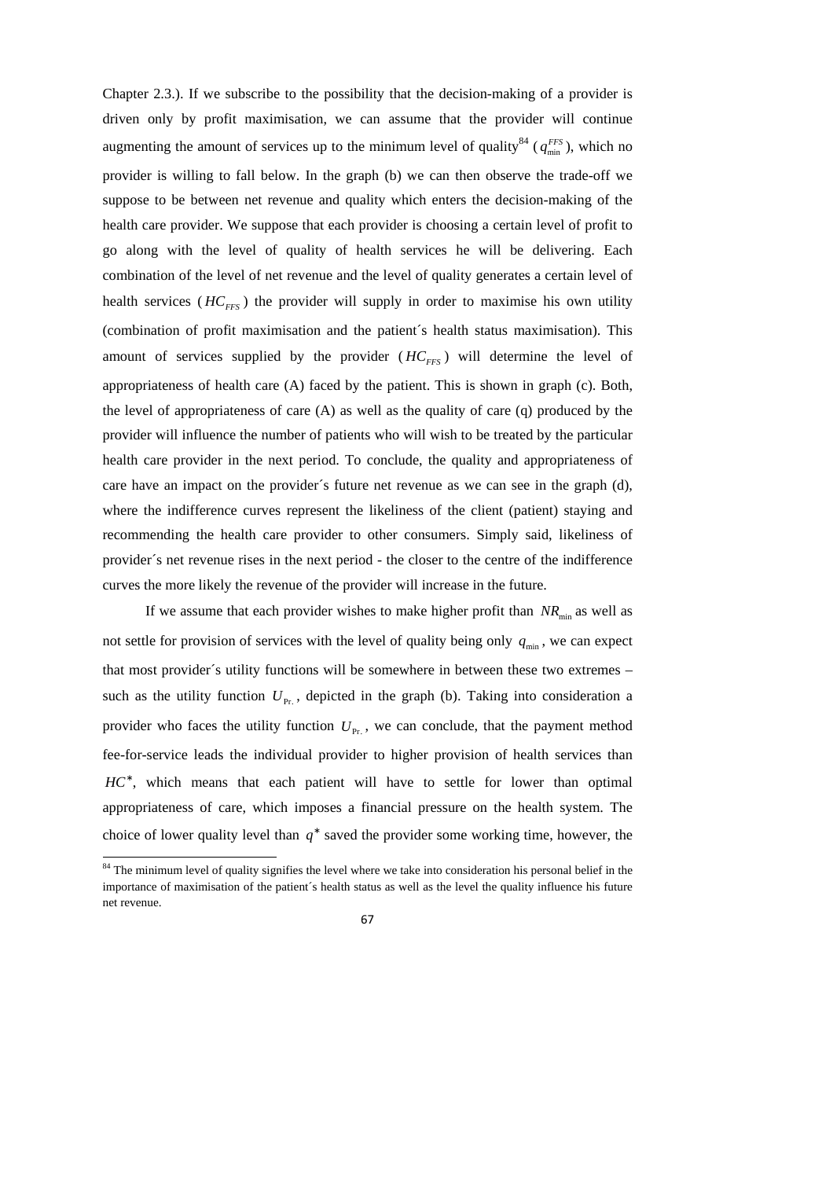Chapter 2.3.). If we subscribe to the possibility that the decision-making of a provider is driven only by profit maximisation, we can assume that the provider will continue augmenting the amount of services up to the minimum level of quality[84] ($q_{\min}^{FFS}$), which no provider is willing to fall below. In the graph (b) we can then observe the trade-off we suppose to be between net revenue and quality which enters the decision-making of the health care provider. We suppose that each provider is choosing a certain level of profit to go along with the level of quality of health services he will be delivering. Each combination of the level of net revenue and the level of quality generates a certain level of health services ($HC_{FFS}$) the provider will supply in order to maximise his own utility (combination of profit maximisation and the patient´s health status maximisation). This amount of services supplied by the provider ($HC_{FFS}$) will determine the level of appropriateness of health care (A) faced by the patient. This is shown in graph (c). Both, the level of appropriateness of care (A) as well as the quality of care (q) produced by the provider will influence the number of patients who will wish to be treated by the particular health care provider in the next period. To conclude, the quality and appropriateness of care have an impact on the provider´s future net revenue as we can see in the graph (d), where the indifference curves represent the likeliness of the client (patient) staying and recommending the health care provider to other consumers. Simply said, likeliness of provider´s net revenue rises in the next period - the closer to the centre of the indifference curves the more likely the revenue of the provider will increase in the future.

If we assume that each provider wishes to make higher profit than $NR_{\min}$ as well as not settle for provision of services with the level of quality being only $q_{\min}$, we can expect that most provider´s utility functions will be somewhere in between these two extremes – such as the utility function $U_{\text{Pr.}}$, depicted in the graph (b). Taking into consideration a provider who faces the utility function $U_{\text{Pr.}}$, we can conclude, that the payment method fee-for-service leads the individual provider to higher provision of health services than $HC^{*}$, which means that each patient will have to settle for lower than optimal appropriateness of care, which imposes a financial pressure on the health system. The choice of lower quality level than $q^{*}$ saved the provider some working time, however, the

[84] The minimum level of quality signifies the level where we take into consideration his personal belief in the importance of maximisation of the patient´s health status as well as the level the quality influence his future net revenue.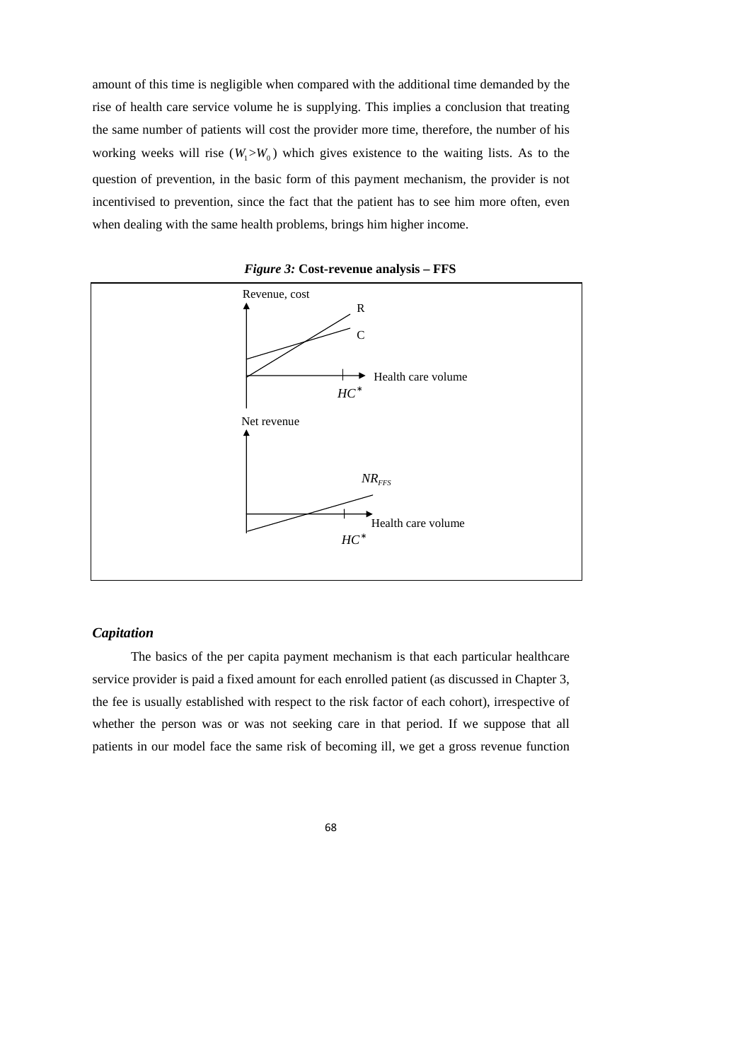amount of this time is negligible when compared with the additional time demanded by the rise of health care service volume he is supplying. This implies a conclusion that treating the same number of patients will cost the provider more time, therefore, the number of his working weeks will rise ($W_1 > W_0$) which gives existence to the waiting lists. As to the question of prevention, in the basic form of this payment mechanism, the provider is not incentivised to prevention, since the fact that the patient has to see him more often, even when dealing with the same health problems, brings him higher income.

***Figure 3:*** **Cost-revenue analysis – FFS**

Revenue, cost

R

C

Health care volume

$HC^*$

Net revenue

$NR_{FFS}$

Health care volume

$HC^*$

### *Capitation*

The basics of the per capita payment mechanism is that each particular healthcare service provider is paid a fixed amount for each enrolled patient (as discussed in Chapter 3, the fee is usually established with respect to the risk factor of each cohort), irrespective of whether the person was or was not seeking care in that period. If we suppose that all patients in our model face the same risk of becoming ill, we get a gross revenue function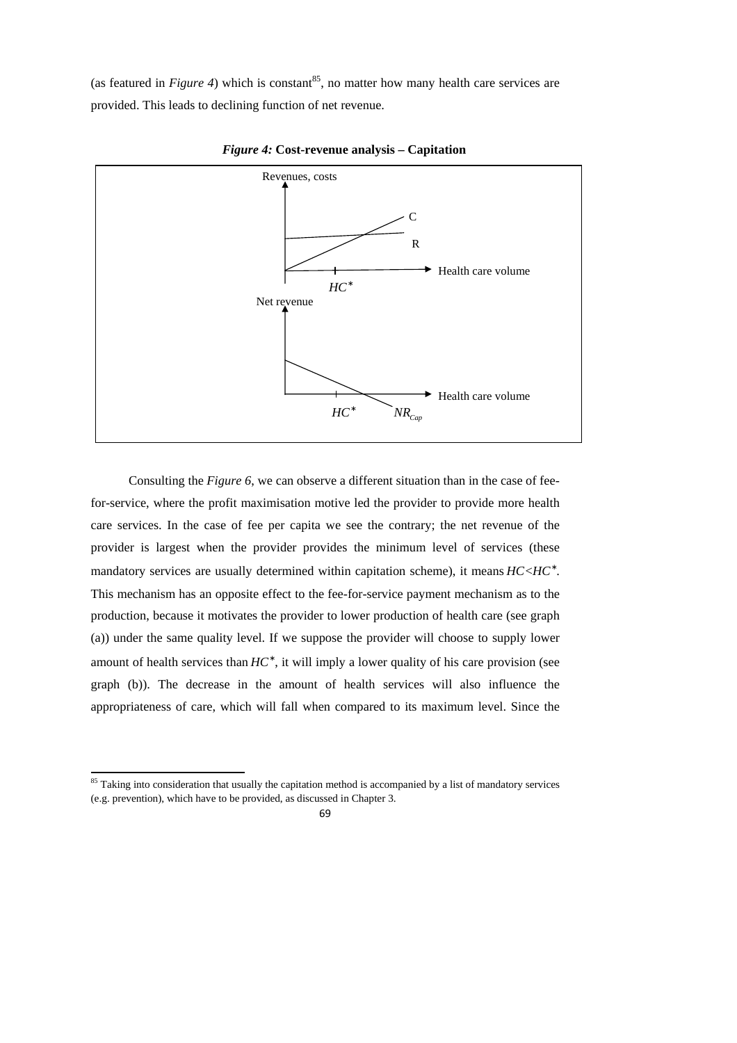(as featured in *Figure 4*) which is constant[85], no matter how many health care services are provided. This leads to declining function of net revenue.

***Figure 4:*** **Cost-revenue analysis – Capitation**

Revenues, costs

C

R

Health care volume

$HC^{*}$

Net revenue

Health care volume

$HC^{*}$ $NR_{Cap}$

Consulting the *Figure 6*, we can observe a different situation than in the case of fee-for-service, where the profit maximisation motive led the provider to provide more health care services. In the case of fee per capita we see the contrary; the net revenue of the provider is largest when the provider provides the minimum level of services (these mandatory services are usually determined within capitation scheme), it means $HC<HC^{*}$. This mechanism has an opposite effect to the fee-for-service payment mechanism as to the production, because it motivates the provider to lower production of health care (see graph (a)) under the same quality level. If we suppose the provider will choose to supply lower amount of health services than $HC^{*}$, it will imply a lower quality of his care provision (see graph (b)). The decrease in the amount of health services will also influence the appropriateness of care, which will fall when compared to its maximum level. Since the

[85] Taking into consideration that usually the capitation method is accompanied by a list of mandatory services (e.g. prevention), which have to be provided, as discussed in Chapter 3.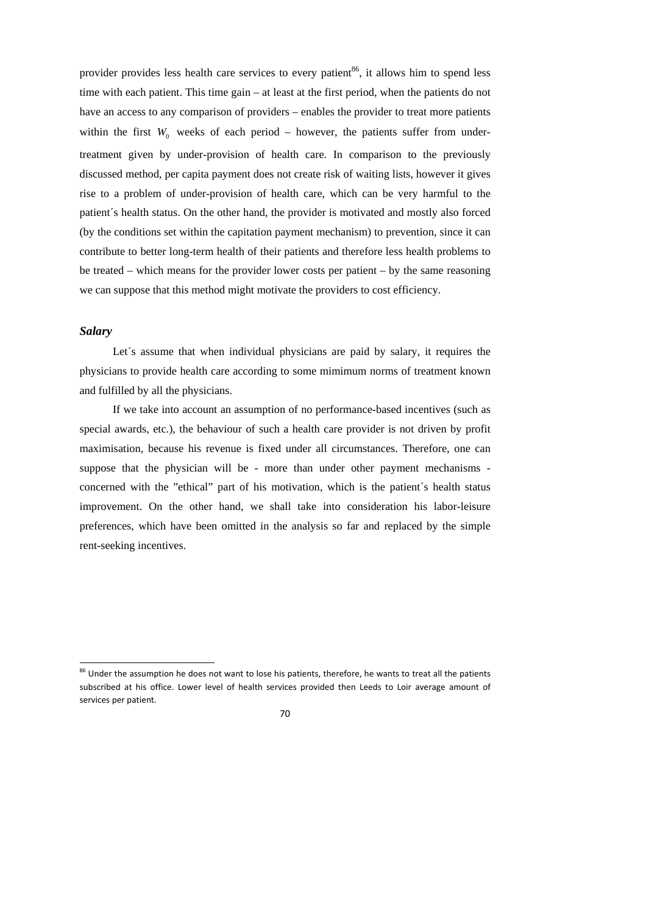provider provides less health care services to every patient[86], it allows him to spend less time with each patient. This time gain – at least at the first period, when the patients do not have an access to any comparison of providers – enables the provider to treat more patients within the first $W_0$ weeks of each period – however, the patients suffer from under-treatment given by under-provision of health care. In comparison to the previously discussed method, per capita payment does not create risk of waiting lists, however it gives rise to a problem of under-provision of health care, which can be very harmful to the patient´s health status. On the other hand, the provider is motivated and mostly also forced (by the conditions set within the capitation payment mechanism) to prevention, since it can contribute to better long-term health of their patients and therefore less health problems to be treated – which means for the provider lower costs per patient – by the same reasoning we can suppose that this method might motivate the providers to cost efficiency.

### *Salary*

Let´s assume that when individual physicians are paid by salary, it requires the physicians to provide health care according to some mimimum norms of treatment known and fulfilled by all the physicians.

If we take into account an assumption of no performance-based incentives (such as special awards, etc.), the behaviour of such a health care provider is not driven by profit maximisation, because his revenue is fixed under all circumstances. Therefore, one can suppose that the physician will be - more than under other payment mechanisms - concerned with the "ethical" part of his motivation, which is the patient´s health status improvement. On the other hand, we shall take into consideration his labor-leisure preferences, which have been omitted in the analysis so far and replaced by the simple rent-seeking incentives.

---

[86] Under the assumption he does not want to lose his patients, therefore, he wants to treat all the patients subscribed at his office. Lower level of health services provided then Leeds to Loir average amount of services per patient.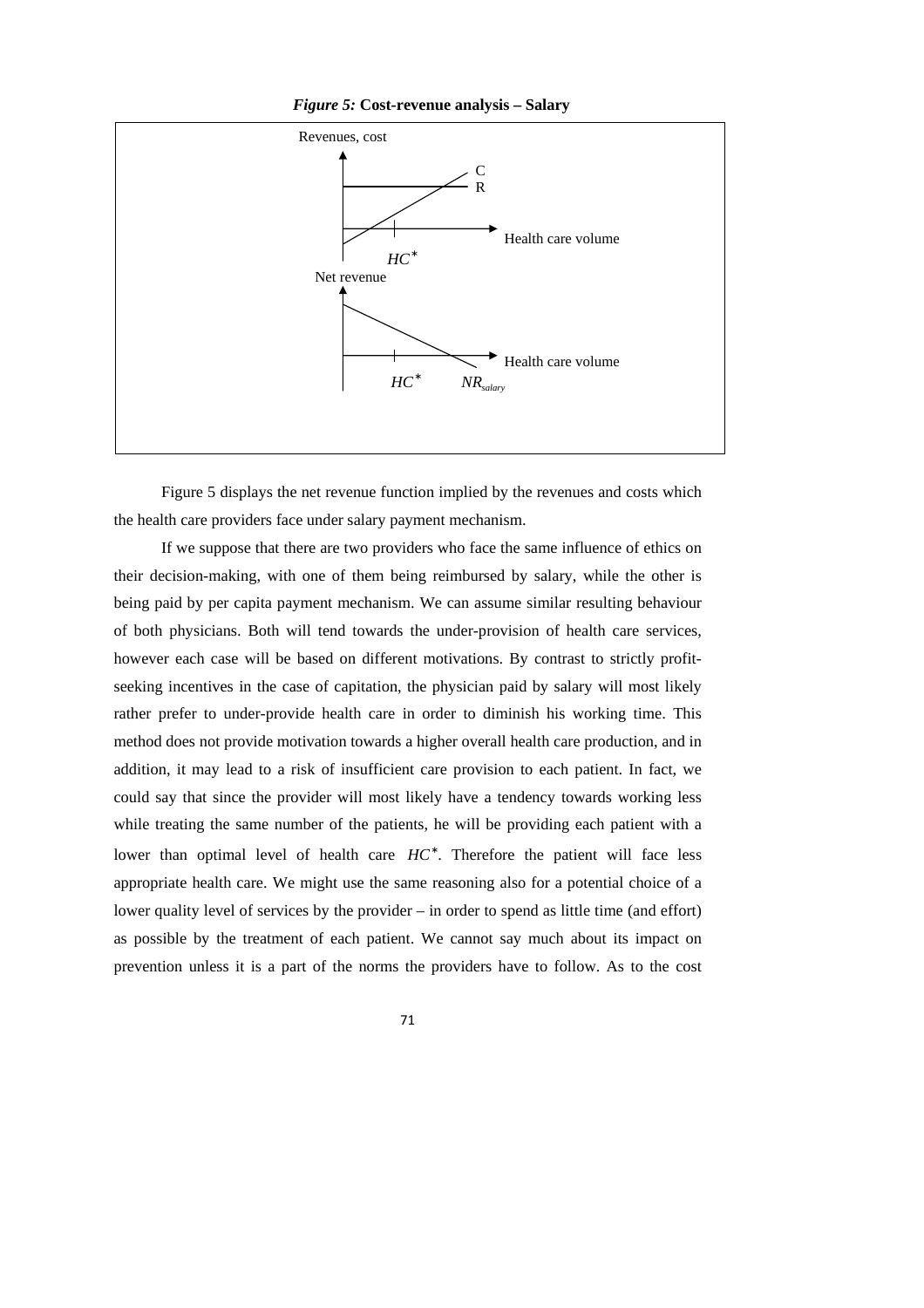*Figure 5:* **Cost-revenue analysis – Salary**

Figure 5 displays the net revenue function implied by the revenues and costs which the health care providers face under salary payment mechanism.

If we suppose that there are two providers who face the same influence of ethics on their decision-making, with one of them being reimbursed by salary, while the other is being paid by per capita payment mechanism. We can assume similar resulting behaviour of both physicians. Both will tend towards the under-provision of health care services, however each case will be based on different motivations. By contrast to strictly profit-seeking incentives in the case of capitation, the physician paid by salary will most likely rather prefer to under-provide health care in order to diminish his working time. This method does not provide motivation towards a higher overall health care production, and in addition, it may lead to a risk of insufficient care provision to each patient. In fact, we could say that since the provider will most likely have a tendency towards working less while treating the same number of the patients, he will be providing each patient with a lower than optimal level of health care $HC^*$. Therefore the patient will face less appropriate health care. We might use the same reasoning also for a potential choice of a lower quality level of services by the provider – in order to spend as little time (and effort) as possible by the treatment of each patient. We cannot say much about its impact on prevention unless it is a part of the norms the providers have to follow. As to the cost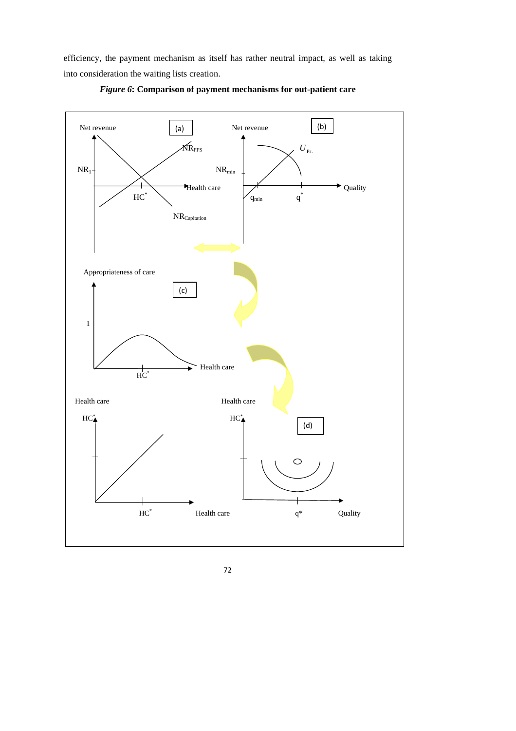efficiency, the payment mechanism as itself has rather neutral impact, as well as taking into consideration the waiting lists creation.

***Figure 6*: Comparison of payment mechanisms for out-patient care**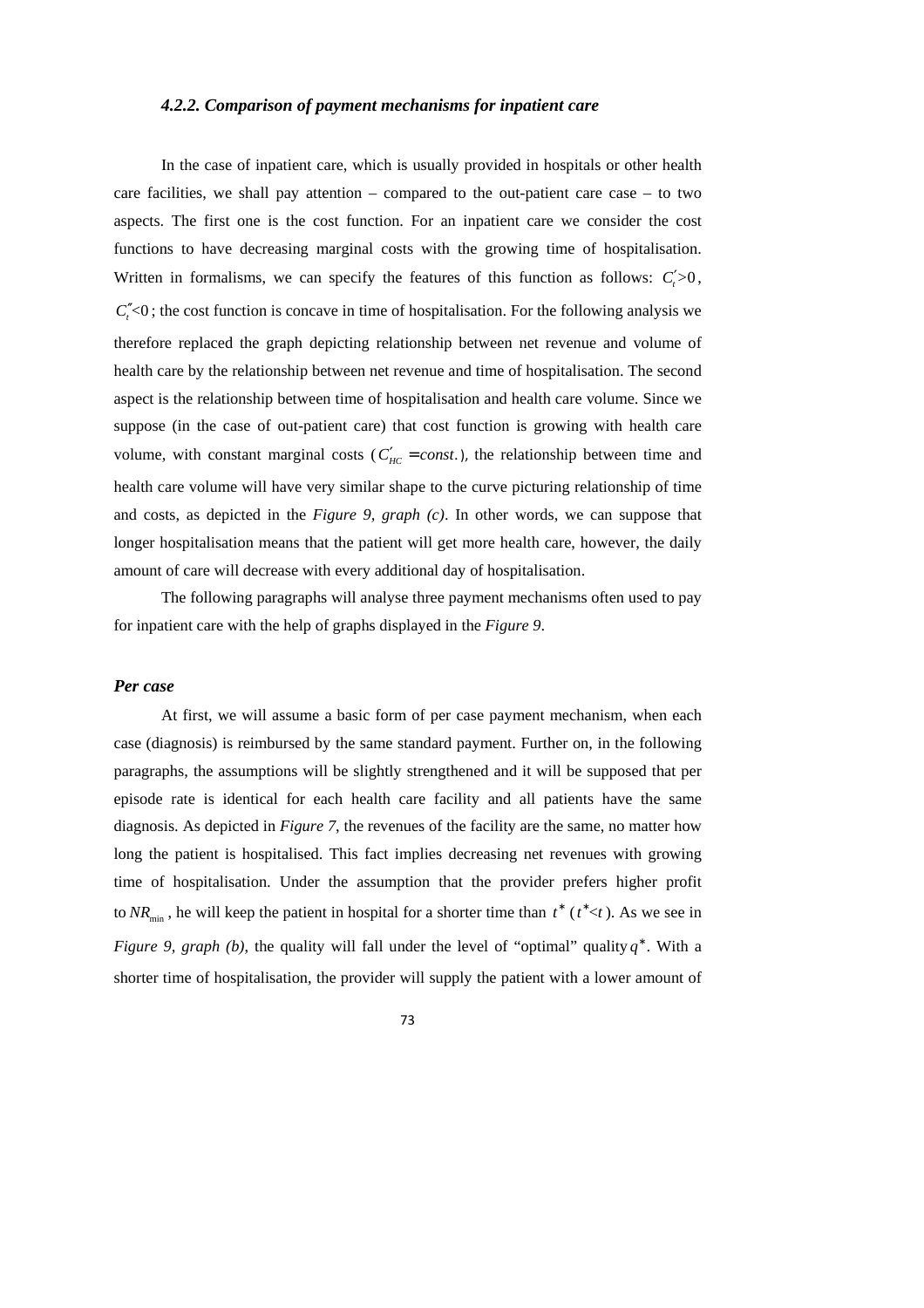### *4.2.2. Comparison of payment mechanisms for inpatient care*

In the case of inpatient care, which is usually provided in hospitals or other health care facilities, we shall pay attention – compared to the out-patient care case – to two aspects. The first one is the cost function. For an inpatient care we consider the cost functions to have decreasing marginal costs with the growing time of hospitalisation. Written in formalisms, we can specify the features of this function as follows: $C_t' > 0$, $C_t'' < 0$; the cost function is concave in time of hospitalisation. For the following analysis we therefore replaced the graph depicting relationship between net revenue and volume of health care by the relationship between net revenue and time of hospitalisation. The second aspect is the relationship between time of hospitalisation and health care volume. Since we suppose (in the case of out-patient care) that cost function is growing with health care volume, with constant marginal costs ($C_{HC}' = const.$), the relationship between time and health care volume will have very similar shape to the curve picturing relationship of time and costs, as depicted in the *Figure 9, graph (c)*. In other words, we can suppose that longer hospitalisation means that the patient will get more health care, however, the daily amount of care will decrease with every additional day of hospitalisation.

The following paragraphs will analyse three payment mechanisms often used to pay for inpatient care with the help of graphs displayed in the *Figure 9*.

***Per case***

At first, we will assume a basic form of per case payment mechanism, when each case (diagnosis) is reimbursed by the same standard payment. Further on, in the following paragraphs, the assumptions will be slightly strengthened and it will be supposed that per episode rate is identical for each health care facility and all patients have the same diagnosis. As depicted in *Figure 7*, the revenues of the facility are the same, no matter how long the patient is hospitalised. This fact implies decreasing net revenues with growing time of hospitalisation. Under the assumption that the provider prefers higher profit to $NR_{\min}$, he will keep the patient in hospital for a shorter time than $t^*$ ($t^* < t$). As we see in *Figure 9, graph (b)*, the quality will fall under the level of "optimal" quality $q^*$. With a shorter time of hospitalisation, the provider will supply the patient with a lower amount of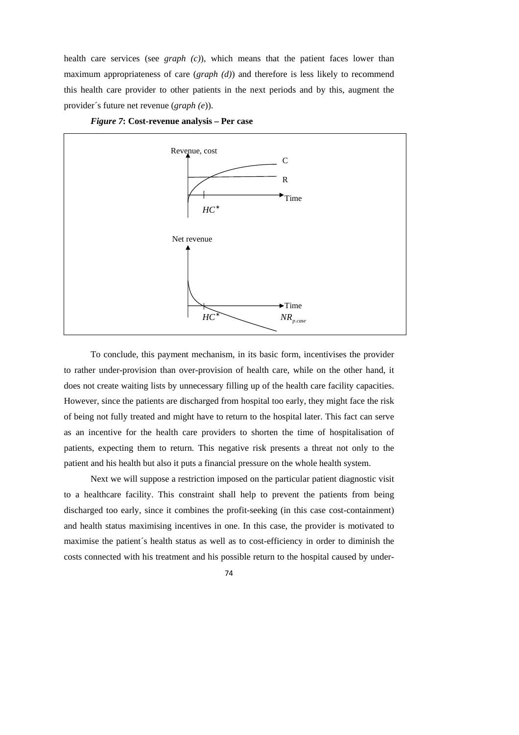health care services (see *graph (c)*), which means that the patient faces lower than maximum appropriateness of care (*graph (d)*) and therefore is less likely to recommend this health care provider to other patients in the next periods and by this, augment the provider´s future net revenue (*graph (e)*).

***Figure 7*: Cost-revenue analysis – Per case**

To conclude, this payment mechanism, in its basic form, incentivises the provider to rather under-provision than over-provision of health care, while on the other hand, it does not create waiting lists by unnecessary filling up of the health care facility capacities. However, since the patients are discharged from hospital too early, they might face the risk of being not fully treated and might have to return to the hospital later. This fact can serve as an incentive for the health care providers to shorten the time of hospitalisation of patients, expecting them to return. This negative risk presents a threat not only to the patient and his health but also it puts a financial pressure on the whole health system.

Next we will suppose a restriction imposed on the particular patient diagnostic visit to a healthcare facility. This constraint shall help to prevent the patients from being discharged too early, since it combines the profit-seeking (in this case cost-containment) and health status maximising incentives in one. In this case, the provider is motivated to maximise the patient´s health status as well as to cost-efficiency in order to diminish the costs connected with his treatment and his possible return to the hospital caused by under-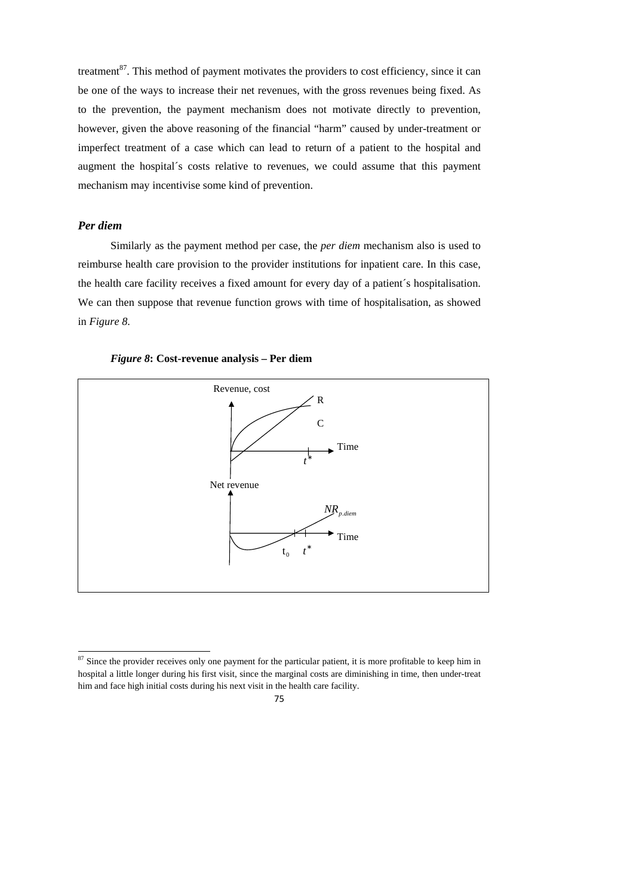treatment[87]. This method of payment motivates the providers to cost efficiency, since it can be one of the ways to increase their net revenues, with the gross revenues being fixed. As to the prevention, the payment mechanism does not motivate directly to prevention, however, given the above reasoning of the financial "harm" caused by under-treatment or imperfect treatment of a case which can lead to return of a patient to the hospital and augment the hospital´s costs relative to revenues, we could assume that this payment mechanism may incentivise some kind of prevention.

### *Per diem*

Similarly as the payment method per case, the *per diem* mechanism also is used to reimburse health care provision to the provider institutions for inpatient care. In this case, the health care facility receives a fixed amount for every day of a patient´s hospitalisation. We can then suppose that revenue function grows with time of hospitalisation, as showed in *Figure 8*.

***Figure 8*: Cost-revenue analysis – Per diem**

Revenue, cost — R — C — Time — $t^*$

Net revenue — $NR_{p.diem}$ — Time — $t_0$ — $t^*$

---

[87] Since the provider receives only one payment for the particular patient, it is more profitable to keep him in hospital a little longer during his first visit, since the marginal costs are diminishing in time, then under-treat him and face high initial costs during his next visit in the health care facility.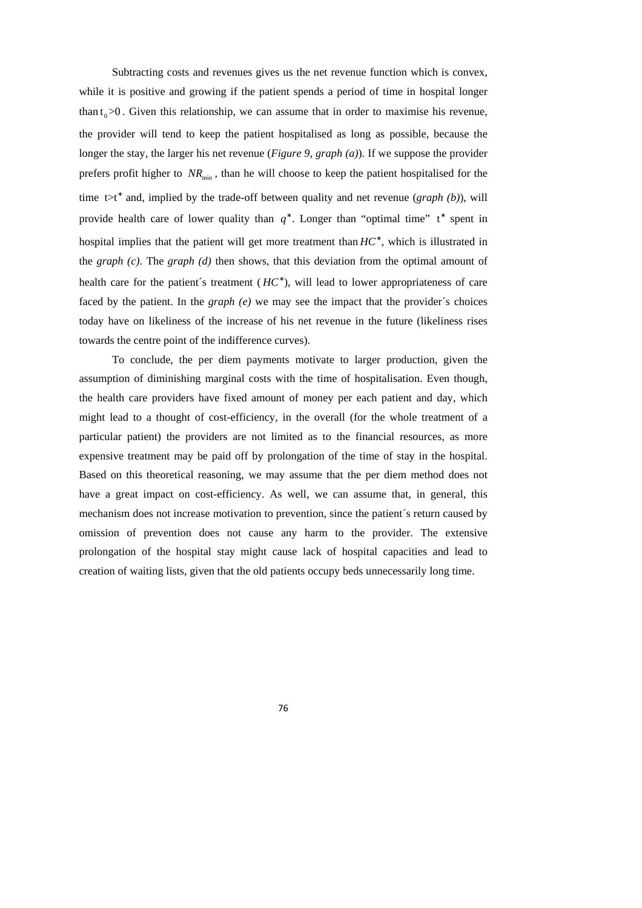Subtracting costs and revenues gives us the net revenue function which is convex, while it is positive and growing if the patient spends a period of time in hospital longer than $t_0 > 0$. Given this relationship, we can assume that in order to maximise his revenue, the provider will tend to keep the patient hospitalised as long as possible, because the longer the stay, the larger his net revenue (*Figure 9, graph (a)*). If we suppose the provider prefers profit higher to $NR_{\min}$, than he will choose to keep the patient hospitalised for the time $t > t^*$ and, implied by the trade-off between quality and net revenue (*graph (b)*), will provide health care of lower quality than $q^*$. Longer than "optimal time" $t^*$ spent in hospital implies that the patient will get more treatment than $HC^*$, which is illustrated in the *graph (c)*. The *graph (d)* then shows, that this deviation from the optimal amount of health care for the patient´s treatment ($HC^*$), will lead to lower appropriateness of care faced by the patient. In the *graph (e)* we may see the impact that the provider´s choices today have on likeliness of the increase of his net revenue in the future (likeliness rises towards the centre point of the indifference curves).

To conclude, the per diem payments motivate to larger production, given the assumption of diminishing marginal costs with the time of hospitalisation. Even though, the health care providers have fixed amount of money per each patient and day, which might lead to a thought of cost-efficiency, in the overall (for the whole treatment of a particular patient) the providers are not limited as to the financial resources, as more expensive treatment may be paid off by prolongation of the time of stay in the hospital. Based on this theoretical reasoning, we may assume that the per diem method does not have a great impact on cost-efficiency. As well, we can assume that, in general, this mechanism does not increase motivation to prevention, since the patient´s return caused by omission of prevention does not cause any harm to the provider. The extensive prolongation of the hospital stay might cause lack of hospital capacities and lead to creation of waiting lists, given that the old patients occupy beds unnecessarily long time.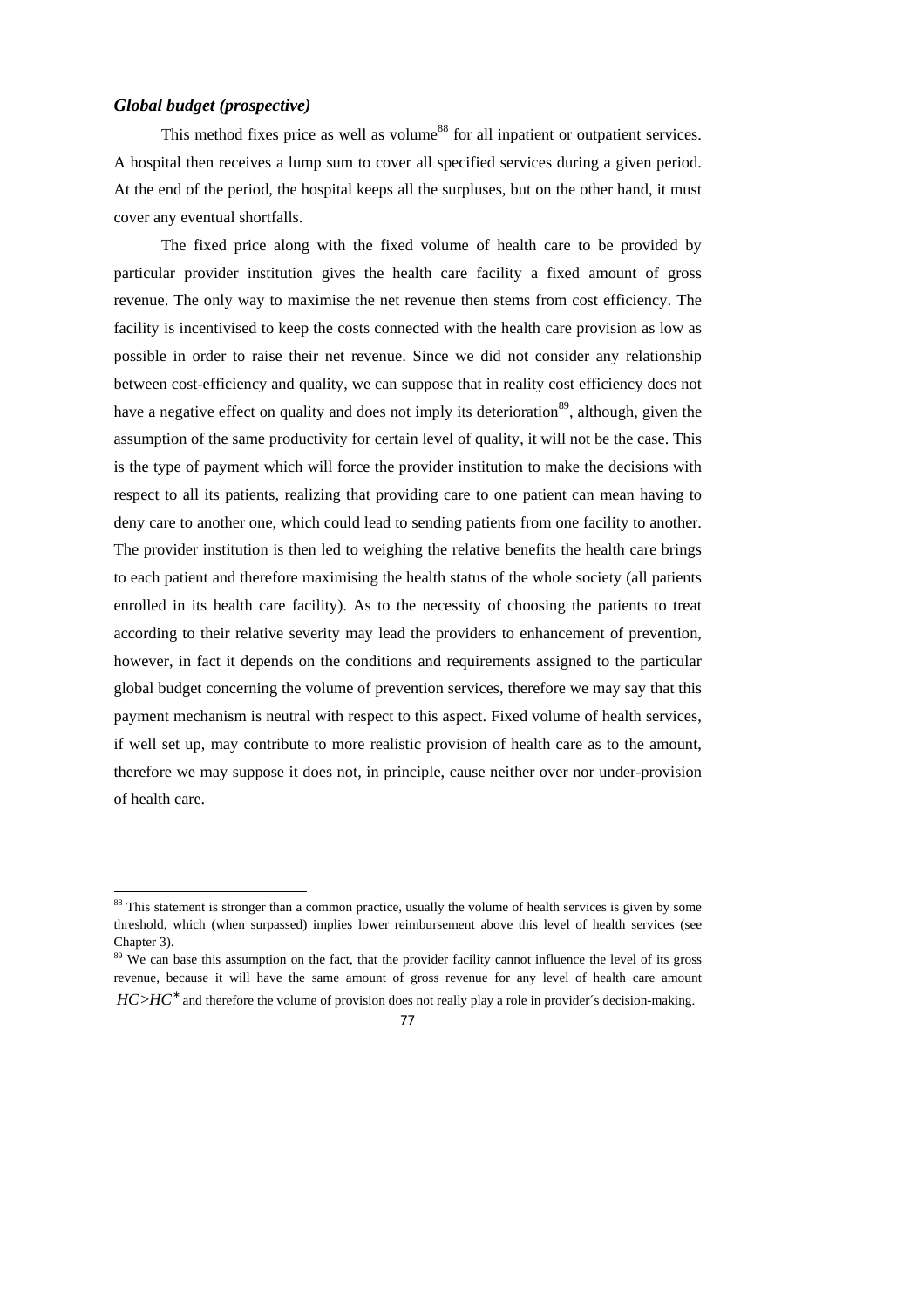### *Global budget (prospective)*

This method fixes price as well as volume[88] for all inpatient or outpatient services. A hospital then receives a lump sum to cover all specified services during a given period. At the end of the period, the hospital keeps all the surpluses, but on the other hand, it must cover any eventual shortfalls.

The fixed price along with the fixed volume of health care to be provided by particular provider institution gives the health care facility a fixed amount of gross revenue. The only way to maximise the net revenue then stems from cost efficiency. The facility is incentivised to keep the costs connected with the health care provision as low as possible in order to raise their net revenue. Since we did not consider any relationship between cost-efficiency and quality, we can suppose that in reality cost efficiency does not have a negative effect on quality and does not imply its deterioration[89], although, given the assumption of the same productivity for certain level of quality, it will not be the case. This is the type of payment which will force the provider institution to make the decisions with respect to all its patients, realizing that providing care to one patient can mean having to deny care to another one, which could lead to sending patients from one facility to another. The provider institution is then led to weighing the relative benefits the health care brings to each patient and therefore maximising the health status of the whole society (all patients enrolled in its health care facility). As to the necessity of choosing the patients to treat according to their relative severity may lead the providers to enhancement of prevention, however, in fact it depends on the conditions and requirements assigned to the particular global budget concerning the volume of prevention services, therefore we may say that this payment mechanism is neutral with respect to this aspect. Fixed volume of health services, if well set up, may contribute to more realistic provision of health care as to the amount, therefore we may suppose it does not, in principle, cause neither over nor under-provision of health care.

---

[88] This statement is stronger than a common practice, usually the volume of health services is given by some threshold, which (when surpassed) implies lower reimbursement above this level of health services (see Chapter 3).

[89] We can base this assumption on the fact, that the provider facility cannot influence the level of its gross revenue, because it will have the same amount of gross revenue for any level of health care amount $HC>HC^*$ and therefore the volume of provision does not really play a role in provider´s decision-making.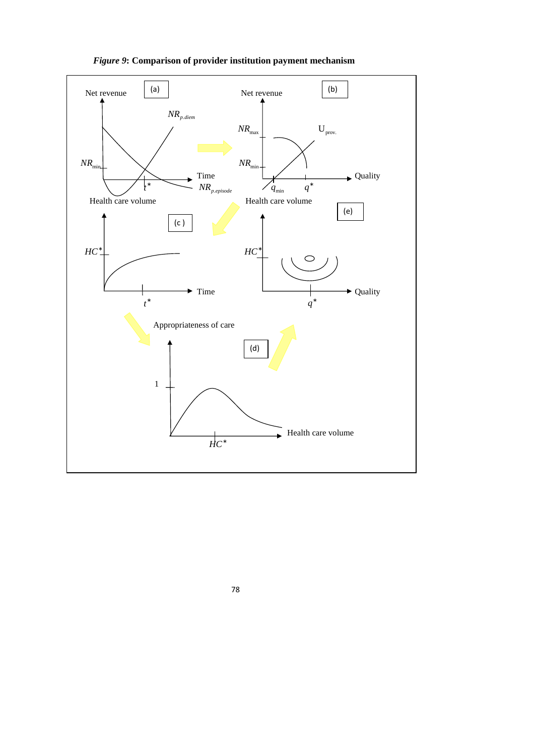***Figure 9*: Comparison of provider institution payment mechanism**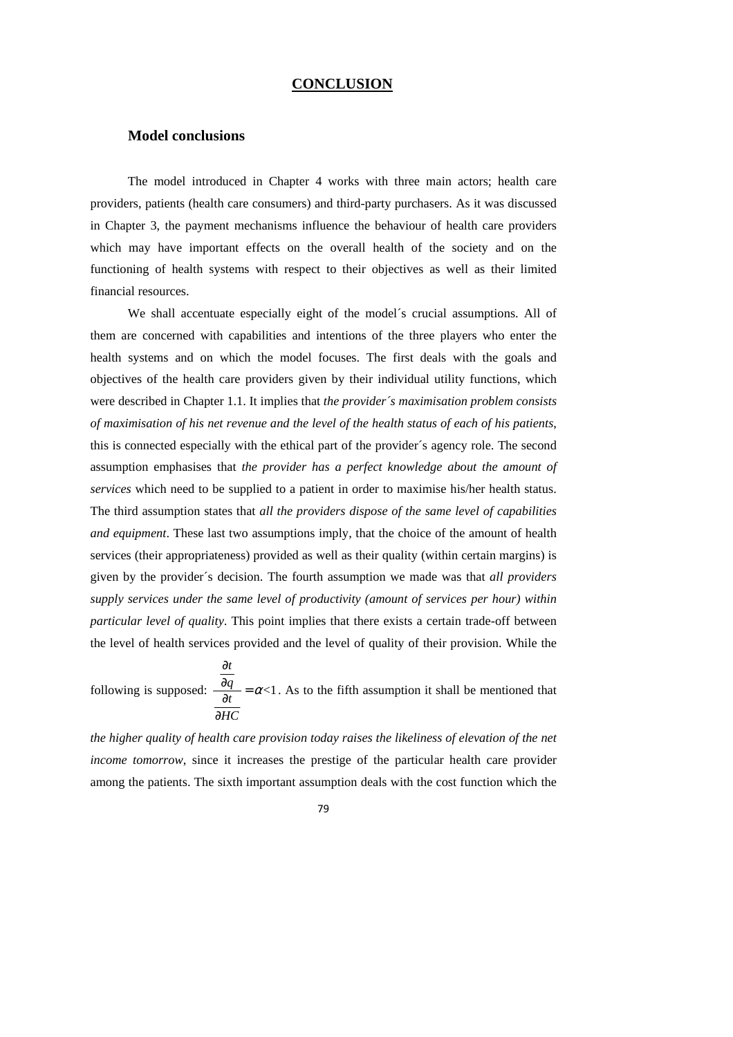# CONCLUSION

## Model conclusions

The model introduced in Chapter 4 works with three main actors; health care providers, patients (health care consumers) and third-party purchasers. As it was discussed in Chapter 3, the payment mechanisms influence the behaviour of health care providers which may have important effects on the overall health of the society and on the functioning of health systems with respect to their objectives as well as their limited financial resources.

We shall accentuate especially eight of the model´s crucial assumptions. All of them are concerned with capabilities and intentions of the three players who enter the health systems and on which the model focuses. The first deals with the goals and objectives of the health care providers given by their individual utility functions, which were described in Chapter 1.1. It implies that *the provider´s maximisation problem consists of maximisation of his net revenue and the level of the health status of each of his patients*, this is connected especially with the ethical part of the provider´s agency role. The second assumption emphasises that *the provider has a perfect knowledge about the amount of services* which need to be supplied to a patient in order to maximise his/her health status. The third assumption states that *all the providers dispose of the same level of capabilities and equipment*. These last two assumptions imply, that the choice of the amount of health services (their appropriateness) provided as well as their quality (within certain margins) is given by the provider´s decision. The fourth assumption we made was that *all providers supply services under the same level of productivity (amount of services per hour) within particular level of quality*. This point implies that there exists a certain trade-off between the level of health services provided and the level of quality of their provision. While the following is supposed: $\dfrac{\frac{\partial t}{\partial q}}{\frac{\partial t}{\partial HC}} = \alpha < 1$. As to the fifth assumption it shall be mentioned that *the higher quality of health care provision today raises the likeliness of elevation of the net income tomorrow*, since it increases the prestige of the particular health care provider among the patients. The sixth important assumption deals with the cost function which the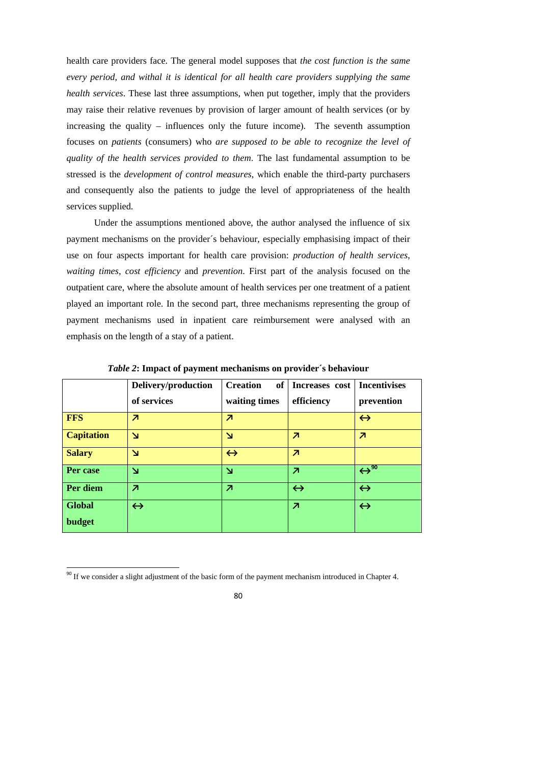health care providers face. The general model supposes that *the cost function is the same every period, and withal it is identical for all health care providers supplying the same health services*. These last three assumptions, when put together, imply that the providers may raise their relative revenues by provision of larger amount of health services (or by increasing the quality – influences only the future income). The seventh assumption focuses on *patients* (consumers) who *are supposed to be able to recognize the level of quality of the health services provided to them*. The last fundamental assumption to be stressed is the *development of control measures*, which enable the third-party purchasers and consequently also the patients to judge the level of appropriateness of the health services supplied.

Under the assumptions mentioned above, the author analysed the influence of six payment mechanisms on the provider´s behaviour, especially emphasising impact of their use on four aspects important for health care provision: *production of health services*, *waiting times*, *cost efficiency* and *prevention*. First part of the analysis focused on the outpatient care, where the absolute amount of health services per one treatment of a patient played an important role. In the second part, three mechanisms representing the group of payment mechanisms used in inpatient care reimbursement were analysed with an emphasis on the length of a stay of a patient.

***Table 2*: Impact of payment mechanisms on provider´s behaviour**

| | Delivery/production of services | Creation of waiting times | Increases cost efficiency | Incentivises prevention |
|---|---|---|---|---|
| **FFS** | ↗ | ↗ | | ↔ |
| **Capitation** | ↘ | ↘ | ↗ | ↗ |
| **Salary** | ↘ | ↔ | ↗ | |
| **Per case** | ↘ | ↘ | ↗ | ↔[90] |
| **Per diem** | ↗ | ↗ | ↔ | ↔ |
| **Global budget** | ↔ | | ↗ | ↔ |

[90] If we consider a slight adjustment of the basic form of the payment mechanism introduced in Chapter 4.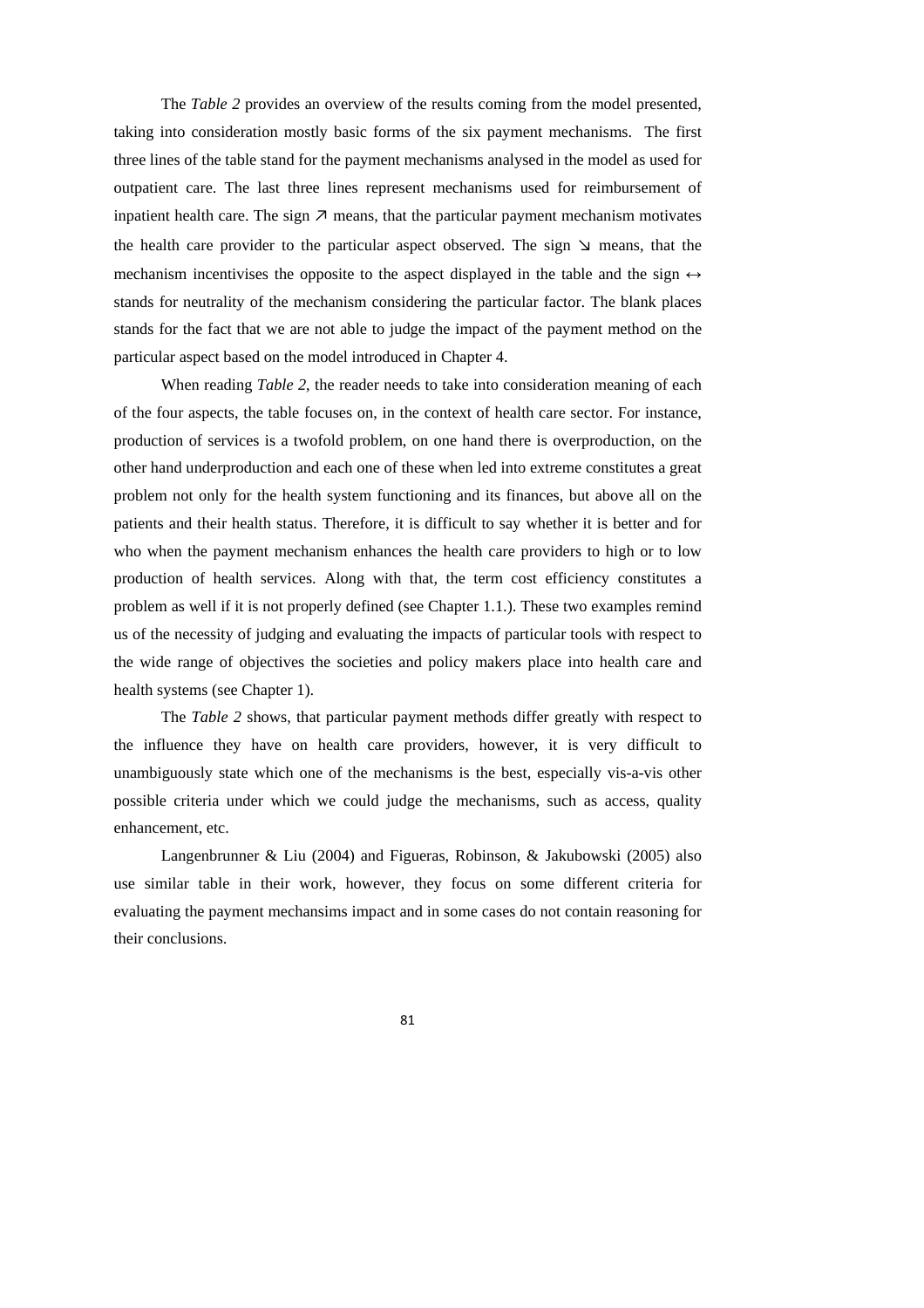The *Table 2* provides an overview of the results coming from the model presented, taking into consideration mostly basic forms of the six payment mechanisms. The first three lines of the table stand for the payment mechanisms analysed in the model as used for outpatient care. The last three lines represent mechanisms used for reimbursement of inpatient health care. The sign ↗ means, that the particular payment mechanism motivates the health care provider to the particular aspect observed. The sign ↘ means, that the mechanism incentivises the opposite to the aspect displayed in the table and the sign ↔ stands for neutrality of the mechanism considering the particular factor. The blank places stands for the fact that we are not able to judge the impact of the payment method on the particular aspect based on the model introduced in Chapter 4.

When reading *Table 2*, the reader needs to take into consideration meaning of each of the four aspects, the table focuses on, in the context of health care sector. For instance, production of services is a twofold problem, on one hand there is overproduction, on the other hand underproduction and each one of these when led into extreme constitutes a great problem not only for the health system functioning and its finances, but above all on the patients and their health status. Therefore, it is difficult to say whether it is better and for who when the payment mechanism enhances the health care providers to high or to low production of health services. Along with that, the term cost efficiency constitutes a problem as well if it is not properly defined (see Chapter 1.1.). These two examples remind us of the necessity of judging and evaluating the impacts of particular tools with respect to the wide range of objectives the societies and policy makers place into health care and health systems (see Chapter 1).

The *Table 2* shows, that particular payment methods differ greatly with respect to the influence they have on health care providers, however, it is very difficult to unambiguously state which one of the mechanisms is the best, especially vis-a-vis other possible criteria under which we could judge the mechanisms, such as access, quality enhancement, etc.

Langenbrunner & Liu (2004) and Figueras, Robinson, & Jakubowski (2005) also use similar table in their work, however, they focus on some different criteria for evaluating the payment mechansims impact and in some cases do not contain reasoning for their conclusions.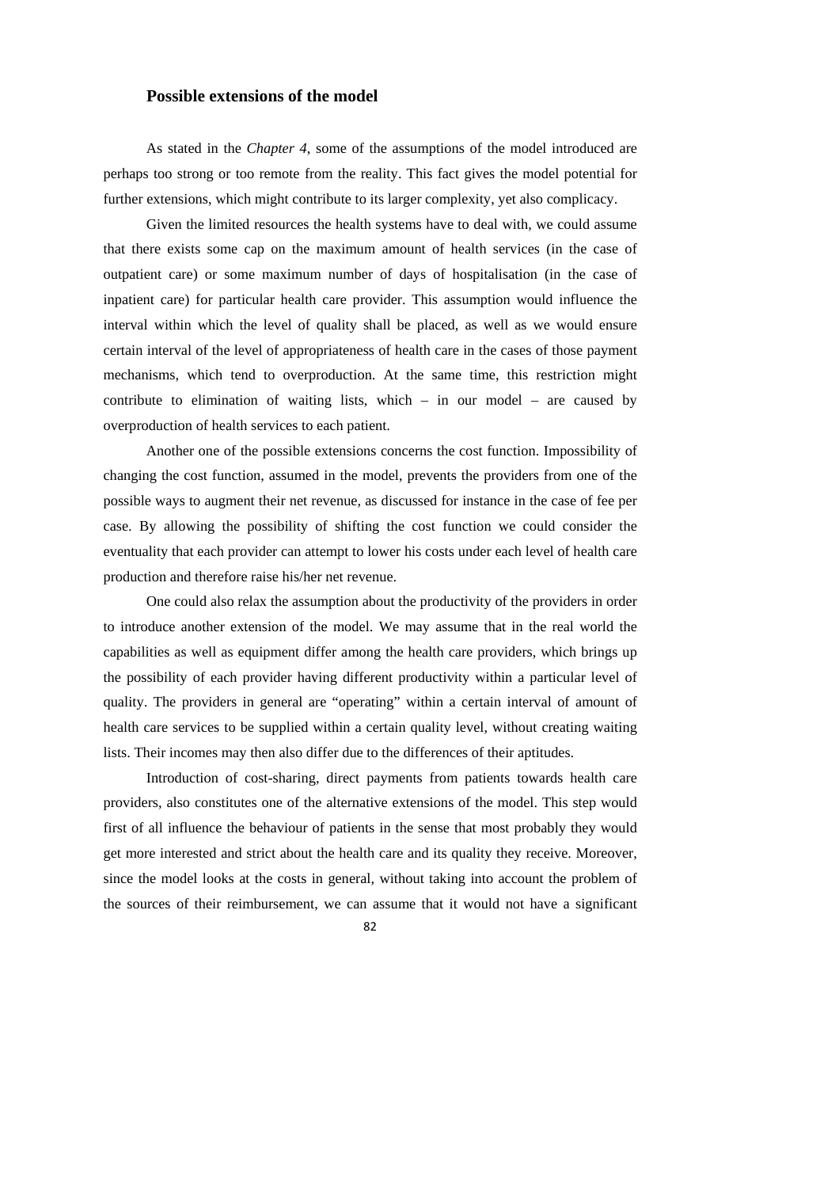### Possible extensions of the model

As stated in the *Chapter 4*, some of the assumptions of the model introduced are perhaps too strong or too remote from the reality. This fact gives the model potential for further extensions, which might contribute to its larger complexity, yet also complicacy.

Given the limited resources the health systems have to deal with, we could assume that there exists some cap on the maximum amount of health services (in the case of outpatient care) or some maximum number of days of hospitalisation (in the case of inpatient care) for particular health care provider. This assumption would influence the interval within which the level of quality shall be placed, as well as we would ensure certain interval of the level of appropriateness of health care in the cases of those payment mechanisms, which tend to overproduction. At the same time, this restriction might contribute to elimination of waiting lists, which – in our model – are caused by overproduction of health services to each patient.

Another one of the possible extensions concerns the cost function. Impossibility of changing the cost function, assumed in the model, prevents the providers from one of the possible ways to augment their net revenue, as discussed for instance in the case of fee per case. By allowing the possibility of shifting the cost function we could consider the eventuality that each provider can attempt to lower his costs under each level of health care production and therefore raise his/her net revenue.

One could also relax the assumption about the productivity of the providers in order to introduce another extension of the model. We may assume that in the real world the capabilities as well as equipment differ among the health care providers, which brings up the possibility of each provider having different productivity within a particular level of quality. The providers in general are "operating" within a certain interval of amount of health care services to be supplied within a certain quality level, without creating waiting lists. Their incomes may then also differ due to the differences of their aptitudes.

Introduction of cost-sharing, direct payments from patients towards health care providers, also constitutes one of the alternative extensions of the model. This step would first of all influence the behaviour of patients in the sense that most probably they would get more interested and strict about the health care and its quality they receive. Moreover, since the model looks at the costs in general, without taking into account the problem of the sources of their reimbursement, we can assume that it would not have a significant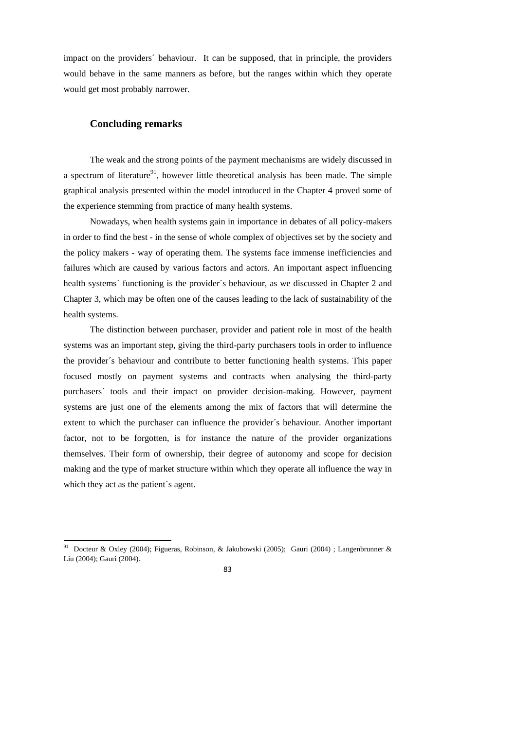impact on the providers´ behaviour. It can be supposed, that in principle, the providers would behave in the same manners as before, but the ranges within which they operate would get most probably narrower.

## Concluding remarks

The weak and the strong points of the payment mechanisms are widely discussed in a spectrum of literature[91], however little theoretical analysis has been made. The simple graphical analysis presented within the model introduced in the Chapter 4 proved some of the experience stemming from practice of many health systems.

Nowadays, when health systems gain in importance in debates of all policy-makers in order to find the best - in the sense of whole complex of objectives set by the society and the policy makers - way of operating them. The systems face immense inefficiencies and failures which are caused by various factors and actors. An important aspect influencing health systems´ functioning is the provider´s behaviour, as we discussed in Chapter 2 and Chapter 3, which may be often one of the causes leading to the lack of sustainability of the health systems.

The distinction between purchaser, provider and patient role in most of the health systems was an important step, giving the third-party purchasers tools in order to influence the provider´s behaviour and contribute to better functioning health systems. This paper focused mostly on payment systems and contracts when analysing the third-party purchasers´ tools and their impact on provider decision-making. However, payment systems are just one of the elements among the mix of factors that will determine the extent to which the purchaser can influence the provider´s behaviour. Another important factor, not to be forgotten, is for instance the nature of the provider organizations themselves. Their form of ownership, their degree of autonomy and scope for decision making and the type of market structure within which they operate all influence the way in which they act as the patient´s agent.

[91] Docteur & Oxley (2004); Figueras, Robinson, & Jakubowski (2005); Gauri (2004) ; Langenbrunner & Liu (2004); Gauri (2004).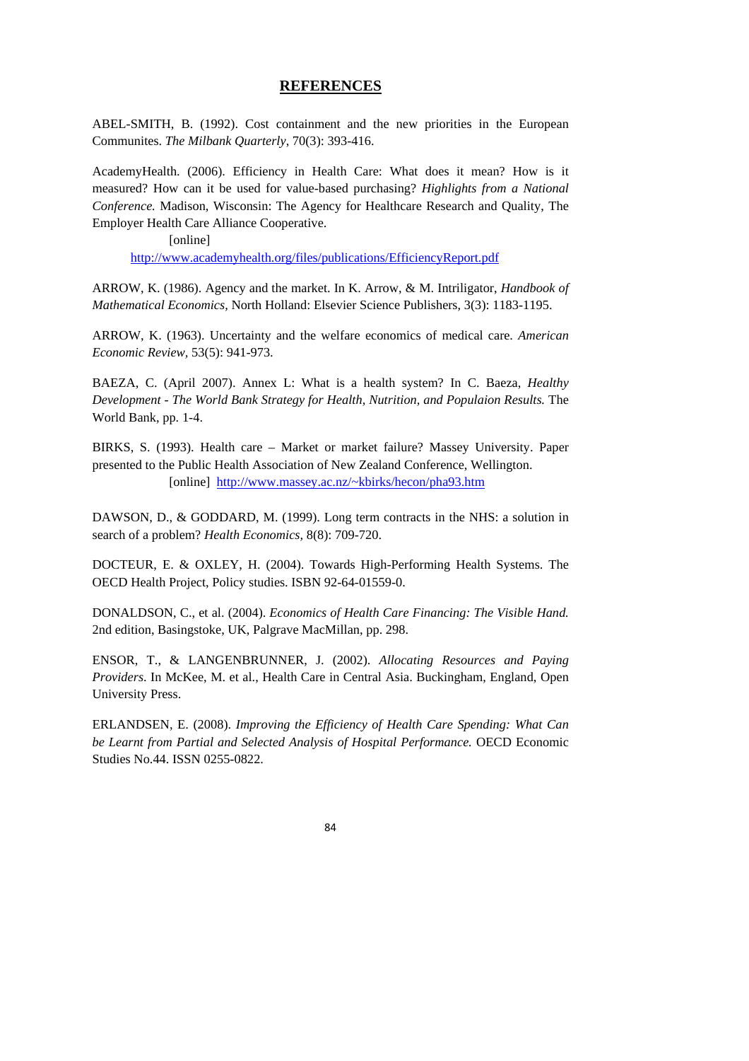# REFERENCES

ABEL-SMITH, B. (1992). Cost containment and the new priorities in the European Communites. *The Milbank Quarterly*, 70(3): 393-416.

AcademyHealth. (2006). Efficiency in Health Care: What does it mean? How is it measured? How can it be used for value-based purchasing? *Highlights from a National Conference.* Madison, Wisconsin: The Agency for Healthcare Research and Quality, The Employer Health Care Alliance Cooperative.
[online] http://www.academyhealth.org/files/publications/EfficiencyReport.pdf

ARROW, K. (1986). Agency and the market. In K. Arrow, & M. Intriligator, *Handbook of Mathematical Economics,* North Holland: Elsevier Science Publishers, 3(3): 1183-1195.

ARROW, K. (1963). Uncertainty and the welfare economics of medical care. *American Economic Review,* 53(5): 941-973.

BAEZA, C. (April 2007). Annex L: What is a health system? In C. Baeza, *Healthy Development - The World Bank Strategy for Health, Nutrition, and Populaion Results.* The World Bank, pp. 1-4.

BIRKS, S. (1993). Health care – Market or market failure? Massey University. Paper presented to the Public Health Association of New Zealand Conference, Wellington.
[online] http://www.massey.ac.nz/~kbirks/hecon/pha93.htm

DAWSON, D., & GODDARD, M. (1999). Long term contracts in the NHS: a solution in search of a problem? *Health Economics,* 8(8): 709-720.

DOCTEUR, E. & OXLEY, H. (2004). Towards High-Performing Health Systems. The OECD Health Project, Policy studies. ISBN 92-64-01559-0.

DONALDSON, C., et al. (2004). *Economics of Health Care Financing: The Visible Hand.* 2nd edition, Basingstoke, UK, Palgrave MacMillan, pp. 298.

ENSOR, T., & LANGENBRUNNER, J. (2002). *Allocating Resources and Paying Providers*. In McKee, M. et al., Health Care in Central Asia. Buckingham, England, Open University Press.

ERLANDSEN, E. (2008). *Improving the Efficiency of Health Care Spending: What Can be Learnt from Partial and Selected Analysis of Hospital Performance.* OECD Economic Studies No.44. ISSN 0255-0822.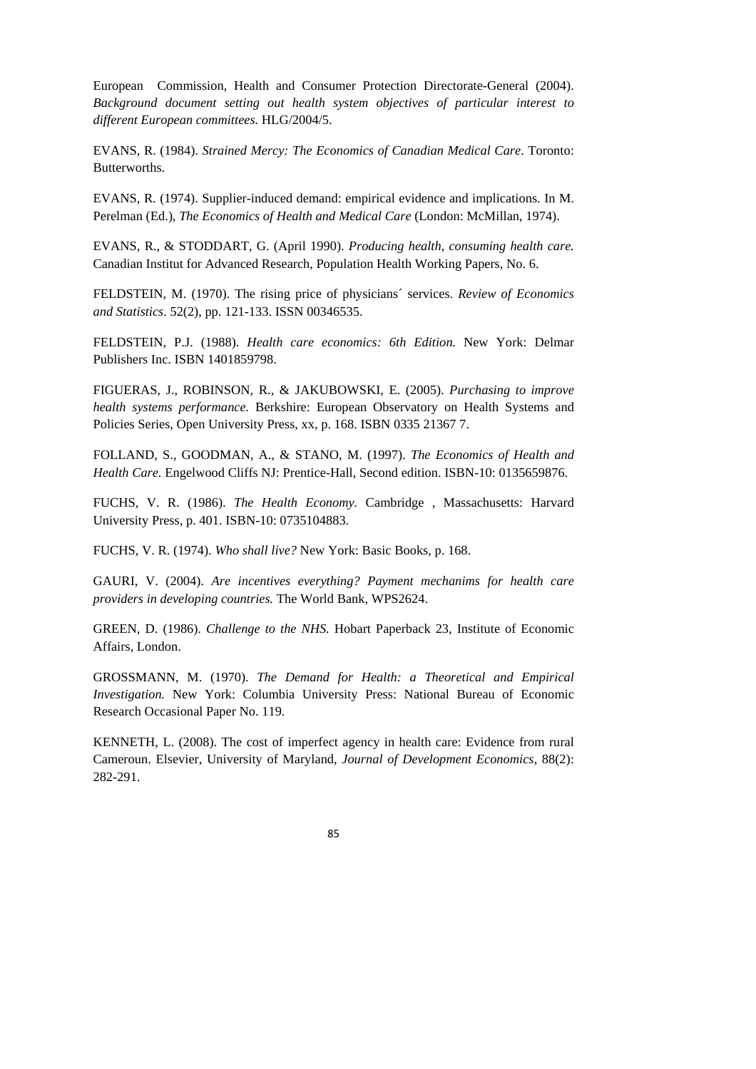European Commission, Health and Consumer Protection Directorate-General (2004). *Background document setting out health system objectives of particular interest to different European committees.* HLG/2004/5.

EVANS, R. (1984). *Strained Mercy: The Economics of Canadian Medical Care*. Toronto: Butterworths.

EVANS, R. (1974). Supplier-induced demand: empirical evidence and implications. In M. Perelman (Ed.), *The Economics of Health and Medical Care* (London: McMillan, 1974).

EVANS, R., & STODDART, G. (April 1990). *Producing health, consuming health care.* Canadian Institut for Advanced Research, Population Health Working Papers, No. 6.

FELDSTEIN, M. (1970). The rising price of physicians´ services. *Review of Economics and Statistics*. 52(2), pp. 121-133. ISSN 00346535.

FELDSTEIN, P.J. (1988). *Health care economics: 6th Edition.* New York: Delmar Publishers Inc. ISBN 1401859798.

FIGUERAS, J., ROBINSON, R., & JAKUBOWSKI, E. (2005). *Purchasing to improve health systems performance.* Berkshire: European Observatory on Health Systems and Policies Series, Open University Press, xx, p. 168. ISBN 0335 21367 7.

FOLLAND, S., GOODMAN, A., & STANO, M. (1997). *The Economics of Health and Health Care.* Engelwood Cliffs NJ: Prentice-Hall, Second edition. ISBN-10: 0135659876.

FUCHS, V. R. (1986). *The Health Economy*. Cambridge , Massachusetts: Harvard University Press, p. 401. ISBN-10: 0735104883.

FUCHS, V. R. (1974). *Who shall live?* New York: Basic Books, p. 168.

GAURI, V. (2004). *Are incentives everything? Payment mechanims for health care providers in developing countries.* The World Bank, WPS2624.

GREEN, D. (1986). *Challenge to the NHS.* Hobart Paperback 23, Institute of Economic Affairs, London.

GROSSMANN, M. (1970). *The Demand for Health: a Theoretical and Empirical Investigation.* New York: Columbia University Press: National Bureau of Economic Research Occasional Paper No. 119.

KENNETH, L. (2008). The cost of imperfect agency in health care: Evidence from rural Cameroun. Elsevier, University of Maryland, *Journal of Development Economics*, 88(2): 282-291.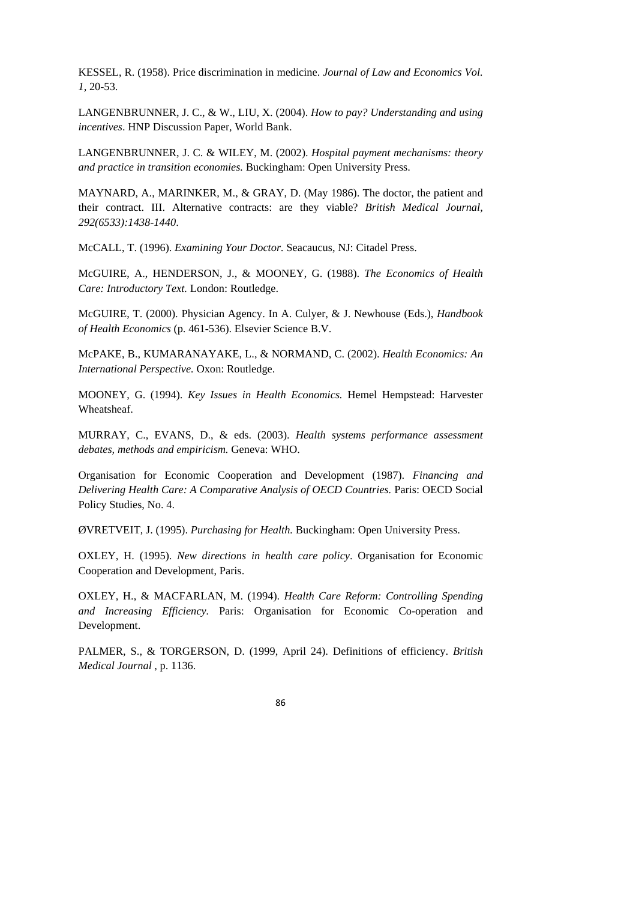KESSEL, R. (1958). Price discrimination in medicine. *Journal of Law and Economics Vol. 1*, 20-53.

LANGENBRUNNER, J. C., & W., LIU, X. (2004). *How to pay? Understanding and using incentives*. HNP Discussion Paper, World Bank.

LANGENBRUNNER, J. C. & WILEY, M. (2002). *Hospital payment mechanisms: theory and practice in transition economies.* Buckingham: Open University Press.

MAYNARD, A., MARINKER, M., & GRAY, D. (May 1986). The doctor, the patient and their contract. III. Alternative contracts: are they viable? *British Medical Journal, 292(6533):1438-1440*.

McCALL, T. (1996). *Examining Your Doctor.* Seacaucus, NJ: Citadel Press.

McGUIRE, A., HENDERSON, J., & MOONEY, G. (1988). *The Economics of Health Care: Introductory Text.* London: Routledge.

McGUIRE, T. (2000). Physician Agency. In A. Culyer, & J. Newhouse (Eds.), *Handbook of Health Economics* (p. 461-536). Elsevier Science B.V.

McPAKE, B., KUMARANAYAKE, L., & NORMAND, C. (2002). *Health Economics: An International Perspective.* Oxon: Routledge.

MOONEY, G. (1994). *Key Issues in Health Economics.* Hemel Hempstead: Harvester Wheatsheaf.

MURRAY, C., EVANS, D., & eds. (2003). *Health systems performance assessment debates, methods and empiricism.* Geneva: WHO.

Organisation for Economic Cooperation and Development (1987). *Financing and Delivering Health Care: A Comparative Analysis of OECD Countries.* Paris: OECD Social Policy Studies, No. 4.

ØVRETVEIT, J. (1995). *Purchasing for Health.* Buckingham: Open University Press.

OXLEY, H. (1995). *New directions in health care policy*. Organisation for Economic Cooperation and Development, Paris.

OXLEY, H., & MACFARLAN, M. (1994). *Health Care Reform: Controlling Spending and Increasing Efficiency*. Paris: Organisation for Economic Co-operation and Development.

PALMER, S., & TORGERSON, D. (1999, April 24). Definitions of efficiency. *British Medical Journal* , p. 1136.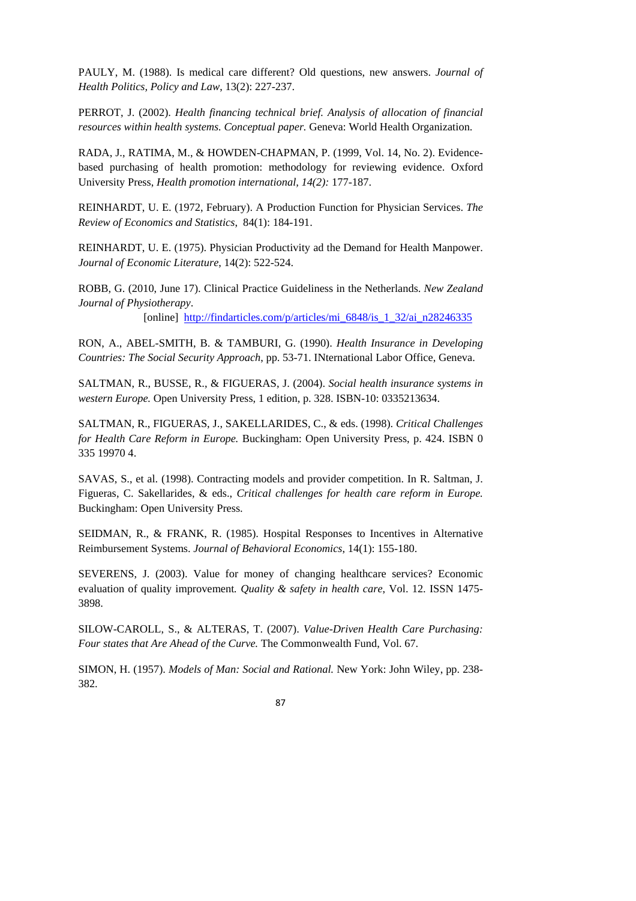PAULY, M. (1988). Is medical care different? Old questions, new answers. *Journal of Health Politics, Policy and Law*, 13(2): 227-237.

PERROT, J. (2002). *Health financing technical brief. Analysis of allocation of financial resources within health systems. Conceptual paper.* Geneva: World Health Organization.

RADA, J., RATIMA, M., & HOWDEN-CHAPMAN, P. (1999, Vol. 14, No. 2). Evidence-based purchasing of health promotion: methodology for reviewing evidence. Oxford University Press, *Health promotion international, 14(2):* 177-187.

REINHARDT, U. E. (1972, February). A Production Function for Physician Services. *The Review of Economics and Statistics*, 84(1): 184-191.

REINHARDT, U. E. (1975). Physician Productivity ad the Demand for Health Manpower. *Journal of Economic Literature*, 14(2): 522-524.

ROBB, G. (2010, June 17). Clinical Practice Guideliness in the Netherlands. *New Zealand Journal of Physiotherapy*.
[online] http://findarticles.com/p/articles/mi_6848/is_1_32/ai_n28246335

RON, A., ABEL-SMITH, B. & TAMBURI, G. (1990). *Health Insurance in Developing Countries: The Social Security Approach*, pp. 53-71. INternational Labor Office, Geneva.

SALTMAN, R., BUSSE, R., & FIGUERAS, J. (2004). *Social health insurance systems in western Europe.* Open University Press, 1 edition, p. 328. ISBN-10: 0335213634.

SALTMAN, R., FIGUERAS, J., SAKELLARIDES, C., & eds. (1998). *Critical Challenges for Health Care Reform in Europe.* Buckingham: Open University Press, p. 424. ISBN 0 335 19970 4.

SAVAS, S., et al. (1998). Contracting models and provider competition. In R. Saltman, J. Figueras, C. Sakellarides, & eds., *Critical challenges for health care reform in Europe.* Buckingham: Open University Press.

SEIDMAN, R., & FRANK, R. (1985). Hospital Responses to Incentives in Alternative Reimbursement Systems. *Journal of Behavioral Economics*, 14(1): 155-180.

SEVERENS, J. (2003). Value for money of changing healthcare services? Economic evaluation of quality improvement. *Quality & safety in health care*, Vol. 12. ISSN 1475-3898.

SILOW-CAROLL, S., & ALTERAS, T. (2007). *Value-Driven Health Care Purchasing: Four states that Are Ahead of the Curve.* The Commonwealth Fund, Vol. 67.

SIMON, H. (1957). *Models of Man: Social and Rational.* New York: John Wiley, pp. 238-382.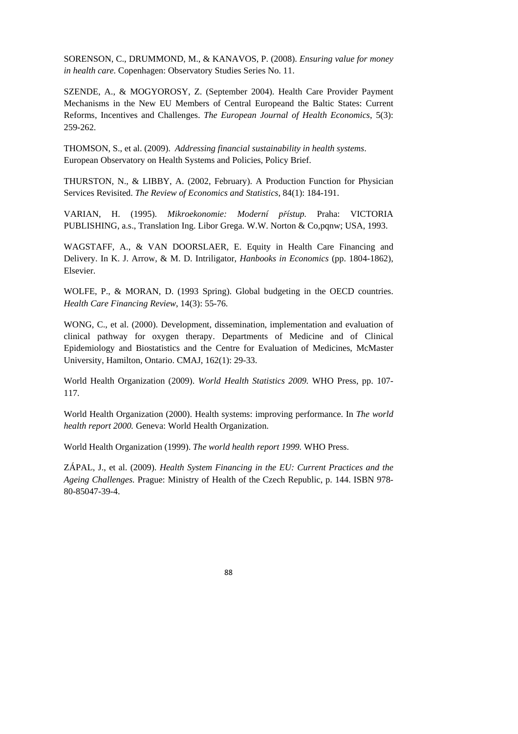SORENSON, C., DRUMMOND, M., & KANAVOS, P. (2008). *Ensuring value for money in health care.* Copenhagen: Observatory Studies Series No. 11.

SZENDE, A., & MOGYOROSY, Z. (September 2004). Health Care Provider Payment Mechanisms in the New EU Members of Central Europeand the Baltic States: Current Reforms, Incentives and Challenges. *The European Journal of Health Economics*, 5(3): 259-262.

THOMSON, S., et al. (2009). *Addressing financial sustainability in health systems*. European Observatory on Health Systems and Policies, Policy Brief.

THURSTON, N., & LIBBY, A. (2002, February). A Production Function for Physician Services Revisited. *The Review of Economics and Statistics*, 84(1): 184-191.

VARIAN, H. (1995). *Mikroekonomie: Moderní přístup.* Praha: VICTORIA PUBLISHING, a.s., Translation Ing. Libor Grega. W.W. Norton & Co,pqnw; USA, 1993.

WAGSTAFF, A., & VAN DOORSLAER, E. Equity in Health Care Financing and Delivery. In K. J. Arrow, & M. D. Intriligator, *Hanbooks in Economics* (pp. 1804-1862), Elsevier.

WOLFE, P., & MORAN, D. (1993 Spring). Global budgeting in the OECD countries. *Health Care Financing Review*, 14(3): 55-76.

WONG, C., et al. (2000). Development, dissemination, implementation and evaluation of clinical pathway for oxygen therapy. Departments of Medicine and of Clinical Epidemiology and Biostatistics and the Centre for Evaluation of Medicines, McMaster University, Hamilton, Ontario. CMAJ, 162(1): 29-33.

World Health Organization (2009). *World Health Statistics 2009.* WHO Press, pp. 107-117.

World Health Organization (2000). Health systems: improving performance. In *The world health report 2000.* Geneva: World Health Organization.

World Health Organization (1999). *The world health report 1999.* WHO Press.

ZÁPAL, J., et al. (2009). *Health System Financing in the EU: Current Practices and the Ageing Challenges.* Prague: Ministry of Health of the Czech Republic, p. 144. ISBN 978-80-85047-39-4.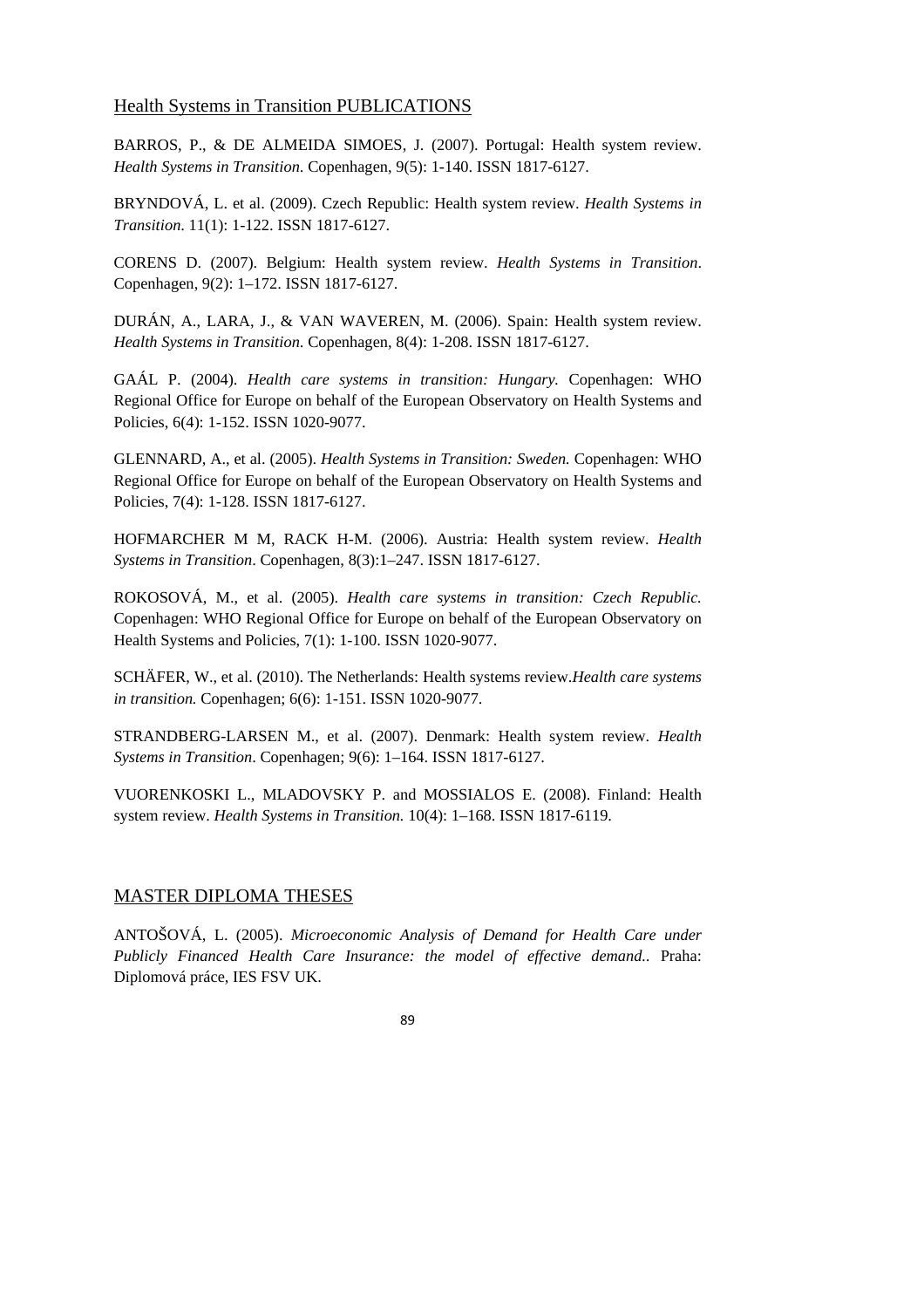## Health Systems in Transition PUBLICATIONS

BARROS, P., & DE ALMEIDA SIMOES, J. (2007). Portugal: Health system review. *Health Systems in Transition*. Copenhagen, 9(5): 1-140. ISSN 1817-6127.

BRYNDOVÁ, L. et al. (2009). Czech Republic: Health system review. *Health Systems in Transition.* 11(1): 1-122. ISSN 1817-6127.

CORENS D. (2007). Belgium: Health system review. *Health Systems in Transition*. Copenhagen, 9(2): 1–172. ISSN 1817-6127.

DURÁN, A., LARA, J., & VAN WAVEREN, M. (2006). Spain: Health system review. *Health Systems in Transition*. Copenhagen, 8(4): 1-208. ISSN 1817-6127.

GAÁL P. (2004). *Health care systems in transition: Hungary.* Copenhagen: WHO Regional Office for Europe on behalf of the European Observatory on Health Systems and Policies, 6(4): 1-152. ISSN 1020-9077.

GLENNARD, A., et al. (2005). *Health Systems in Transition: Sweden.* Copenhagen: WHO Regional Office for Europe on behalf of the European Observatory on Health Systems and Policies, 7(4): 1-128. ISSN 1817-6127.

HOFMARCHER M M, RACK H-M. (2006). Austria: Health system review. *Health Systems in Transition*. Copenhagen, 8(3):1–247. ISSN 1817-6127.

ROKOSOVÁ, M., et al. (2005). *Health care systems in transition: Czech Republic.* Copenhagen: WHO Regional Office for Europe on behalf of the European Observatory on Health Systems and Policies, 7(1): 1-100. ISSN 1020-9077.

SCHÄFER, W., et al. (2010). The Netherlands: Health systems review.*Health care systems in transition.* Copenhagen; 6(6): 1-151. ISSN 1020-9077.

STRANDBERG-LARSEN M., et al. (2007). Denmark: Health system review. *Health Systems in Transition*. Copenhagen; 9(6): 1–164. ISSN 1817-6127.

VUORENKOSKI L., MLADOVSKY P. and MOSSIALOS E. (2008). Finland: Health system review. *Health Systems in Transition.* 10(4): 1–168. ISSN 1817-6119.

## MASTER DIPLOMA THESES

ANTOŠOVÁ, L. (2005). *Microeconomic Analysis of Demand for Health Care under Publicly Financed Health Care Insurance: the model of effective demand.*. Praha: Diplomová práce, IES FSV UK.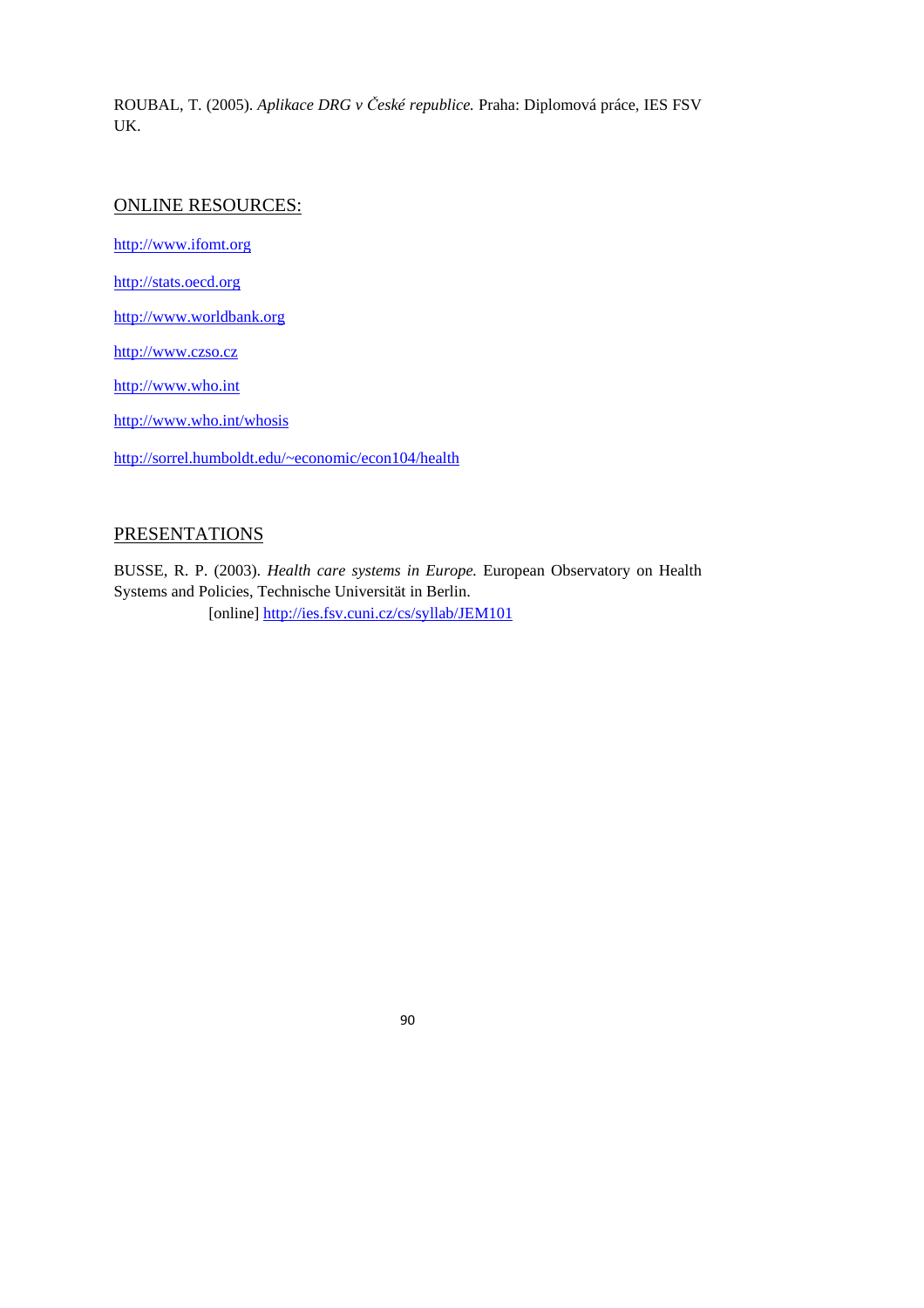ROUBAL, T. (2005). *Aplikace DRG v České republice.* Praha: Diplomová práce, IES FSV UK.

## ONLINE RESOURCES:

http://www.ifomt.org

http://stats.oecd.org

http://www.worldbank.org

http://www.czso.cz

http://www.who.int

http://www.who.int/whosis

http://sorrel.humboldt.edu/~economic/econ104/health

## PRESENTATIONS

BUSSE, R. P. (2003). *Health care systems in Europe.* European Observatory on Health Systems and Policies, Technische Universität in Berlin.
[online] http://ies.fsv.cuni.cz/cs/syllab/JEM101